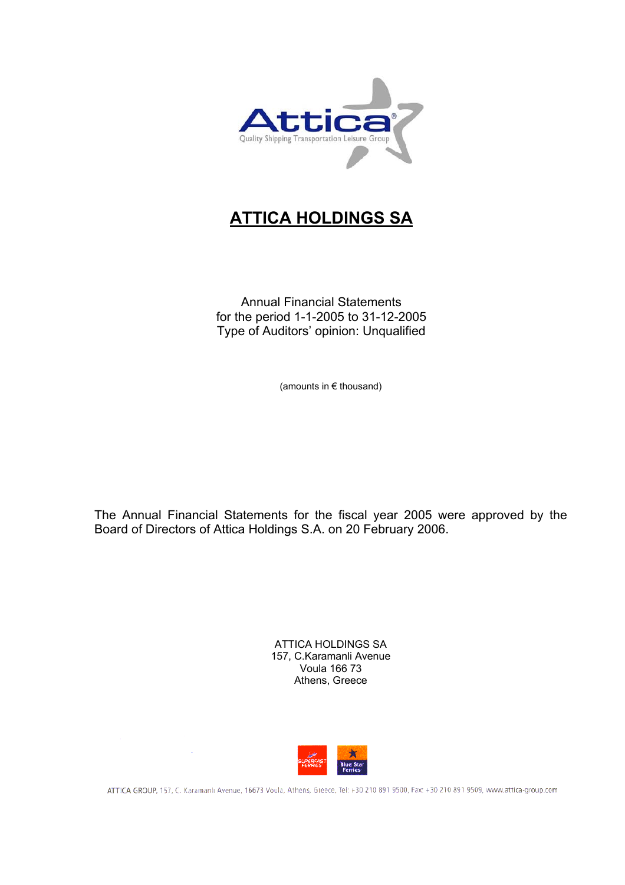Attica®
Quality Shipping Transportation Leisure Group

# ATTICA HOLDINGS SA

Annual Financial Statements
for the period 1-1-2005 to 31-12-2005
Type of Auditors' opinion: Unqualified

(amounts in € thousand)

The Annual Financial Statements for the fiscal year 2005 were approved by the Board of Directors of Attica Holdings S.A. on 20 February 2006.

ATTICA HOLDINGS SA
157, C.Karamanli Avenue
Voula 166 73
Athens, Greece

ATTICA GROUP, 157, C. Karamanli Avenue, 16673 Voula, Athens, Greece, Tel: +30 210 891 9500, Fax: +30 210 891 9509, www.attica-group.com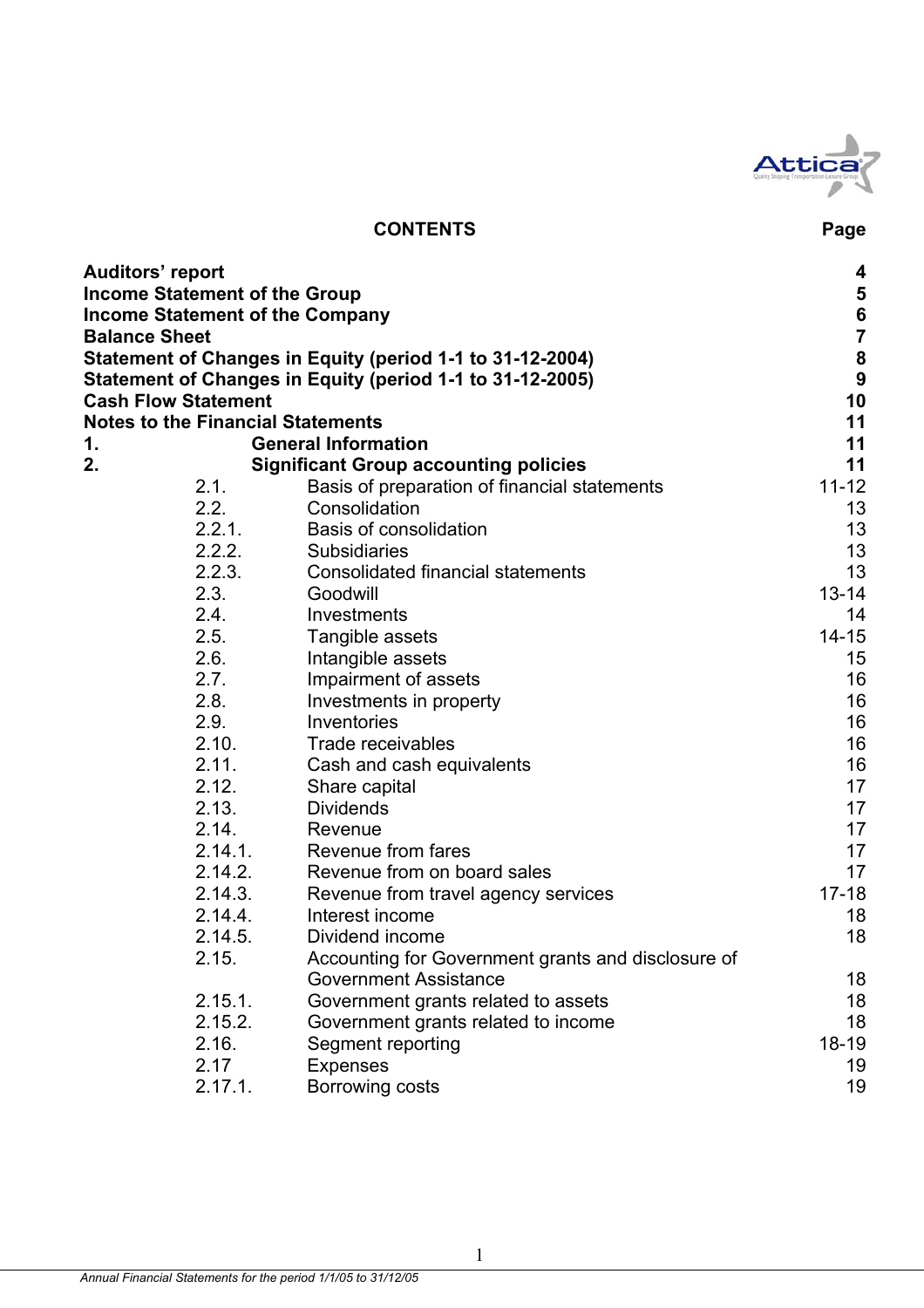# CONTENTS

| | | | Page |
|---|---|---|---|
| **Auditors' report** | | | **4** |
| **Income Statement of the Group** | | | **5** |
| **Income Statement of the Company** | | | **6** |
| **Balance Sheet** | | | **7** |
| **Statement of Changes in Equity (period 1-1 to 31-12-2004)** | | | **8** |
| **Statement of Changes in Equity (period 1-1 to 31-12-2005)** | | | **9** |
| **Cash Flow Statement** | | | **10** |
| **Notes to the Financial Statements** | | | **11** |
| **1.** | | **General Information** | **11** |
| **2.** | | **Significant Group accounting policies** | **11** |
| | 2.1. | Basis of preparation of financial statements | 11-12 |
| | 2.2. | Consolidation | 13 |
| | 2.2.1. | Basis of consolidation | 13 |
| | 2.2.2. | Subsidiaries | 13 |
| | 2.2.3. | Consolidated financial statements | 13 |
| | 2.3. | Goodwill | 13-14 |
| | 2.4. | Investments | 14 |
| | 2.5. | Tangible assets | 14-15 |
| | 2.6. | Intangible assets | 15 |
| | 2.7. | Impairment of assets | 16 |
| | 2.8. | Investments in property | 16 |
| | 2.9. | Inventories | 16 |
| | 2.10. | Trade receivables | 16 |
| | 2.11. | Cash and cash equivalents | 16 |
| | 2.12. | Share capital | 17 |
| | 2.13. | Dividends | 17 |
| | 2.14. | Revenue | 17 |
| | 2.14.1. | Revenue from fares | 17 |
| | 2.14.2. | Revenue from on board sales | 17 |
| | 2.14.3. | Revenue from travel agency services | 17-18 |
| | 2.14.4. | Interest income | 18 |
| | 2.14.5. | Dividend income | 18 |
| | 2.15. | Accounting for Government grants and disclosure of Government Assistance | 18 |
| | 2.15.1. | Government grants related to assets | 18 |
| | 2.15.2. | Government grants related to income | 18 |
| | 2.16. | Segment reporting | 18-19 |
| | 2.17 | Expenses | 19 |
| | 2.17.1. | Borrowing costs | 19 |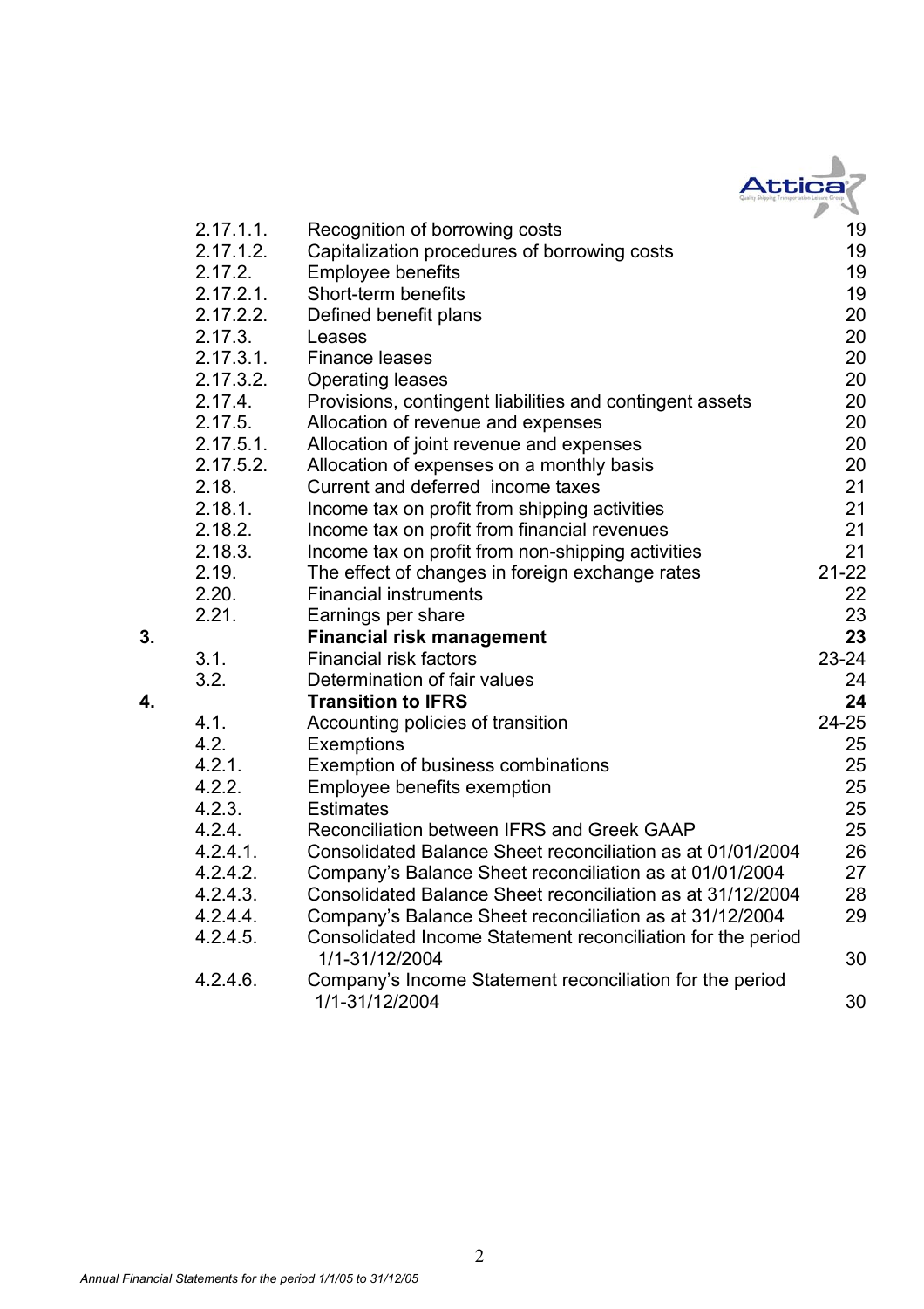| | | | |
|---|---|---|---|
| | 2.17.1.1. | Recognition of borrowing costs | 19 |
| | 2.17.1.2. | Capitalization procedures of borrowing costs | 19 |
| | 2.17.2. | Employee benefits | 19 |
| | 2.17.2.1. | Short-term benefits | 19 |
| | 2.17.2.2. | Defined benefit plans | 20 |
| | 2.17.3. | Leases | 20 |
| | 2.17.3.1. | Finance leases | 20 |
| | 2.17.3.2. | Operating leases | 20 |
| | 2.17.4. | Provisions, contingent liabilities and contingent assets | 20 |
| | 2.17.5. | Allocation of revenue and expenses | 20 |
| | 2.17.5.1. | Allocation of joint revenue and expenses | 20 |
| | 2.17.5.2. | Allocation of expenses on a monthly basis | 20 |
| | 2.18. | Current and deferred income taxes | 21 |
| | 2.18.1. | Income tax on profit from shipping activities | 21 |
| | 2.18.2. | Income tax on profit from financial revenues | 21 |
| | 2.18.3. | Income tax on profit from non-shipping activities | 21 |
| | 2.19. | The effect of changes in foreign exchange rates | 21-22 |
| | 2.20. | Financial instruments | 22 |
| | 2.21. | Earnings per share | 23 |
| **3.** | | **Financial risk management** | **23** |
| | 3.1. | Financial risk factors | 23-24 |
| | 3.2. | Determination of fair values | 24 |
| **4.** | | **Transition to IFRS** | **24** |
| | 4.1. | Accounting policies of transition | 24-25 |
| | 4.2. | Exemptions | 25 |
| | 4.2.1. | Exemption of business combinations | 25 |
| | 4.2.2. | Employee benefits exemption | 25 |
| | 4.2.3. | Estimates | 25 |
| | 4.2.4. | Reconciliation between IFRS and Greek GAAP | 25 |
| | 4.2.4.1. | Consolidated Balance Sheet reconciliation as at 01/01/2004 | 26 |
| | 4.2.4.2. | Company's Balance Sheet reconciliation as at 01/01/2004 | 27 |
| | 4.2.4.3. | Consolidated Balance Sheet reconciliation as at 31/12/2004 | 28 |
| | 4.2.4.4. | Company's Balance Sheet reconciliation as at 31/12/2004 | 29 |
| | 4.2.4.5. | Consolidated Income Statement reconciliation for the period 1/1-31/12/2004 | 30 |
| | 4.2.4.6. | Company's Income Statement reconciliation for the period 1/1-31/12/2004 | 30 |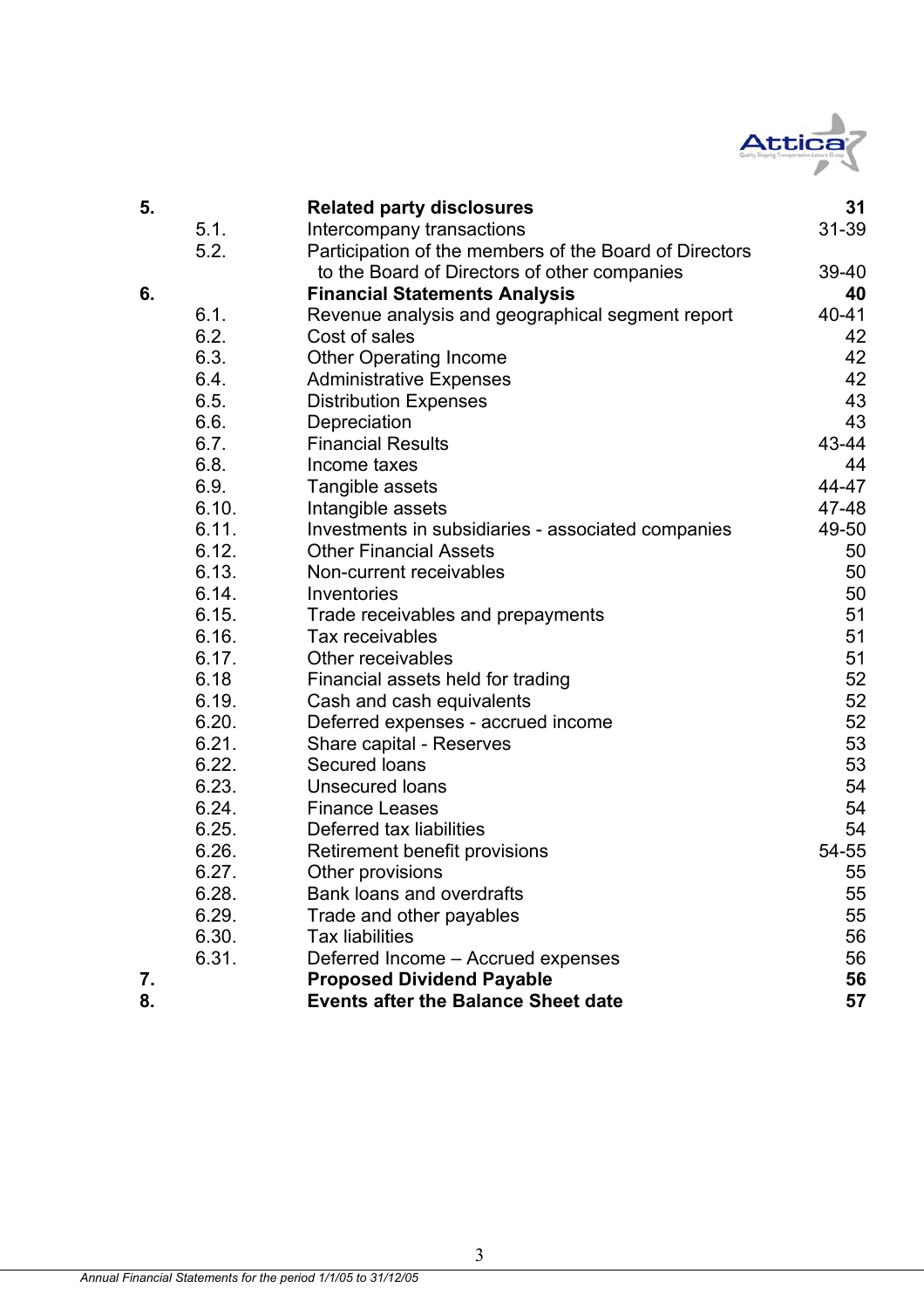| | | | |
|---|---|---|---|
| **5.** | | **Related party disclosures** | **31** |
| | 5.1. | Intercompany transactions | 31-39 |
| | 5.2. | Participation of the members of the Board of Directors to the Board of Directors of other companies | 39-40 |
| **6.** | | **Financial Statements Analysis** | **40** |
| | 6.1. | Revenue analysis and geographical segment report | 40-41 |
| | 6.2. | Cost of sales | 42 |
| | 6.3. | Other Operating Income | 42 |
| | 6.4. | Administrative Expenses | 42 |
| | 6.5. | Distribution Expenses | 43 |
| | 6.6. | Depreciation | 43 |
| | 6.7. | Financial Results | 43-44 |
| | 6.8. | Income taxes | 44 |
| | 6.9. | Tangible assets | 44-47 |
| | 6.10. | Intangible assets | 47-48 |
| | 6.11. | Investments in subsidiaries - associated companies | 49-50 |
| | 6.12. | Other Financial Assets | 50 |
| | 6.13. | Non-current receivables | 50 |
| | 6.14. | Inventories | 50 |
| | 6.15. | Trade receivables and prepayments | 51 |
| | 6.16. | Tax receivables | 51 |
| | 6.17. | Other receivables | 51 |
| | 6.18 | Financial assets held for trading | 52 |
| | 6.19. | Cash and cash equivalents | 52 |
| | 6.20. | Deferred expenses - accrued income | 52 |
| | 6.21. | Share capital - Reserves | 53 |
| | 6.22. | Secured loans | 53 |
| | 6.23. | Unsecured loans | 54 |
| | 6.24. | Finance Leases | 54 |
| | 6.25. | Deferred tax liabilities | 54 |
| | 6.26. | Retirement benefit provisions | 54-55 |
| | 6.27. | Other provisions | 55 |
| | 6.28. | Bank loans and overdrafts | 55 |
| | 6.29. | Trade and other payables | 55 |
| | 6.30. | Tax liabilities | 56 |
| | 6.31. | Deferred Income – Accrued expenses | 56 |
| **7.** | | **Proposed Dividend Payable** | **56** |
| **8.** | | **Events after the Balance Sheet date** | **57** |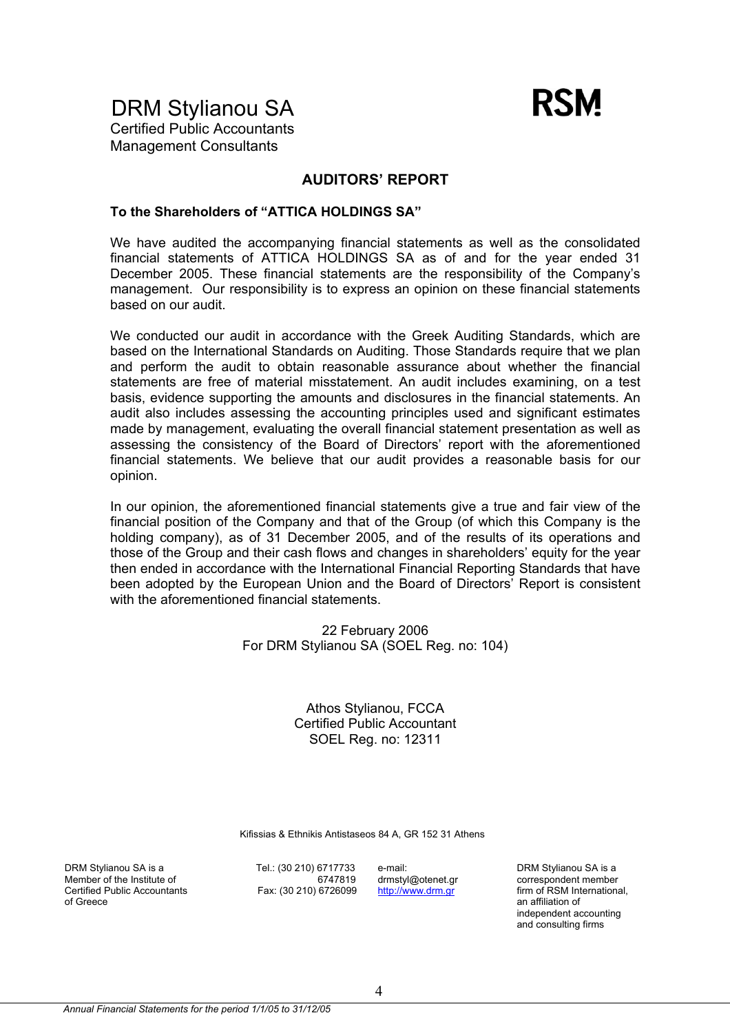DRM Stylianou SA

Certified Public Accountants
Management Consultants

RSM

## AUDITORS' REPORT

**To the Shareholders of "ATTICA HOLDINGS SA"**

We have audited the accompanying financial statements as well as the consolidated financial statements of ATTICA HOLDINGS SA as of and for the year ended 31 December 2005. These financial statements are the responsibility of the Company's management. Our responsibility is to express an opinion on these financial statements based on our audit.

We conducted our audit in accordance with the Greek Auditing Standards, which are based on the International Standards on Auditing. Those Standards require that we plan and perform the audit to obtain reasonable assurance about whether the financial statements are free of material misstatement. An audit includes examining, on a test basis, evidence supporting the amounts and disclosures in the financial statements. An audit also includes assessing the accounting principles used and significant estimates made by management, evaluating the overall financial statement presentation as well as assessing the consistency of the Board of Directors' report with the aforementioned financial statements. We believe that our audit provides a reasonable basis for our opinion.

In our opinion, the aforementioned financial statements give a true and fair view of the financial position of the Company and that of the Group (of which this Company is the holding company), as of 31 December 2005, and of the results of its operations and those of the Group and their cash flows and changes in shareholders' equity for the year then ended in accordance with the International Financial Reporting Standards that have been adopted by the European Union and the Board of Directors' Report is consistent with the aforementioned financial statements.

22 February 2006
For DRM Stylianou SA (SOEL Reg. no: 104)

Athos Stylianou, FCCA
Certified Public Accountant
SOEL Reg. no: 12311

Kifissias & Ethnikis Antistaseos 84 A, GR 152 31 Athens

DRM Stylianou SA is a Member of the Institute of Certified Public Accountants of Greece

Tel.: (30 210) 6717733
6747819
Fax: (30 210) 6726099

e-mail:
drmstyl@otenet.gr
http://www.drm.gr

DRM Stylianou SA is a correspondent member firm of RSM International, an affiliation of independent accounting and consulting firms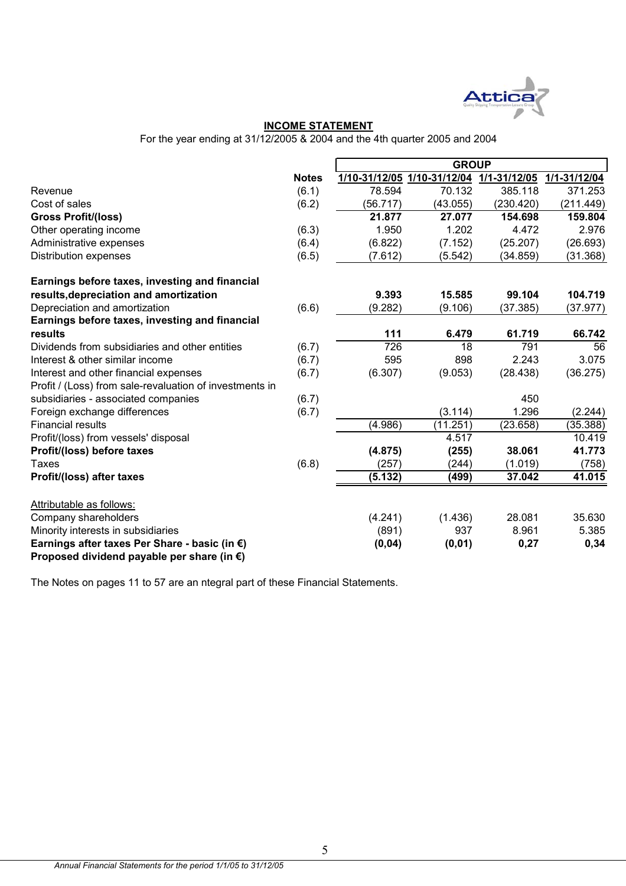## INCOME STATEMENT

For the year ending at 31/12/2005 & 2004 and the 4th quarter 2005 and 2004

| | Notes | GROUP | | | |
|---|---|---|---|---|---|
| | | 1/10-31/12/05 | 1/10-31/12/04 | 1/1-31/12/05 | 1/1-31/12/04 |
| Revenue | (6.1) | 78.594 | 70.132 | 385.118 | 371.253 |
| Cost of sales | (6.2) | (56.717) | (43.055) | (230.420) | (211.449) |
| **Gross Profit/(loss)** | | **21.877** | **27.077** | **154.698** | **159.804** |
| Other operating income | (6.3) | 1.950 | 1.202 | 4.472 | 2.976 |
| Administrative expenses | (6.4) | (6.822) | (7.152) | (25.207) | (26.693) |
| Distribution expenses | (6.5) | (7.612) | (5.542) | (34.859) | (31.368) |
| **Earnings before taxes, investing and financial results,depreciation and amortization** | | **9.393** | **15.585** | **99.104** | **104.719** |
| Depreciation and amortization | (6.6) | (9.282) | (9.106) | (37.385) | (37.977) |
| **Earnings before taxes, investing and financial results** | | **111** | **6.479** | **61.719** | **66.742** |
| Dividends from subsidiaries and other entities | (6.7) | 726 | 18 | 791 | 56 |
| Interest & other similar income | (6.7) | 595 | 898 | 2.243 | 3.075 |
| Interest and other financial expenses | (6.7) | (6.307) | (9.053) | (28.438) | (36.275) |
| Profit / (Loss) from sale-revaluation of investments in subsidiaries - associated companies | (6.7) | | | 450 | |
| Foreign exchange differences | (6.7) | | (3.114) | 1.296 | (2.244) |
| Financial results | | (4.986) | (11.251) | (23.658) | (35.388) |
| Profit/(loss) from vessels' disposal | | | 4.517 | | 10.419 |
| **Profit/(loss) before taxes** | | **(4.875)** | **(255)** | **38.061** | **41.773** |
| Taxes | (6.8) | (257) | (244) | (1.019) | (758) |
| **Profit/(loss) after taxes** | | **(5.132)** | **(499)** | **37.042** | **41.015** |
| Attributable as follows: | | | | | |
| Company shareholders | | (4.241) | (1.436) | 28.081 | 35.630 |
| Minority interests in subsidiaries | | (891) | 937 | 8.961 | 5.385 |
| **Earnings after taxes Per Share - basic (in €)** | | **(0,04)** | **(0,01)** | **0,27** | **0,34** |
| **Proposed dividend payable per share (in €)** | | | | | |

The Notes on pages 11 to 57 are an ntegral part of these Financial Statements.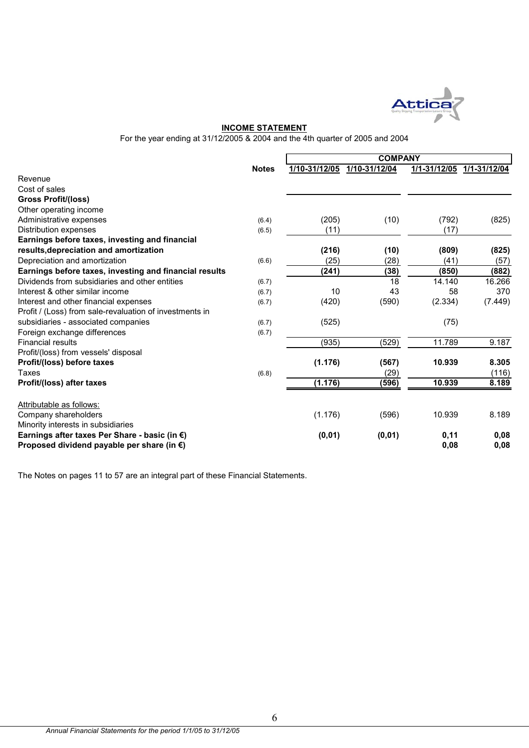## INCOME STATEMENT

For the year ending at 31/12/2005 & 2004 and the 4th quarter of 2005 and 2004

| | Notes | COMPANY | | | |
|---|---|---|---|---|---|
| | | 1/10-31/12/05 | 1/10-31/12/04 | 1/1-31/12/05 | 1/1-31/12/04 |
| Revenue | | | | | |
| Cost of sales | | | | | |
| **Gross Profit/(loss)** | | | | | |
| Other operating income | | | | | |
| Administrative expenses | (6.4) | (205) | (10) | (792) | (825) |
| Distribution expenses | (6.5) | (11) | | (17) | |
| **Earnings before taxes, investing and financial results,depreciation and amortization** | | **(216)** | **(10)** | **(809)** | **(825)** |
| Depreciation and amortization | (6.6) | (25) | (28) | (41) | (57) |
| **Earnings before taxes, investing and financial results** | | **(241)** | **(38)** | **(850)** | **(882)** |
| Dividends from subsidiaries and other entities | (6.7) | | 18 | 14.140 | 16.266 |
| Interest & other similar income | (6.7) | 10 | 43 | 58 | 370 |
| Interest and other financial expenses | (6.7) | (420) | (590) | (2.334) | (7.449) |
| Profit / (Loss) from sale-revaluation of investments in subsidiaries - associated companies | (6.7) | (525) | | (75) | |
| Foreign exchange differences | (6.7) | | | | |
| Financial results | | (935) | (529) | 11.789 | 9.187 |
| Profit/(loss) from vessels' disposal | | | | | |
| **Profit/(loss) before taxes** | | **(1.176)** | **(567)** | **10.939** | **8.305** |
| Taxes | (6.8) | | (29) | | (116) |
| **Profit/(loss) after taxes** | | **(1.176)** | **(596)** | **10.939** | **8.189** |
| Attributable as follows: | | | | | |
| Company shareholders | | (1.176) | (596) | 10.939 | 8.189 |
| Minority interests in subsidiaries | | | | | |
| **Earnings after taxes Per Share - basic (in €)** | | **(0,01)** | **(0,01)** | **0,11** | **0,08** |
| **Proposed dividend payable per share (in €)** | | | | **0,08** | **0,08** |

The Notes on pages 11 to 57 are an integral part of these Financial Statements.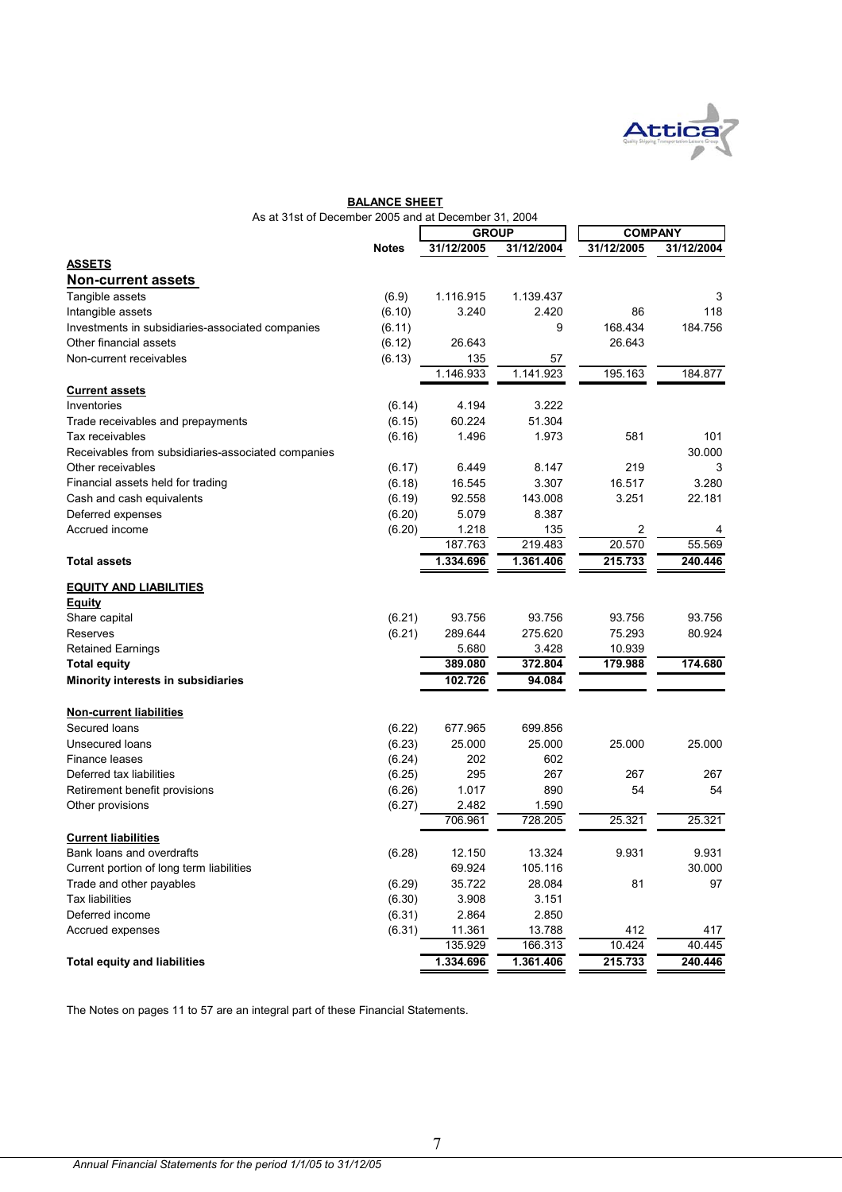## BALANCE SHEET

As at 31st of December 2005 and at December 31, 2004

| | Notes | GROUP | | COMPANY | |
|---|---|---|---|---|---|
| | | 31/12/2005 | 31/12/2004 | 31/12/2005 | 31/12/2004 |
| **ASSETS** | | | | | |
| **Non-current assets** | | | | | |
| Tangible assets | (6.9) | 1.116.915 | 1.139.437 | | 3 |
| Intangible assets | (6.10) | 3.240 | 2.420 | 86 | 118 |
| Investments in subsidiaries-associated companies | (6.11) | | 9 | 168.434 | 184.756 |
| Other financial assets | (6.12) | 26.643 | | 26.643 | |
| Non-current receivables | (6.13) | 135 | 57 | | |
| | | 1.146.933 | 1.141.923 | 195.163 | 184.877 |
| **Current assets** | | | | | |
| Inventories | (6.14) | 4.194 | 3.222 | | |
| Trade receivables and prepayments | (6.15) | 60.224 | 51.304 | | |
| Tax receivables | (6.16) | 1.496 | 1.973 | 581 | 101 |
| Receivables from subsidiaries-associated companies | | | | | 30.000 |
| Other receivables | (6.17) | 6.449 | 8.147 | 219 | 3 |
| Financial assets held for trading | (6.18) | 16.545 | 3.307 | 16.517 | 3.280 |
| Cash and cash equivalents | (6.19) | 92.558 | 143.008 | 3.251 | 22.181 |
| Deferred expenses | (6.20) | 5.079 | 8.387 | | |
| Accrued income | (6.20) | 1.218 | 135 | 2 | 4 |
| | | 187.763 | 219.483 | 20.570 | 55.569 |
| **Total assets** | | **1.334.696** | **1.361.406** | **215.733** | **240.446** |
| **EQUITY AND LIABILITIES** | | | | | |
| **Equity** | | | | | |
| Share capital | (6.21) | 93.756 | 93.756 | 93.756 | 93.756 |
| Reserves | (6.21) | 289.644 | 275.620 | 75.293 | 80.924 |
| Retained Earnings | | 5.680 | 3.428 | 10.939 | |
| **Total equity** | | **389.080** | **372.804** | **179.988** | **174.680** |
| **Minority interests in subsidiaries** | | **102.726** | **94.084** | | |
| **Non-current liabilities** | | | | | |
| Secured loans | (6.22) | 677.965 | 699.856 | | |
| Unsecured loans | (6.23) | 25.000 | 25.000 | 25.000 | 25.000 |
| Finance leases | (6.24) | 202 | 602 | | |
| Deferred tax liabilities | (6.25) | 295 | 267 | 267 | 267 |
| Retirement benefit provisions | (6.26) | 1.017 | 890 | 54 | 54 |
| Other provisions | (6.27) | 2.482 | 1.590 | | |
| | | 706.961 | 728.205 | 25.321 | 25.321 |
| **Current liabilities** | | | | | |
| Bank loans and overdrafts | (6.28) | 12.150 | 13.324 | 9.931 | 9.931 |
| Current portion of long term liabilities | | 69.924 | 105.116 | | 30.000 |
| Trade and other payables | (6.29) | 35.722 | 28.084 | 81 | 97 |
| Tax liabilities | (6.30) | 3.908 | 3.151 | | |
| Deferred income | (6.31) | 2.864 | 2.850 | | |
| Accrued expenses | (6.31) | 11.361 | 13.788 | 412 | 417 |
| | | 135.929 | 166.313 | 10.424 | 40.445 |
| **Total equity and liabilities** | | **1.334.696** | **1.361.406** | **215.733** | **240.446** |

The Notes on pages 11 to 57 are an integral part of these Financial Statements.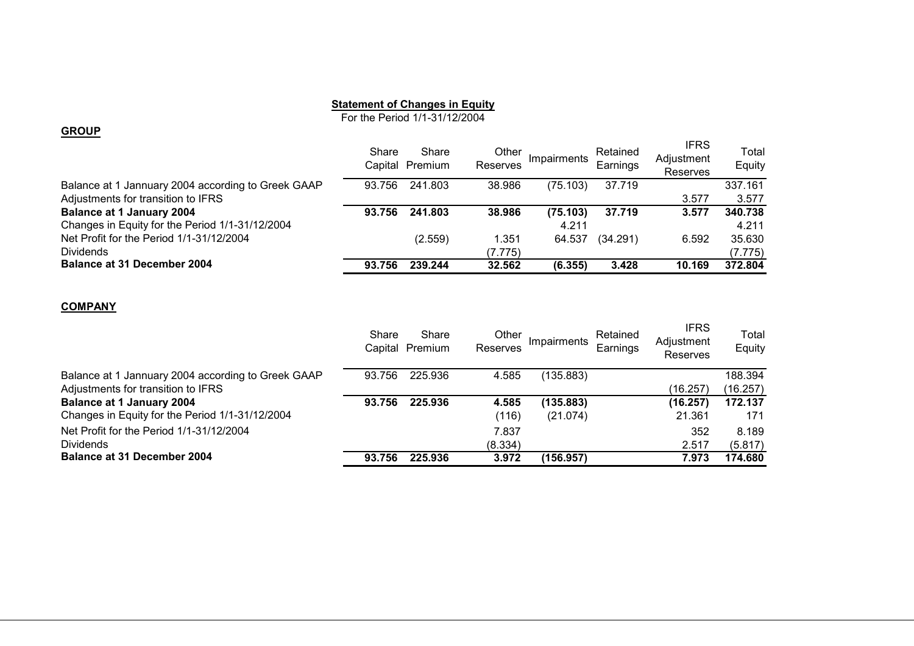## Statement of Changes in Equity

For the Period 1/1-31/12/2004

### GROUP

| | Share Capital | Share Premium | Other Reserves | Impairments | Retained Earnings | IFRS Adjustment Reserves | Total Equity |
|---|---|---|---|---|---|---|---|
| Balance at 1 Jannuary 2004 according to Greek GAAP | 93.756 | 241.803 | 38.986 | (75.103) | 37.719 | | 337.161 |
| Adjustments for transition to IFRS | | | | | | 3.577 | 3.577 |
| **Balance at 1 January 2004** | **93.756** | **241.803** | **38.986** | **(75.103)** | **37.719** | **3.577** | **340.738** |
| Changes in Equity for the Period 1/1-31/12/2004 | | | | 4.211 | | | 4.211 |
| Net Profit for the Period 1/1-31/12/2004 | | (2.559) | 1.351 | 64.537 | (34.291) | 6.592 | 35.630 |
| Dividends | | | (7.775) | | | | (7.775) |
| **Balance at 31 December 2004** | **93.756** | **239.244** | **32.562** | **(6.355)** | **3.428** | **10.169** | **372.804** |

### COMPANY

| | Share Capital | Share Premium | Other Reserves | Impairments | Retained Earnings | IFRS Adjustment Reserves | Total Equity |
|---|---|---|---|---|---|---|---|
| Balance at 1 Jannuary 2004 according to Greek GAAP | 93.756 | 225.936 | 4.585 | (135.883) | | | 188.394 |
| Adjustments for transition to IFRS | | | | | | (16.257) | (16.257) |
| **Balance at 1 January 2004** | **93.756** | **225.936** | **4.585** | **(135.883)** | | **(16.257)** | **172.137** |
| Changes in Equity for the Period 1/1-31/12/2004 | | | (116) | (21.074) | | 21.361 | 171 |
| Net Profit for the Period 1/1-31/12/2004 | | | 7.837 | | | 352 | 8.189 |
| Dividends | | | (8.334) | | | 2.517 | (5.817) |
| **Balance at 31 December 2004** | **93.756** | **225.936** | **3.972** | **(156.957)** | | **7.973** | **174.680** |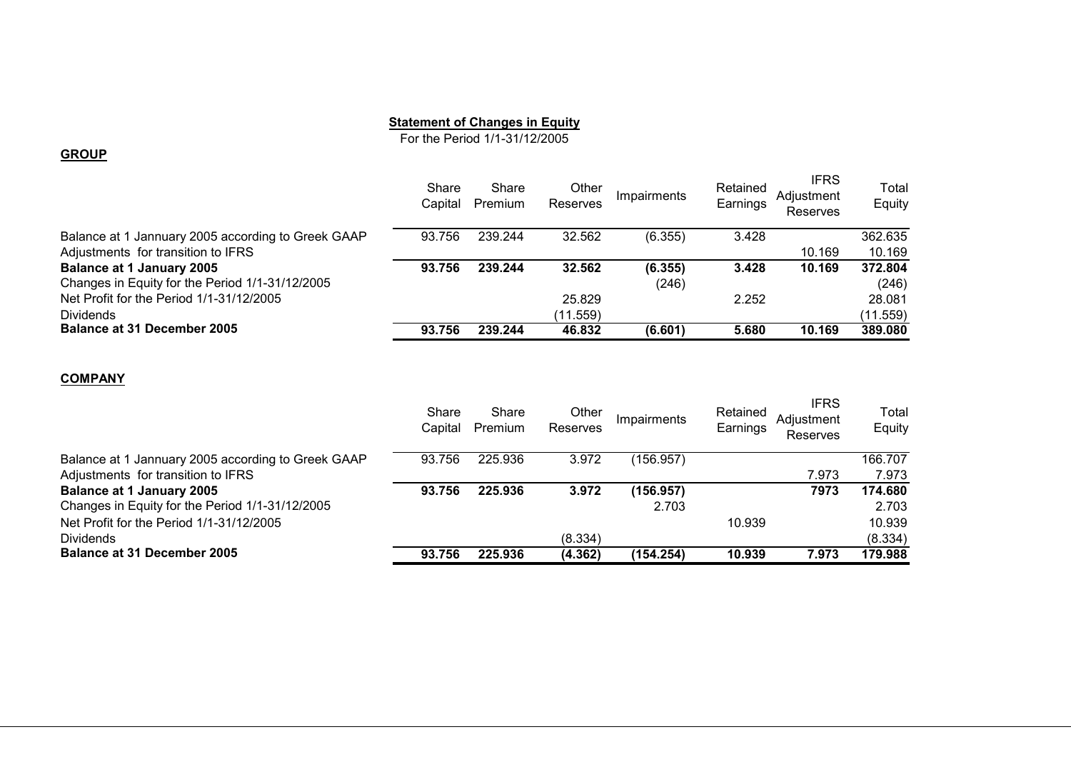**Statement of Changes in Equity**

For the Period 1/1-31/12/2005

**GROUP**

| | Share Capital | Share Premium | Other Reserves | Impairments | Retained Earnings | IFRS Adjustment Reserves | Total Equity |
|---|---|---|---|---|---|---|---|
| Balance at 1 Jannuary 2005 according to Greek GAAP | 93.756 | 239.244 | 32.562 | (6.355) | 3.428 | | 362.635 |
| Adjustments for transition to IFRS | | | | | | 10.169 | 10.169 |
| **Balance at 1 January 2005** | **93.756** | **239.244** | **32.562** | **(6.355)** | **3.428** | **10.169** | **372.804** |
| Changes in Equity for the Period 1/1-31/12/2005 | | | | (246) | | | (246) |
| Net Profit for the Period 1/1-31/12/2005 | | | 25.829 | | 2.252 | | 28.081 |
| Dividends | | | (11.559) | | | | (11.559) |
| **Balance at 31 December 2005** | **93.756** | **239.244** | **46.832** | **(6.601)** | **5.680** | **10.169** | **389.080** |

**COMPANY**

| | Share Capital | Share Premium | Other Reserves | Impairments | Retained Earnings | IFRS Adjustment Reserves | Total Equity |
|---|---|---|---|---|---|---|---|
| Balance at 1 Jannuary 2005 according to Greek GAAP | 93.756 | 225.936 | 3.972 | (156.957) | | | 166.707 |
| Adjustments for transition to IFRS | | | | | | 7.973 | 7.973 |
| **Balance at 1 January 2005** | **93.756** | **225.936** | **3.972** | **(156.957)** | | **7973** | **174.680** |
| Changes in Equity for the Period 1/1-31/12/2005 | | | | 2.703 | | | 2.703 |
| Net Profit for the Period 1/1-31/12/2005 | | | | | 10.939 | | 10.939 |
| Dividends | | | (8.334) | | | | (8.334) |
| **Balance at 31 December 2005** | **93.756** | **225.936** | **(4.362)** | **(154.254)** | **10.939** | **7.973** | **179.988** |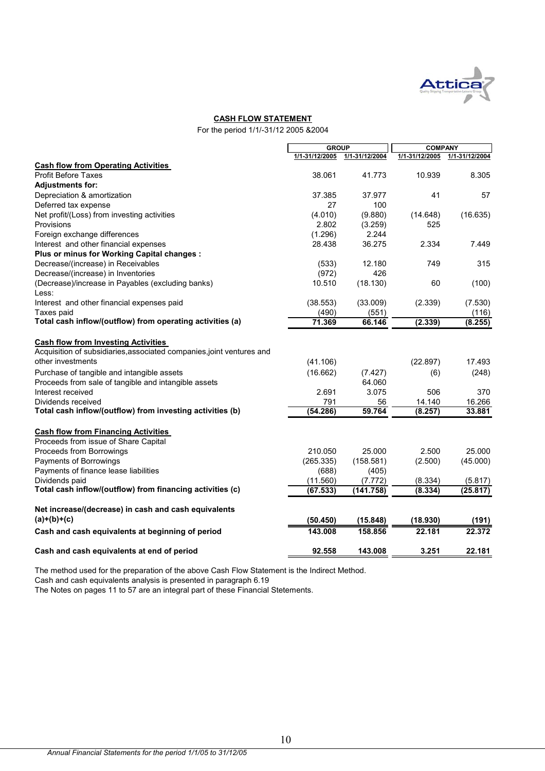## CASH FLOW STATEMENT

For the period 1/1/-31/12 2005 &2004

| | GROUP | | COMPANY | |
|---|---|---|---|---|
| | 1/1-31/12/2005 | 1/1-31/12/2004 | 1/1-31/12/2005 | 1/1-31/12/2004 |
| **Cash flow from Operating Activities** | | | | |
| Profit Before Taxes | 38.061 | 41.773 | 10.939 | 8.305 |
| **Adjustments for:** | | | | |
| Depreciation & amortization | 37.385 | 37.977 | 41 | 57 |
| Deferred tax expense | 27 | 100 | | |
| Net profit/(Loss) from investing activities | (4.010) | (9.880) | (14.648) | (16.635) |
| Provisions | 2.802 | (3.259) | 525 | |
| Foreign exchange differences | (1.296) | 2.244 | | |
| Interest and other financial expenses | 28.438 | 36.275 | 2.334 | 7.449 |
| **Plus or minus for Working Capital changes :** | | | | |
| Decrease/(increase) in Receivables | (533) | 12.180 | 749 | 315 |
| Decrease/(increase) in Inventories | (972) | 426 | | |
| (Decrease)/increase in Payables (excluding banks) | 10.510 | (18.130) | 60 | (100) |
| Less: | | | | |
| Interest and other financial expenses paid | (38.553) | (33.009) | (2.339) | (7.530) |
| Taxes paid | (490) | (551) | | (116) |
| **Total cash inflow/(outflow) from operating activities (a)** | **71.369** | **66.146** | **(2.339)** | **(8.255)** |
| **Cash flow from Investing Activities** | | | | |
| Acquisition of subsidiaries,associated companies,joint ventures and other investments | (41.106) | | (22.897) | 17.493 |
| Purchase of tangible and intangible assets | (16.662) | (7.427) | (6) | (248) |
| Proceeds from sale of tangible and intangible assets | | 64.060 | | |
| Interest received | 2.691 | 3.075 | 506 | 370 |
| Dividends received | 791 | 56 | 14.140 | 16.266 |
| **Total cash inflow/(outflow) from investing activities (b)** | **(54.286)** | **59.764** | **(8.257)** | **33.881** |
| **Cash flow from Financing Activities** | | | | |
| Proceeds from issue of Share Capital | | | | |
| Proceeds from Borrowings | 210.050 | 25.000 | 2.500 | 25.000 |
| Payments of Borrowings | (265.335) | (158.581) | (2.500) | (45.000) |
| Payments of finance lease liabilities | (688) | (405) | | |
| Dividends paid | (11.560) | (7.772) | (8.334) | (5.817) |
| **Total cash inflow/(outflow) from financing activities (c)** | **(67.533)** | **(141.758)** | **(8.334)** | **(25.817)** |
| **Net increase/(decrease) in cash and cash equivalents (a)+(b)+(c)** | **(50.450)** | **(15.848)** | **(18.930)** | **(191)** |
| **Cash and cash equivalents at beginning of period** | **143.008** | **158.856** | **22.181** | **22.372** |
| **Cash and cash equivalents at end of period** | **92.558** | **143.008** | **3.251** | **22.181** |

The method used for the preparation of the above Cash Flow Statement is the Indirect Method.
Cash and cash equivalents analysis is presented in paragraph 6.19
The Notes on pages 11 to 57 are an integral part of these Financial Stetements.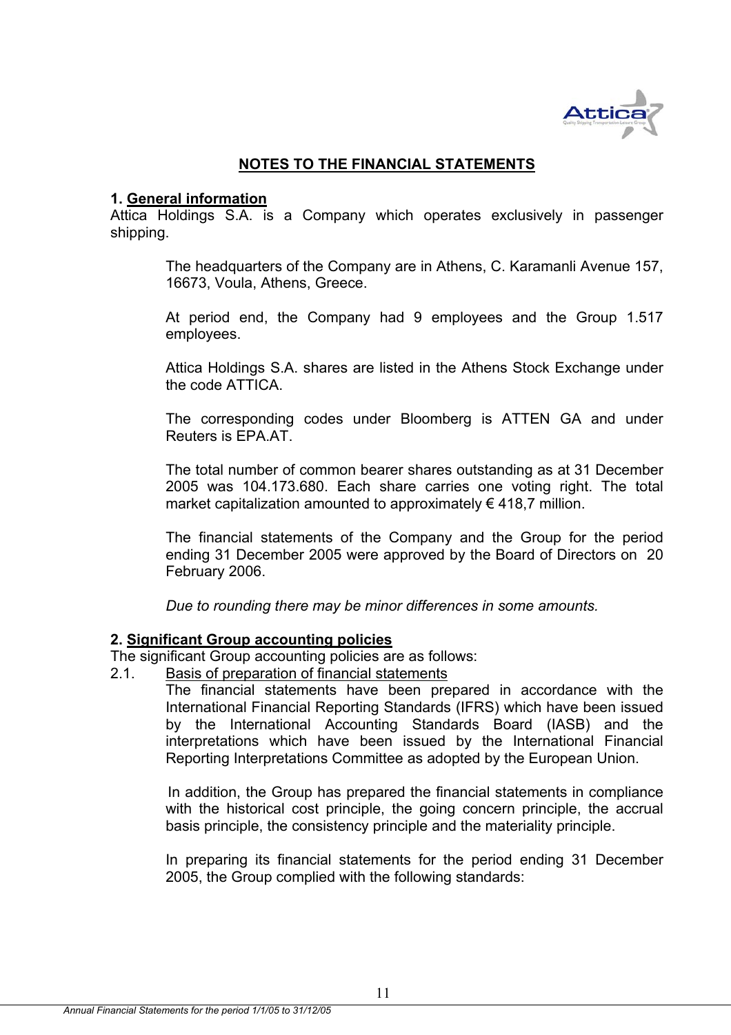# NOTES TO THE FINANCIAL STATEMENTS

## 1. General information

Attica Holdings S.A. is a Company which operates exclusively in passenger shipping.

The headquarters of the Company are in Athens, C. Karamanli Avenue 157, 16673, Voula, Athens, Greece.

At period end, the Company had 9 employees and the Group 1.517 employees.

Attica Holdings S.A. shares are listed in the Athens Stock Exchange under the code ATTICA.

The corresponding codes under Bloomberg is ATTEN GA and under Reuters is EPA.AT.

The total number of common bearer shares outstanding as at 31 December 2005 was 104.173.680. Each share carries one voting right. The total market capitalization amounted to approximately € 418,7 million.

The financial statements of the Company and the Group for the period ending 31 December 2005 were approved by the Board of Directors on 20 February 2006.

*Due to rounding there may be minor differences in some amounts.*

## 2. Significant Group accounting policies

The significant Group accounting policies are as follows:

2.1. Basis of preparation of financial statements

The financial statements have been prepared in accordance with the International Financial Reporting Standards (IFRS) which have been issued by the International Accounting Standards Board (IASB) and the interpretations which have been issued by the International Financial Reporting Interpretations Committee as adopted by the European Union.

In addition, the Group has prepared the financial statements in compliance with the historical cost principle, the going concern principle, the accrual basis principle, the consistency principle and the materiality principle.

In preparing its financial statements for the period ending 31 December 2005, the Group complied with the following standards: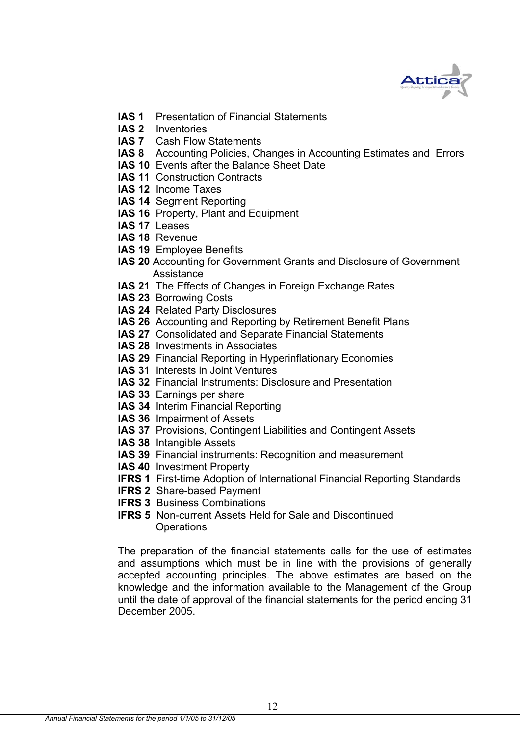**IAS 1** Presentation of Financial Statements
**IAS 2** Inventories
**IAS 7** Cash Flow Statements
**IAS 8** Accounting Policies, Changes in Accounting Estimates and Errors
**IAS 10** Events after the Balance Sheet Date
**IAS 11** Construction Contracts
**IAS 12** Income Taxes
**IAS 14** Segment Reporting
**IAS 16** Property, Plant and Equipment
**IAS 17** Leases
**IAS 18** Revenue
**IAS 19** Employee Benefits
**IAS 20** Accounting for Government Grants and Disclosure of Government Assistance
**IAS 21** The Effects of Changes in Foreign Exchange Rates
**IAS 23** Borrowing Costs
**IAS 24** Related Party Disclosures
**IAS 26** Accounting and Reporting by Retirement Benefit Plans
**IAS 27** Consolidated and Separate Financial Statements
**IAS 28** Investments in Associates
**IAS 29** Financial Reporting in Hyperinflationary Economies
**IAS 31** Interests in Joint Ventures
**IAS 32** Financial Instruments: Disclosure and Presentation
**IAS 33** Earnings per share
**IAS 34** Interim Financial Reporting
**IAS 36** Impairment of Assets
**IAS 37** Provisions, Contingent Liabilities and Contingent Assets
**IAS 38** Intangible Assets
**IAS 39** Financial instruments: Recognition and measurement
**IAS 40** Investment Property
**IFRS 1** First-time Adoption of International Financial Reporting Standards
**IFRS 2** Share-based Payment
**IFRS 3** Business Combinations
**IFRS 5** Non-current Assets Held for Sale and Discontinued Operations

The preparation of the financial statements calls for the use of estimates and assumptions which must be in line with the provisions of generally accepted accounting principles. The above estimates are based on the knowledge and the information available to the Management of the Group until the date of approval of the financial statements for the period ending 31 December 2005.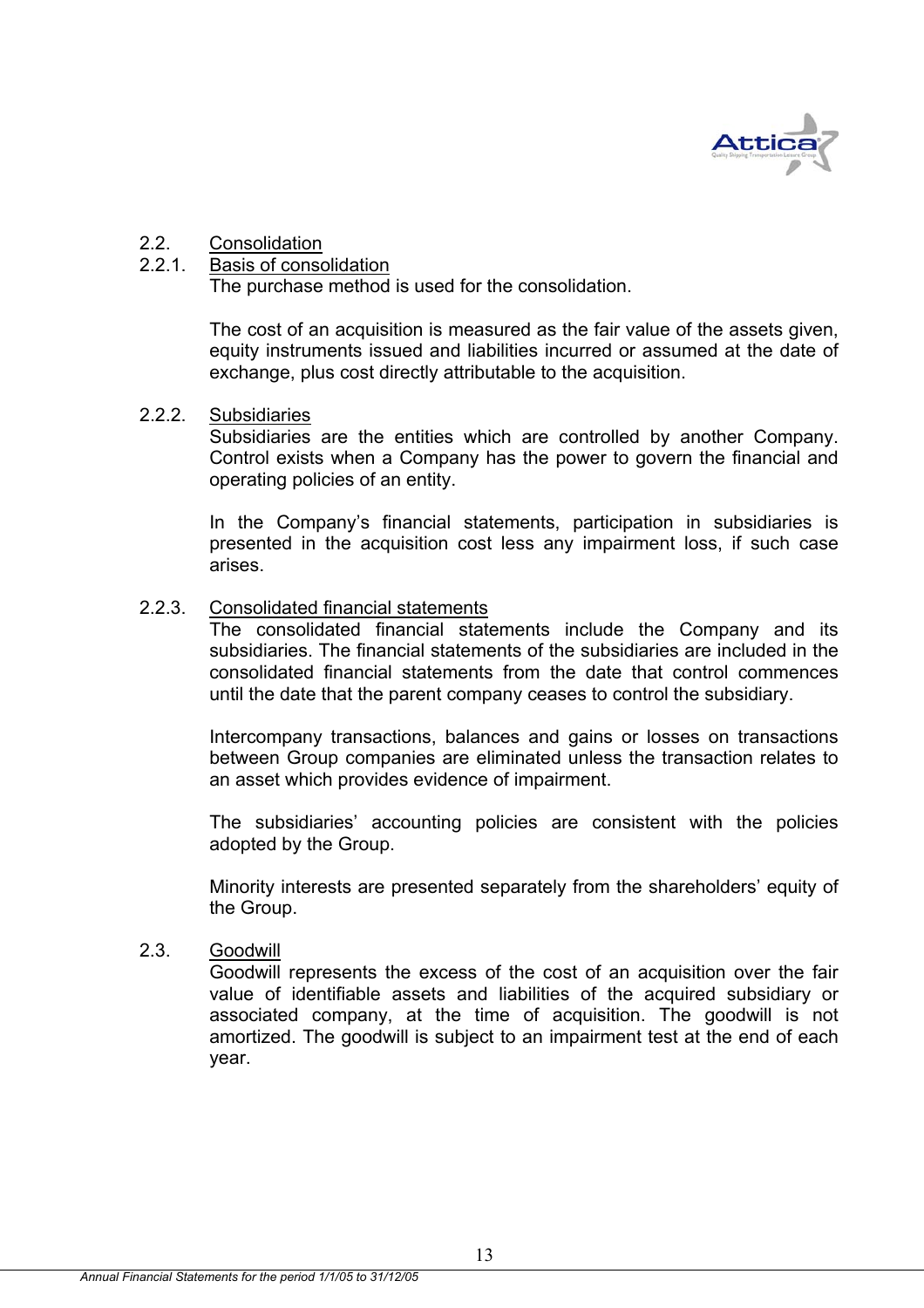## 2.2. Consolidation

### 2.2.1. Basis of consolidation

The purchase method is used for the consolidation.

The cost of an acquisition is measured as the fair value of the assets given, equity instruments issued and liabilities incurred or assumed at the date of exchange, plus cost directly attributable to the acquisition.

### 2.2.2. Subsidiaries

Subsidiaries are the entities which are controlled by another Company. Control exists when a Company has the power to govern the financial and operating policies of an entity.

In the Company's financial statements, participation in subsidiaries is presented in the acquisition cost less any impairment loss, if such case arises.

### 2.2.3. Consolidated financial statements

The consolidated financial statements include the Company and its subsidiaries. The financial statements of the subsidiaries are included in the consolidated financial statements from the date that control commences until the date that the parent company ceases to control the subsidiary.

Intercompany transactions, balances and gains or losses on transactions between Group companies are eliminated unless the transaction relates to an asset which provides evidence of impairment.

The subsidiaries' accounting policies are consistent with the policies adopted by the Group.

Minority interests are presented separately from the shareholders' equity of the Group.

## 2.3. Goodwill

Goodwill represents the excess of the cost of an acquisition over the fair value of identifiable assets and liabilities of the acquired subsidiary or associated company, at the time of acquisition. The goodwill is not amortized. The goodwill is subject to an impairment test at the end of each year.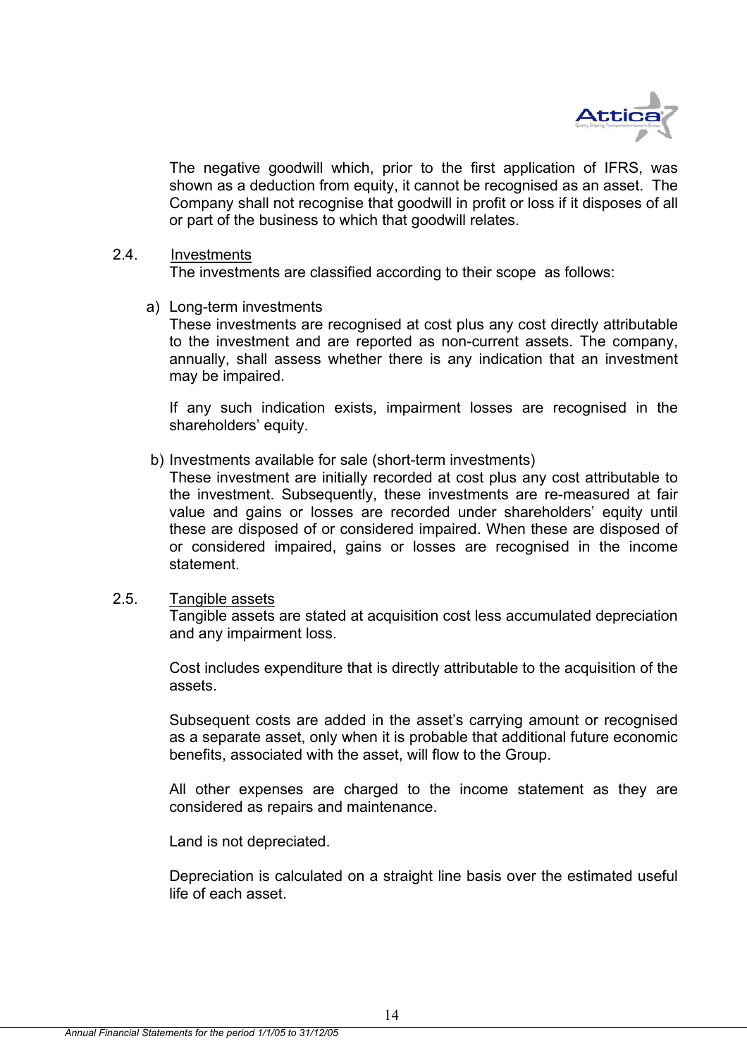The negative goodwill which, prior to the first application of IFRS, was shown as a deduction from equity, it cannot be recognised as an asset. The Company shall not recognise that goodwill in profit or loss if it disposes of all or part of the business to which that goodwill relates.

2.4. Investments

The investments are classified according to their scope as follows:

a) Long-term investments

These investments are recognised at cost plus any cost directly attributable to the investment and are reported as non-current assets. The company, annually, shall assess whether there is any indication that an investment may be impaired.

If any such indication exists, impairment losses are recognised in the shareholders' equity.

b) Investments available for sale (short-term investments)

These investment are initially recorded at cost plus any cost attributable to the investment. Subsequently, these investments are re-measured at fair value and gains or losses are recorded under shareholders' equity until these are disposed of or considered impaired. When these are disposed of or considered impaired, gains or losses are recognised in the income statement.

2.5. Tangible assets

Tangible assets are stated at acquisition cost less accumulated depreciation and any impairment loss.

Cost includes expenditure that is directly attributable to the acquisition of the assets.

Subsequent costs are added in the asset's carrying amount or recognised as a separate asset, only when it is probable that additional future economic benefits, associated with the asset, will flow to the Group.

All other expenses are charged to the income statement as they are considered as repairs and maintenance.

Land is not depreciated.

Depreciation is calculated on a straight line basis over the estimated useful life of each asset.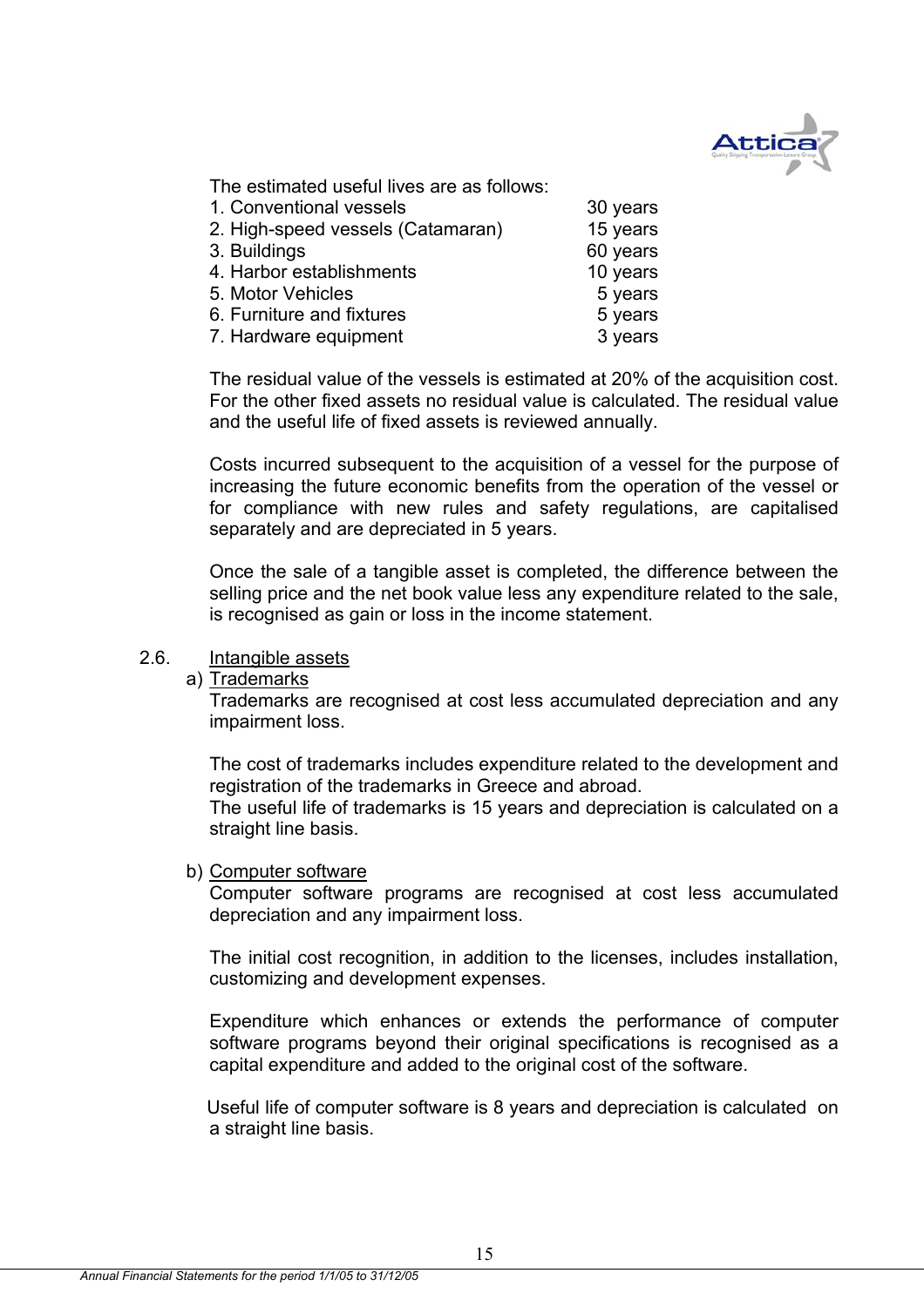The estimated useful lives are as follows:

| | |
|---|---|
| 1. Conventional vessels | 30 years |
| 2. High-speed vessels (Catamaran) | 15 years |
| 3. Buildings | 60 years |
| 4. Harbor establishments | 10 years |
| 5. Motor Vehicles | 5 years |
| 6. Furniture and fixtures | 5 years |
| 7. Hardware equipment | 3 years |

The residual value of the vessels is estimated at 20% of the acquisition cost. For the other fixed assets no residual value is calculated. The residual value and the useful life of fixed assets is reviewed annually.

Costs incurred subsequent to the acquisition of a vessel for the purpose of increasing the future economic benefits from the operation of the vessel or for compliance with new rules and safety regulations, are capitalised separately and are depreciated in 5 years.

Once the sale of a tangible asset is completed, the difference between the selling price and the net book value less any expenditure related to the sale, is recognised as gain or loss in the income statement.

2.6. Intangible assets

a) Trademarks

Trademarks are recognised at cost less accumulated depreciation and any impairment loss.

The cost of trademarks includes expenditure related to the development and registration of the trademarks in Greece and abroad.
The useful life of trademarks is 15 years and depreciation is calculated on a straight line basis.

b) Computer software

Computer software programs are recognised at cost less accumulated depreciation and any impairment loss.

The initial cost recognition, in addition to the licenses, includes installation, customizing and development expenses.

Expenditure which enhances or extends the performance of computer software programs beyond their original specifications is recognised as a capital expenditure and added to the original cost of the software.

Useful life of computer software is 8 years and depreciation is calculated on a straight line basis.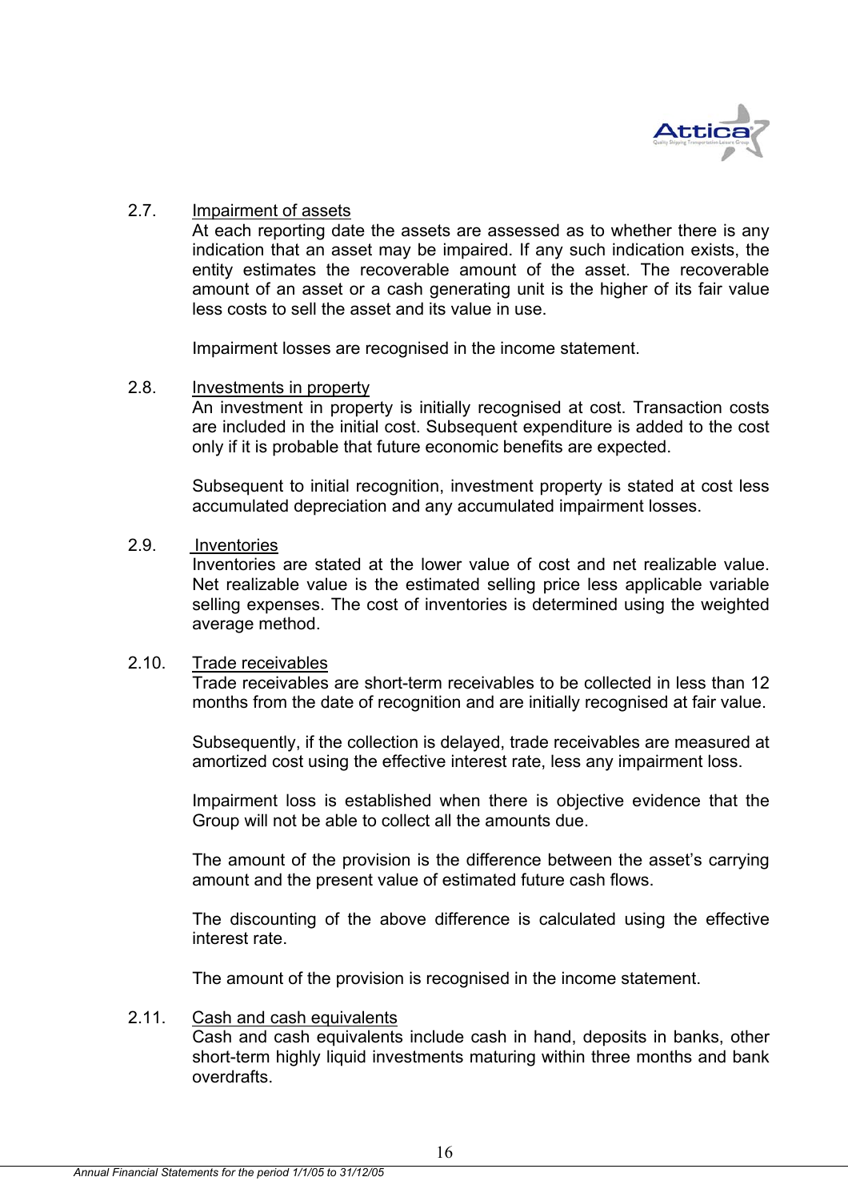2.7. Impairment of assets

At each reporting date the assets are assessed as to whether there is any indication that an asset may be impaired. If any such indication exists, the entity estimates the recoverable amount of the asset. The recoverable amount of an asset or a cash generating unit is the higher of its fair value less costs to sell the asset and its value in use.

Impairment losses are recognised in the income statement.

2.8. Investments in property

An investment in property is initially recognised at cost. Transaction costs are included in the initial cost. Subsequent expenditure is added to the cost only if it is probable that future economic benefits are expected.

Subsequent to initial recognition, investment property is stated at cost less accumulated depreciation and any accumulated impairment losses.

2.9. Inventories

Inventories are stated at the lower value of cost and net realizable value. Net realizable value is the estimated selling price less applicable variable selling expenses. The cost of inventories is determined using the weighted average method.

2.10. Trade receivables

Trade receivables are short-term receivables to be collected in less than 12 months from the date of recognition and are initially recognised at fair value.

Subsequently, if the collection is delayed, trade receivables are measured at amortized cost using the effective interest rate, less any impairment loss.

Impairment loss is established when there is objective evidence that the Group will not be able to collect all the amounts due.

The amount of the provision is the difference between the asset's carrying amount and the present value of estimated future cash flows.

The discounting of the above difference is calculated using the effective interest rate.

The amount of the provision is recognised in the income statement.

2.11. Cash and cash equivalents

Cash and cash equivalents include cash in hand, deposits in banks, other short-term highly liquid investments maturing within three months and bank overdrafts.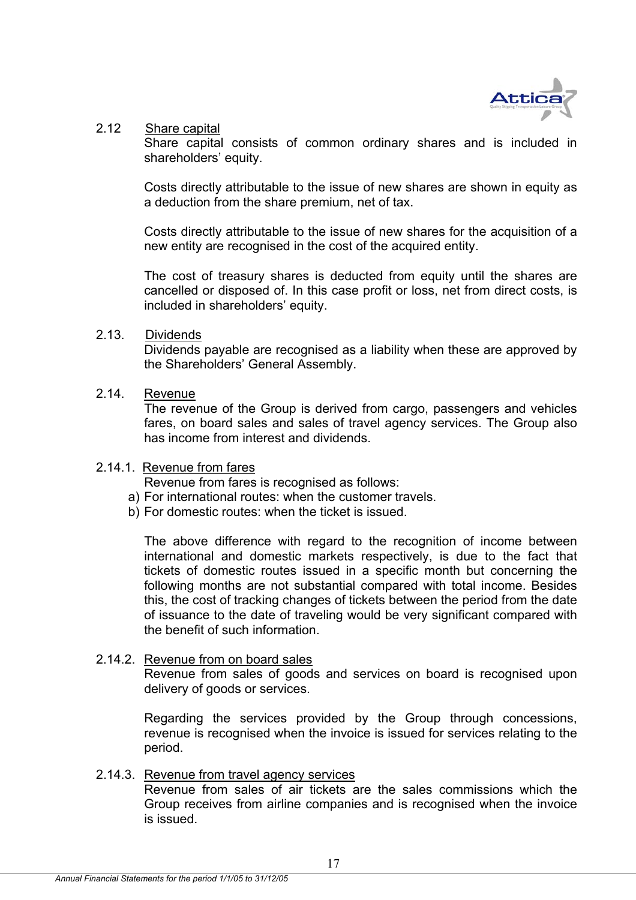## 2.12 Share capital

Share capital consists of common ordinary shares and is included in shareholders' equity.

Costs directly attributable to the issue of new shares are shown in equity as a deduction from the share premium, net of tax.

Costs directly attributable to the issue of new shares for the acquisition of a new entity are recognised in the cost of the acquired entity.

The cost of treasury shares is deducted from equity until the shares are cancelled or disposed of. In this case profit or loss, net from direct costs, is included in shareholders' equity.

## 2.13. Dividends

Dividends payable are recognised as a liability when these are approved by the Shareholders' General Assembly.

## 2.14. Revenue

The revenue of the Group is derived from cargo, passengers and vehicles fares, on board sales and sales of travel agency services. The Group also has income from interest and dividends.

### 2.14.1. Revenue from fares

Revenue from fares is recognised as follows:

a) For international routes: when the customer travels.
b) For domestic routes: when the ticket is issued.

The above difference with regard to the recognition of income between international and domestic markets respectively, is due to the fact that tickets of domestic routes issued in a specific month but concerning the following months are not substantial compared with total income. Besides this, the cost of tracking changes of tickets between the period from the date of issuance to the date of traveling would be very significant compared with the benefit of such information.

### 2.14.2. Revenue from on board sales

Revenue from sales of goods and services on board is recognised upon delivery of goods or services.

Regarding the services provided by the Group through concessions, revenue is recognised when the invoice is issued for services relating to the period.

### 2.14.3. Revenue from travel agency services

Revenue from sales of air tickets are the sales commissions which the Group receives from airline companies and is recognised when the invoice is issued.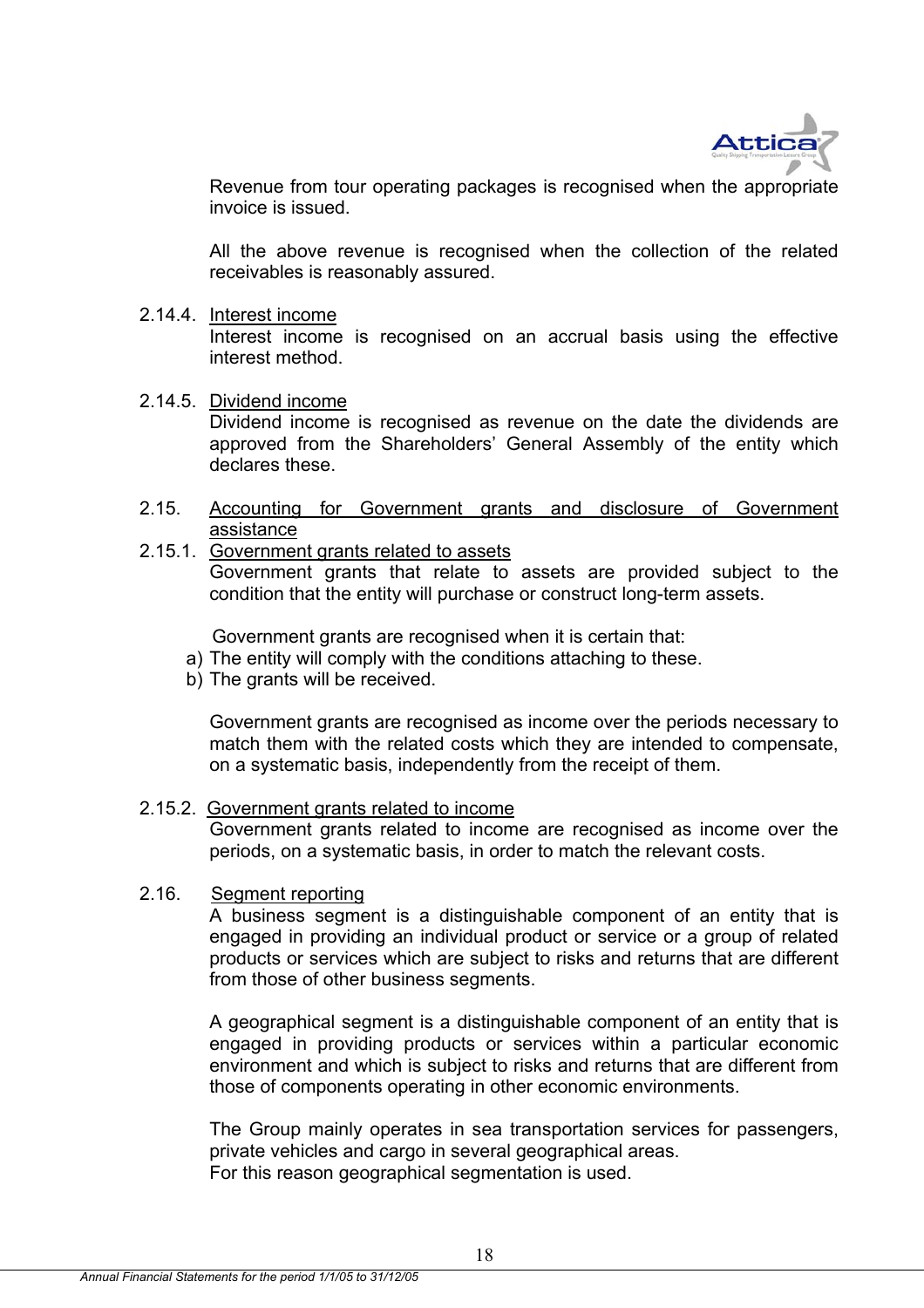Revenue from tour operating packages is recognised when the appropriate invoice is issued.

All the above revenue is recognised when the collection of the related receivables is reasonably assured.

2.14.4. Interest income

Interest income is recognised on an accrual basis using the effective interest method.

2.14.5. Dividend income

Dividend income is recognised as revenue on the date the dividends are approved from the Shareholders' General Assembly of the entity which declares these.

2.15. Accounting for Government grants and disclosure of Government assistance

2.15.1. Government grants related to assets

Government grants that relate to assets are provided subject to the condition that the entity will purchase or construct long-term assets.

Government grants are recognised when it is certain that:

a) The entity will comply with the conditions attaching to these.
b) The grants will be received.

Government grants are recognised as income over the periods necessary to match them with the related costs which they are intended to compensate, on a systematic basis, independently from the receipt of them.

2.15.2. Government grants related to income

Government grants related to income are recognised as income over the periods, on a systematic basis, in order to match the relevant costs.

2.16. Segment reporting

A business segment is a distinguishable component of an entity that is engaged in providing an individual product or service or a group of related products or services which are subject to risks and returns that are different from those of other business segments.

A geographical segment is a distinguishable component of an entity that is engaged in providing products or services within a particular economic environment and which is subject to risks and returns that are different from those of components operating in other economic environments.

The Group mainly operates in sea transportation services for passengers, private vehicles and cargo in several geographical areas.
For this reason geographical segmentation is used.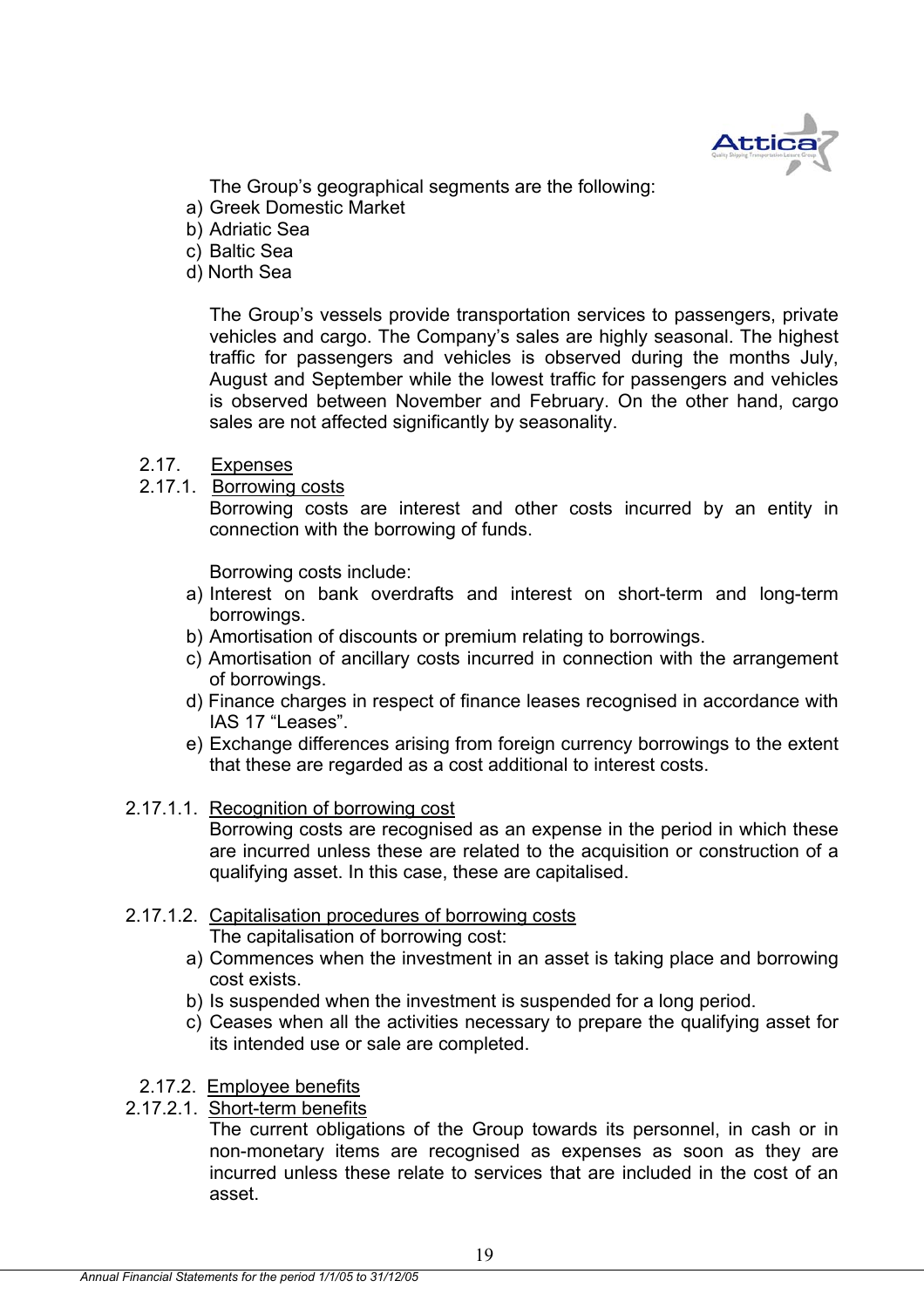The Group's geographical segments are the following:

a) Greek Domestic Market
b) Adriatic Sea
c) Baltic Sea
d) North Sea

The Group's vessels provide transportation services to passengers, private vehicles and cargo. The Company's sales are highly seasonal. The highest traffic for passengers and vehicles is observed during the months July, August and September while the lowest traffic for passengers and vehicles is observed between November and February. On the other hand, cargo sales are not affected significantly by seasonality.

### 2.17. Expenses

#### 2.17.1. Borrowing costs

Borrowing costs are interest and other costs incurred by an entity in connection with the borrowing of funds.

Borrowing costs include:

a) Interest on bank overdrafts and interest on short-term and long-term borrowings.
b) Amortisation of discounts or premium relating to borrowings.
c) Amortisation of ancillary costs incurred in connection with the arrangement of borrowings.
d) Finance charges in respect of finance leases recognised in accordance with IAS 17 "Leases".
e) Exchange differences arising from foreign currency borrowings to the extent that these are regarded as a cost additional to interest costs.

##### 2.17.1.1. Recognition of borrowing cost

Borrowing costs are recognised as an expense in the period in which these are incurred unless these are related to the acquisition or construction of a qualifying asset. In this case, these are capitalised.

##### 2.17.1.2. Capitalisation procedures of borrowing costs

The capitalisation of borrowing cost:

a) Commences when the investment in an asset is taking place and borrowing cost exists.
b) Is suspended when the investment is suspended for a long period.
c) Ceases when all the activities necessary to prepare the qualifying asset for its intended use or sale are completed.

#### 2.17.2. Employee benefits

##### 2.17.2.1. Short-term benefits

The current obligations of the Group towards its personnel, in cash or in non-monetary items are recognised as expenses as soon as they are incurred unless these relate to services that are included in the cost of an asset.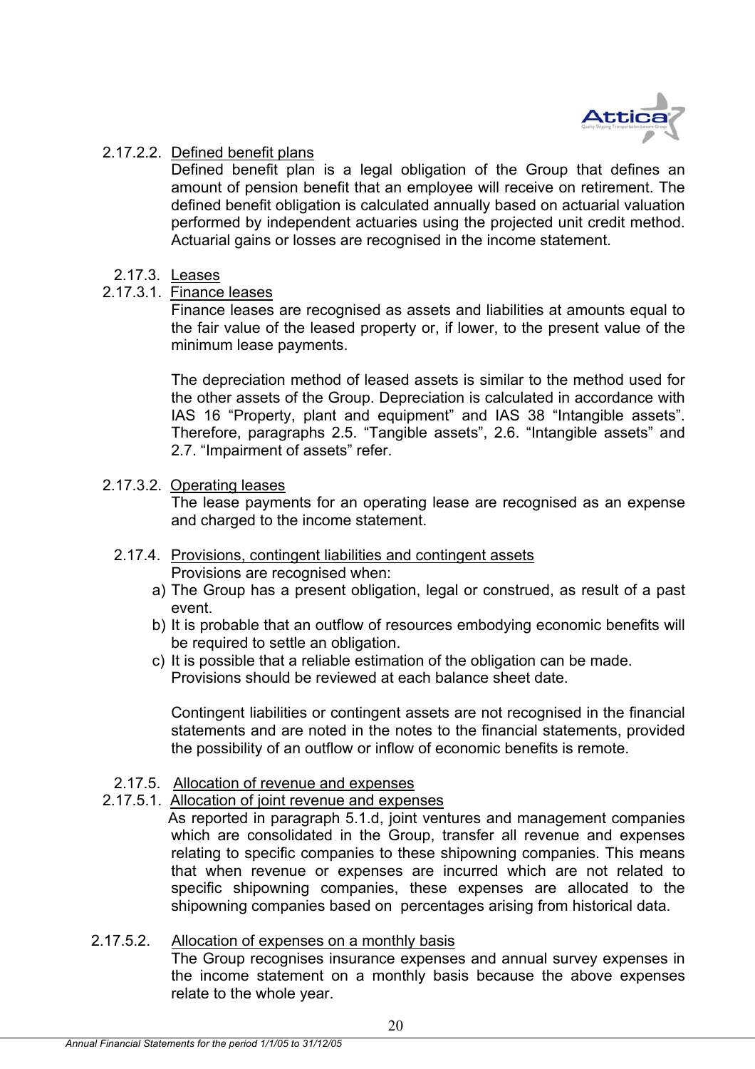#### 2.17.2.2. Defined benefit plans

Defined benefit plan is a legal obligation of the Group that defines an amount of pension benefit that an employee will receive on retirement. The defined benefit obligation is calculated annually based on actuarial valuation performed by independent actuaries using the projected unit credit method. Actuarial gains or losses are recognised in the income statement.

### 2.17.3. Leases

#### 2.17.3.1. Finance leases

Finance leases are recognised as assets and liabilities at amounts equal to the fair value of the leased property or, if lower, to the present value of the minimum lease payments.

The depreciation method of leased assets is similar to the method used for the other assets of the Group. Depreciation is calculated in accordance with IAS 16 "Property, plant and equipment" and IAS 38 "Intangible assets". Therefore, paragraphs 2.5. "Tangible assets", 2.6. "Intangible assets" and 2.7. "Impairment of assets" refer.

#### 2.17.3.2. Operating leases

The lease payments for an operating lease are recognised as an expense and charged to the income statement.

### 2.17.4. Provisions, contingent liabilities and contingent assets

Provisions are recognised when:

a) The Group has a present obligation, legal or construed, as result of a past event.
b) It is probable that an outflow of resources embodying economic benefits will be required to settle an obligation.
c) It is possible that a reliable estimation of the obligation can be made.

Provisions should be reviewed at each balance sheet date.

Contingent liabilities or contingent assets are not recognised in the financial statements and are noted in the notes to the financial statements, provided the possibility of an outflow or inflow of economic benefits is remote.

### 2.17.5. Allocation of revenue and expenses

#### 2.17.5.1. Allocation of joint revenue and expenses

As reported in paragraph 5.1.d, joint ventures and management companies which are consolidated in the Group, transfer all revenue and expenses relating to specific companies to these shipowning companies. This means that when revenue or expenses are incurred which are not related to specific shipowning companies, these expenses are allocated to the shipowning companies based on percentages arising from historical data.

#### 2.17.5.2. Allocation of expenses on a monthly basis

The Group recognises insurance expenses and annual survey expenses in the income statement on a monthly basis because the above expenses relate to the whole year.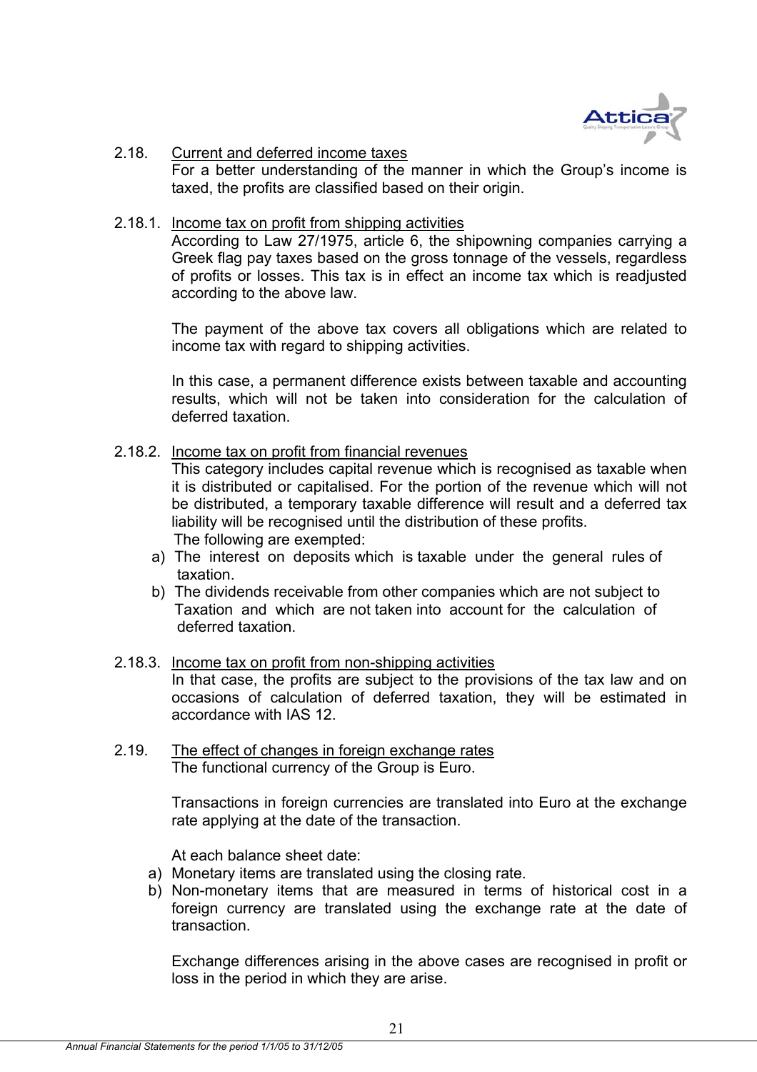### 2.18. Current and deferred income taxes

For a better understanding of the manner in which the Group's income is taxed, the profits are classified based on their origin.

#### 2.18.1. Income tax on profit from shipping activities

According to Law 27/1975, article 6, the shipowning companies carrying a Greek flag pay taxes based on the gross tonnage of the vessels, regardless of profits or losses. This tax is in effect an income tax which is readjusted according to the above law.

The payment of the above tax covers all obligations which are related to income tax with regard to shipping activities.

In this case, a permanent difference exists between taxable and accounting results, which will not be taken into consideration for the calculation of deferred taxation.

#### 2.18.2. Income tax on profit from financial revenues

This category includes capital revenue which is recognised as taxable when it is distributed or capitalised. For the portion of the revenue which will not be distributed, a temporary taxable difference will result and a deferred tax liability will be recognised until the distribution of these profits.

The following are exempted:

a) The interest on deposits which is taxable under the general rules of taxation.
b) The dividends receivable from other companies which are not subject to Taxation and which are not taken into account for the calculation of deferred taxation.

#### 2.18.3. Income tax on profit from non-shipping activities

In that case, the profits are subject to the provisions of the tax law and on occasions of calculation of deferred taxation, they will be estimated in accordance with IAS 12.

### 2.19. The effect of changes in foreign exchange rates

The functional currency of the Group is Euro.

Transactions in foreign currencies are translated into Euro at the exchange rate applying at the date of the transaction.

At each balance sheet date:

a) Monetary items are translated using the closing rate.
b) Non-monetary items that are measured in terms of historical cost in a foreign currency are translated using the exchange rate at the date of transaction.

Exchange differences arising in the above cases are recognised in profit or loss in the period in which they are arise.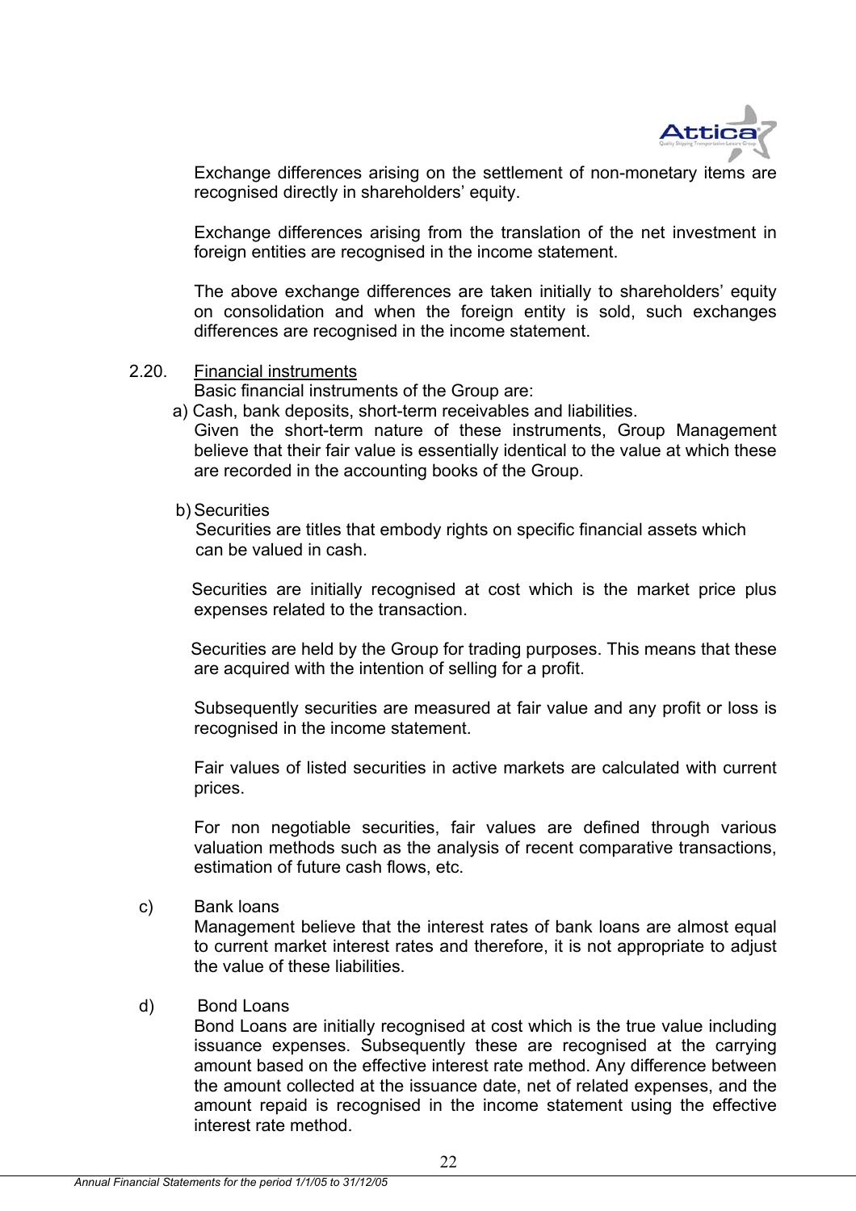Exchange differences arising on the settlement of non-monetary items are recognised directly in shareholders' equity.

Exchange differences arising from the translation of the net investment in foreign entities are recognised in the income statement.

The above exchange differences are taken initially to shareholders' equity on consolidation and when the foreign entity is sold, such exchanges differences are recognised in the income statement.

2.20. Financial instruments

Basic financial instruments of the Group are:

a) Cash, bank deposits, short-term receivables and liabilities.
Given the short-term nature of these instruments, Group Management believe that their fair value is essentially identical to the value at which these are recorded in the accounting books of the Group.

b) Securities
Securities are titles that embody rights on specific financial assets which can be valued in cash.

Securities are initially recognised at cost which is the market price plus expenses related to the transaction.

Securities are held by the Group for trading purposes. This means that these are acquired with the intention of selling for a profit.

Subsequently securities are measured at fair value and any profit or loss is recognised in the income statement.

Fair values of listed securities in active markets are calculated with current prices.

For non negotiable securities, fair values are defined through various valuation methods such as the analysis of recent comparative transactions, estimation of future cash flows, etc.

c) Bank loans
Management believe that the interest rates of bank loans are almost equal to current market interest rates and therefore, it is not appropriate to adjust the value of these liabilities.

d) Bond Loans
Bond Loans are initially recognised at cost which is the true value including issuance expenses. Subsequently these are recognised at the carrying amount based on the effective interest rate method. Any difference between the amount collected at the issuance date, net of related expenses, and the amount repaid is recognised in the income statement using the effective interest rate method.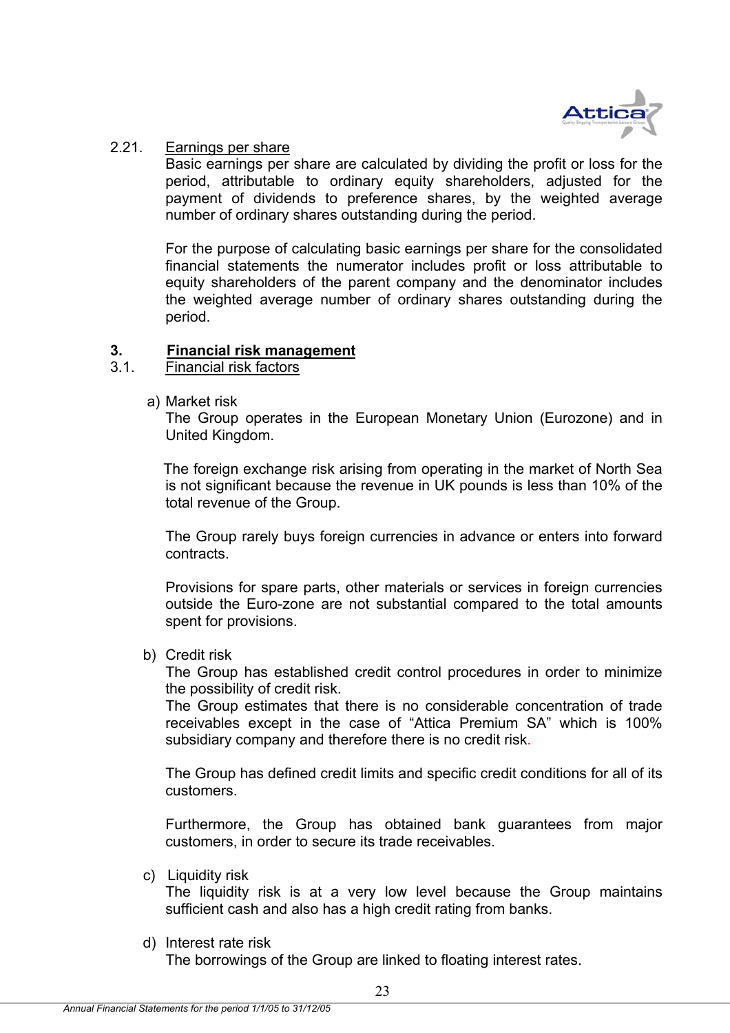2.21. Earnings per share

Basic earnings per share are calculated by dividing the profit or loss for the period, attributable to ordinary equity shareholders, adjusted for the payment of dividends to preference shares, by the weighted average number of ordinary shares outstanding during the period.

For the purpose of calculating basic earnings per share for the consolidated financial statements the numerator includes profit or loss attributable to equity shareholders of the parent company and the denominator includes the weighted average number of ordinary shares outstanding during the period.

## 3. Financial risk management

### 3.1. Financial risk factors

a) Market risk

The Group operates in the European Monetary Union (Eurozone) and in United Kingdom.

The foreign exchange risk arising from operating in the market of North Sea is not significant because the revenue in UK pounds is less than 10% of the total revenue of the Group.

The Group rarely buys foreign currencies in advance or enters into forward contracts.

Provisions for spare parts, other materials or services in foreign currencies outside the Euro-zone are not substantial compared to the total amounts spent for provisions.

b) Credit risk

The Group has established credit control procedures in order to minimize the possibility of credit risk.

The Group estimates that there is no considerable concentration of trade receivables except in the case of "Attica Premium SA" which is 100% subsidiary company and therefore there is no credit risk.

The Group has defined credit limits and specific credit conditions for all of its customers.

Furthermore, the Group has obtained bank guarantees from major customers, in order to secure its trade receivables.

c) Liquidity risk

The liquidity risk is at a very low level because the Group maintains sufficient cash and also has a high credit rating from banks.

d) Interest rate risk

The borrowings of the Group are linked to floating interest rates.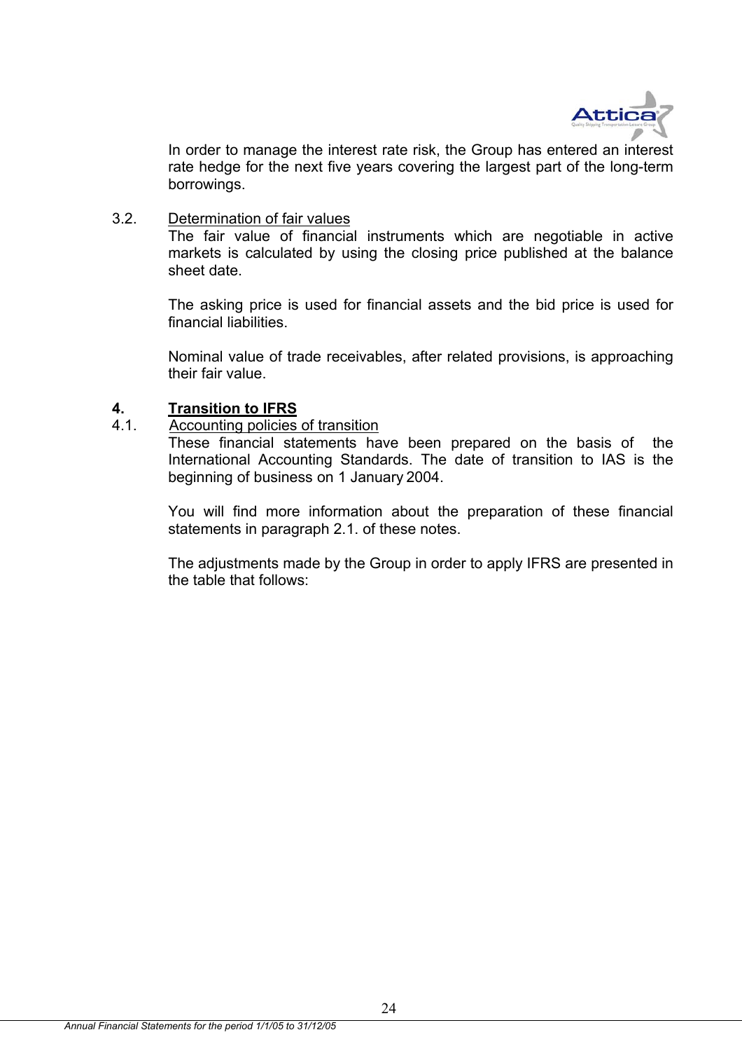In order to manage the interest rate risk, the Group has entered an interest rate hedge for the next five years covering the largest part of the long-term borrowings.

3.2. Determination of fair values

The fair value of financial instruments which are negotiable in active markets is calculated by using the closing price published at the balance sheet date.

The asking price is used for financial assets and the bid price is used for financial liabilities.

Nominal value of trade receivables, after related provisions, is approaching their fair value.

## 4. Transition to IFRS

4.1. Accounting policies of transition

These financial statements have been prepared on the basis of the International Accounting Standards. The date of transition to IAS is the beginning of business on 1 January 2004.

You will find more information about the preparation of these financial statements in paragraph 2.1. of these notes.

The adjustments made by the Group in order to apply IFRS are presented in the table that follows: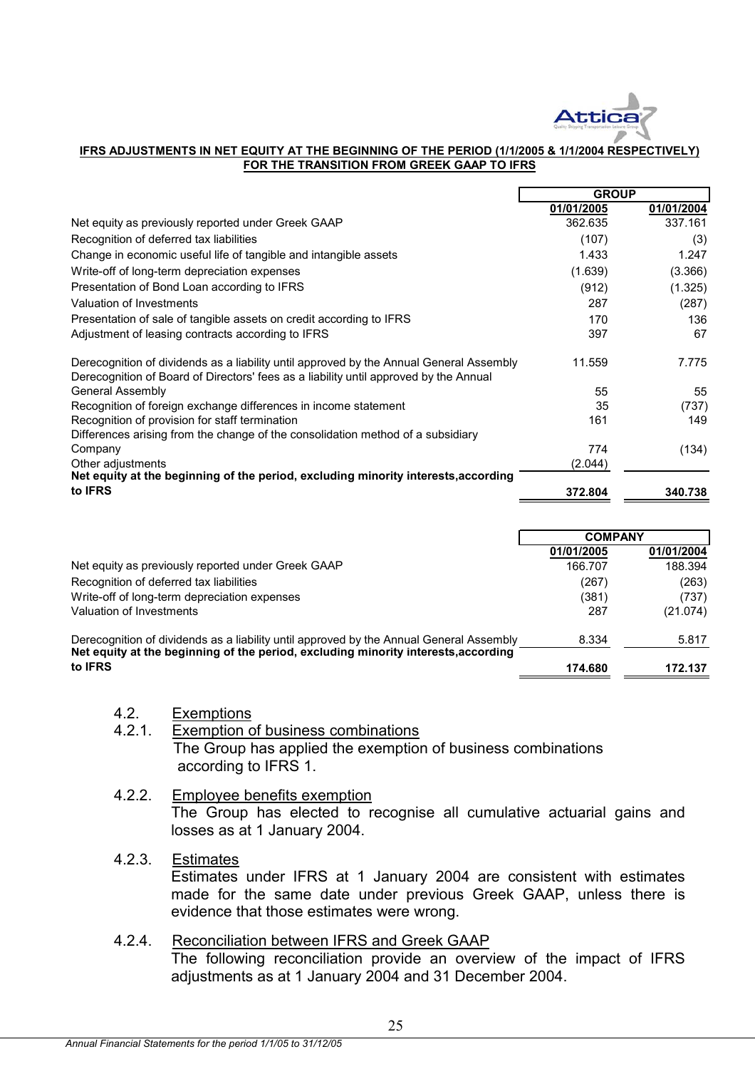**IFRS ADJUSTMENTS IN NET EQUITY AT THE BEGINNING OF THE PERIOD (1/1/2005 & 1/1/2004 RESPECTIVELY) FOR THE TRANSITION FROM GREEK GAAP TO IFRS**

| | GROUP | |
|---|---|---|
| | 01/01/2005 | 01/01/2004 |
| Net equity as previously reported under Greek GAAP | 362.635 | 337.161 |
| Recognition of deferred tax liabilities | (107) | (3) |
| Change in economic useful life of tangible and intangible assets | 1.433 | 1.247 |
| Write-off of long-term depreciation expenses | (1.639) | (3.366) |
| Presentation of Bond Loan according to IFRS | (912) | (1.325) |
| Valuation of Investments | 287 | (287) |
| Presentation of sale of tangible assets on credit according to IFRS | 170 | 136 |
| Adjustment of leasing contracts according to IFRS | 397 | 67 |
| Derecognition of dividends as a liability until approved by the Annual General Assembly | 11.559 | 7.775 |
| Derecognition of Board of Directors' fees as a liability until approved by the Annual General Assembly | 55 | 55 |
| Recognition of foreign exchange differences in income statement | 35 | (737) |
| Recognition of provision for staff termination | 161 | 149 |
| Differences arising from the change of the consolidation method of a subsidiary Company | 774 | (134) |
| Other adjustments | (2.044) | |
| **Net equity at the beginning of the period, excluding minority interests,according to IFRS** | **372.804** | **340.738** |

| | COMPANY | |
|---|---|---|
| | 01/01/2005 | 01/01/2004 |
| Net equity as previously reported under Greek GAAP | 166.707 | 188.394 |
| Recognition of deferred tax liabilities | (267) | (263) |
| Write-off of long-term depreciation expenses | (381) | (737) |
| Valuation of Investments | 287 | (21.074) |
| Derecognition of dividends as a liability until approved by the Annual General Assembly | 8.334 | 5.817 |
| **Net equity at the beginning of the period, excluding minority interests,according to IFRS** | **174.680** | **172.137** |

4.2. Exemptions

4.2.1. Exemption of business combinations

The Group has applied the exemption of business combinations according to IFRS 1.

4.2.2. Employee benefits exemption

The Group has elected to recognise all cumulative actuarial gains and losses as at 1 January 2004.

4.2.3. Estimates

Estimates under IFRS at 1 January 2004 are consistent with estimates made for the same date under previous Greek GAAP, unless there is evidence that those estimates were wrong.

4.2.4. Reconciliation between IFRS and Greek GAAP

The following reconciliation provide an overview of the impact of IFRS adjustments as at 1 January 2004 and 31 December 2004.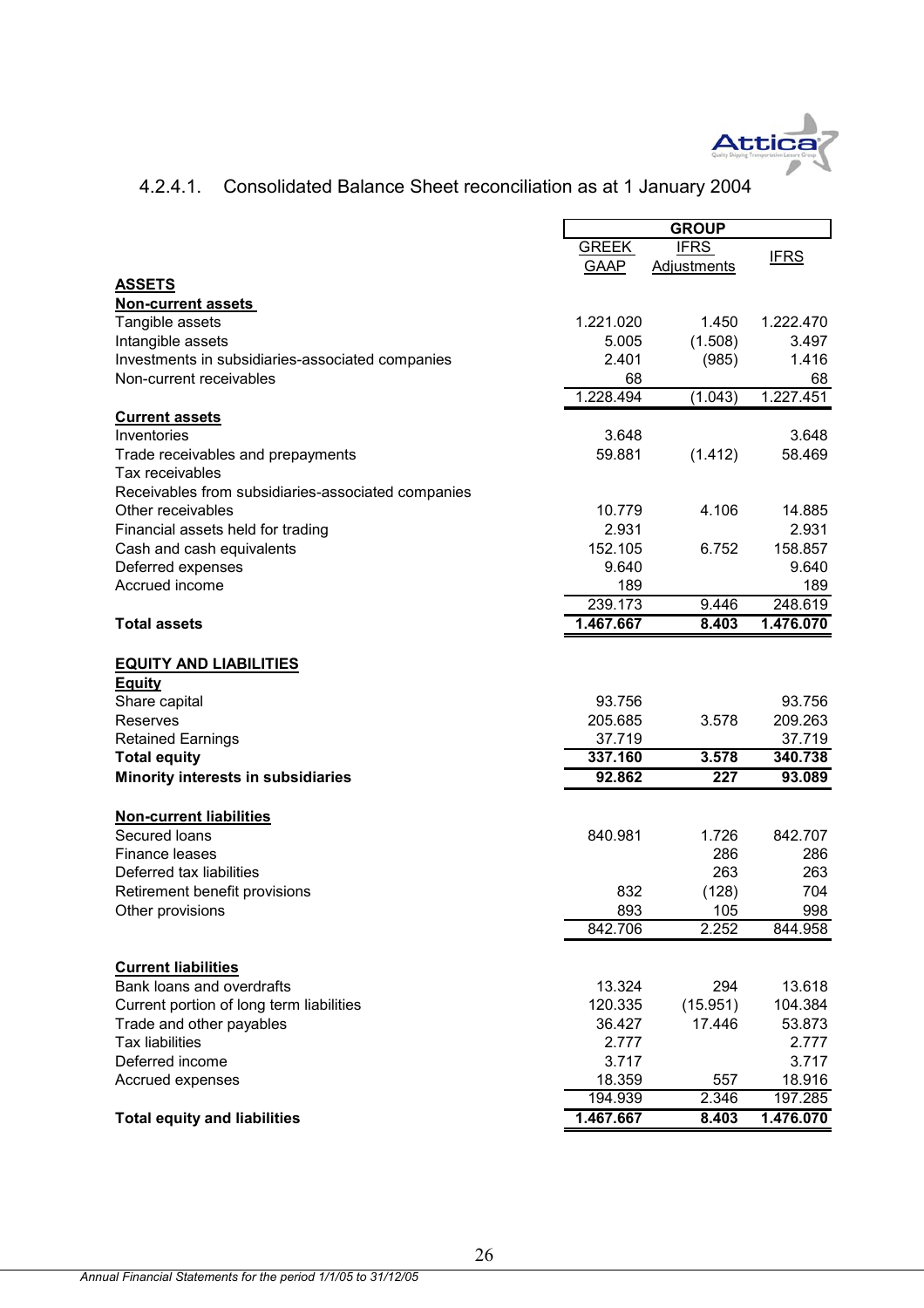### 4.2.4.1. Consolidated Balance Sheet reconciliation as at 1 January 2004

| | GROUP | | |
|---|---|---|---|
| | GREEK GAAP | IFRS Adjustments | IFRS |
| **ASSETS** | | | |
| **Non-current assets** | | | |
| Tangible assets | 1.221.020 | 1.450 | 1.222.470 |
| Intangible assets | 5.005 | (1.508) | 3.497 |
| Investments in subsidiaries-associated companies | 2.401 | (985) | 1.416 |
| Non-current receivables | 68 | | 68 |
| | 1.228.494 | (1.043) | 1.227.451 |
| **Current assets** | | | |
| Inventories | 3.648 | | 3.648 |
| Trade receivables and prepayments | 59.881 | (1.412) | 58.469 |
| Tax receivables | | | |
| Receivables from subsidiaries-associated companies | | | |
| Other receivables | 10.779 | 4.106 | 14.885 |
| Financial assets held for trading | 2.931 | | 2.931 |
| Cash and cash equivalents | 152.105 | 6.752 | 158.857 |
| Deferred expenses | 9.640 | | 9.640 |
| Accrued income | 189 | | 189 |
| | 239.173 | 9.446 | 248.619 |
| **Total assets** | **1.467.667** | **8.403** | **1.476.070** |
| **EQUITY AND LIABILITIES** | | | |
| **Equity** | | | |
| Share capital | 93.756 | | 93.756 |
| Reserves | 205.685 | 3.578 | 209.263 |
| Retained Earnings | 37.719 | | 37.719 |
| **Total equity** | **337.160** | **3.578** | **340.738** |
| **Minority interests in subsidiaries** | **92.862** | **227** | **93.089** |
| **Non-current liabilities** | | | |
| Secured loans | 840.981 | 1.726 | 842.707 |
| Finance leases | | 286 | 286 |
| Deferred tax liabilities | | 263 | 263 |
| Retirement benefit provisions | 832 | (128) | 704 |
| Other provisions | 893 | 105 | 998 |
| | 842.706 | 2.252 | 844.958 |
| **Current liabilities** | | | |
| Bank loans and overdrafts | 13.324 | 294 | 13.618 |
| Current portion of long term liabilities | 120.335 | (15.951) | 104.384 |
| Trade and other payables | 36.427 | 17.446 | 53.873 |
| Tax liabilities | 2.777 | | 2.777 |
| Deferred income | 3.717 | | 3.717 |
| Accrued expenses | 18.359 | 557 | 18.916 |
| | 194.939 | 2.346 | 197.285 |
| **Total equity and liabilities** | **1.467.667** | **8.403** | **1.476.070** |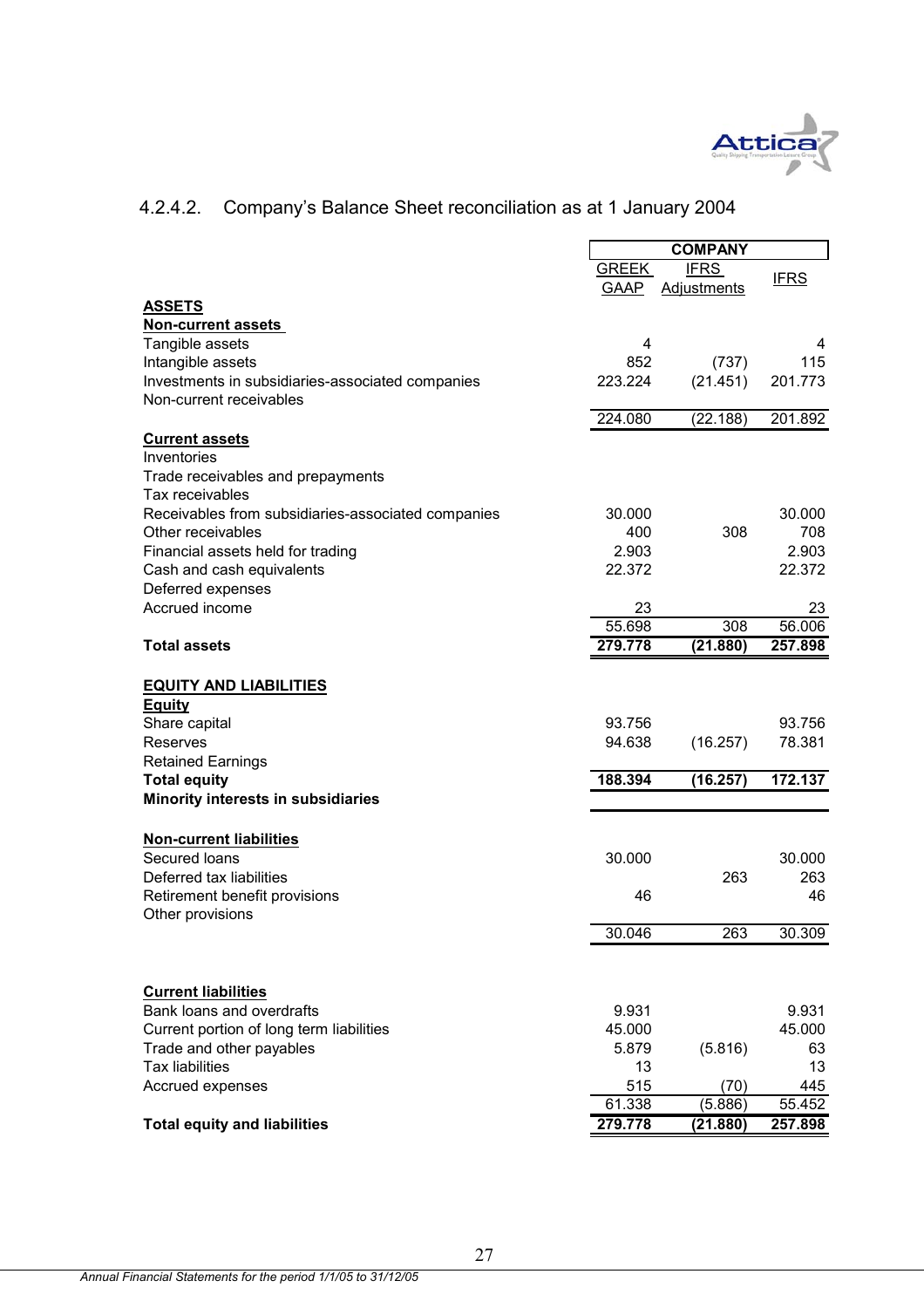### 4.2.4.2. Company's Balance Sheet reconciliation as at 1 January 2004

| | COMPANY | | |
|---|---|---|---|
| | GREEK GAAP | IFRS Adjustments | IFRS |
| **ASSETS** | | | |
| **Non-current assets** | | | |
| Tangible assets | 4 | | 4 |
| Intangible assets | 852 | (737) | 115 |
| Investments in subsidiaries-associated companies | 223.224 | (21.451) | 201.773 |
| Non-current receivables | | | |
| | 224.080 | (22.188) | 201.892 |
| **Current assets** | | | |
| Inventories | | | |
| Trade receivables and prepayments | | | |
| Tax receivables | | | |
| Receivables from subsidiaries-associated companies | 30.000 | | 30.000 |
| Other receivables | 400 | 308 | 708 |
| Financial assets held for trading | 2.903 | | 2.903 |
| Cash and cash equivalents | 22.372 | | 22.372 |
| Deferred expenses | | | |
| Accrued income | 23 | | 23 |
| | 55.698 | 308 | 56.006 |
| **Total assets** | **279.778** | **(21.880)** | **257.898** |
| **EQUITY AND LIABILITIES** | | | |
| **Equity** | | | |
| Share capital | 93.756 | | 93.756 |
| Reserves | 94.638 | (16.257) | 78.381 |
| Retained Earnings | | | |
| **Total equity** | **188.394** | **(16.257)** | **172.137** |
| **Minority interests in subsidiaries** | | | |
| **Non-current liabilities** | | | |
| Secured loans | 30.000 | | 30.000 |
| Deferred tax liabilities | | 263 | 263 |
| Retirement benefit provisions | 46 | | 46 |
| Other provisions | | | |
| | 30.046 | 263 | 30.309 |
| **Current liabilities** | | | |
| Bank loans and overdrafts | 9.931 | | 9.931 |
| Current portion of long term liabilities | 45.000 | | 45.000 |
| Trade and other payables | 5.879 | (5.816) | 63 |
| Tax liabilities | 13 | | 13 |
| Accrued expenses | 515 | (70) | 445 |
| | 61.338 | (5.886) | 55.452 |
| **Total equity and liabilities** | **279.778** | **(21.880)** | **257.898** |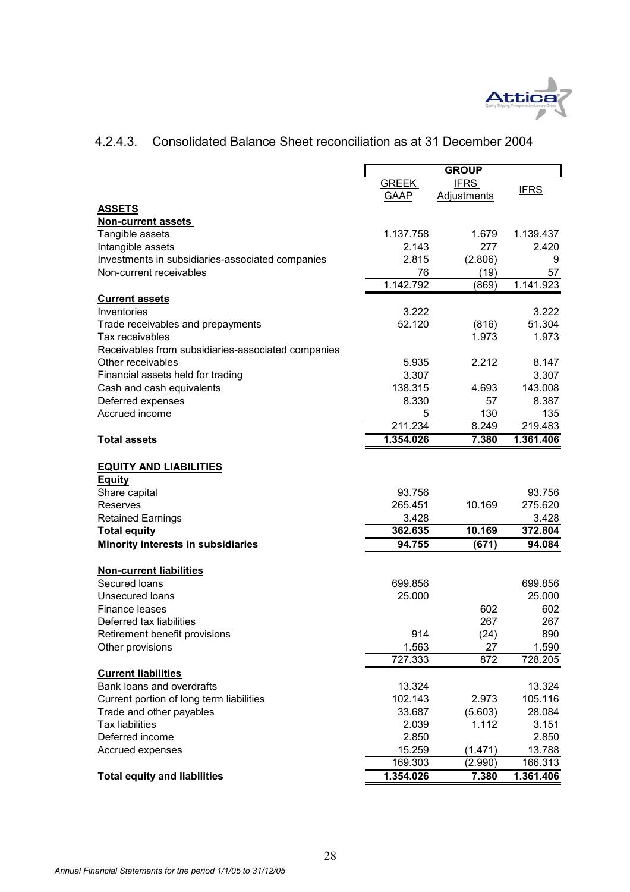### 4.2.4.3. Consolidated Balance Sheet reconciliation as at 31 December 2004

| | GROUP | | |
|---|---|---|---|
| | GREEK GAAP | IFRS Adjustments | IFRS |
| **ASSETS** | | | |
| **Non-current assets** | | | |
| Tangible assets | 1.137.758 | 1.679 | 1.139.437 |
| Intangible assets | 2.143 | 277 | 2.420 |
| Investments in subsidiaries-associated companies | 2.815 | (2.806) | 9 |
| Non-current receivables | 76 | (19) | 57 |
| | 1.142.792 | (869) | 1.141.923 |
| **Current assets** | | | |
| Inventories | 3.222 | | 3.222 |
| Trade receivables and prepayments | 52.120 | (816) | 51.304 |
| Tax receivables | | 1.973 | 1.973 |
| Receivables from subsidiaries-associated companies | | | |
| Other receivables | 5.935 | 2.212 | 8.147 |
| Financial assets held for trading | 3.307 | | 3.307 |
| Cash and cash equivalents | 138.315 | 4.693 | 143.008 |
| Deferred expenses | 8.330 | 57 | 8.387 |
| Accrued income | 5 | 130 | 135 |
| | 211.234 | 8.249 | 219.483 |
| **Total assets** | **1.354.026** | **7.380** | **1.361.406** |
| **EQUITY AND LIABILITIES** | | | |
| **Equity** | | | |
| Share capital | 93.756 | | 93.756 |
| Reserves | 265.451 | 10.169 | 275.620 |
| Retained Earnings | 3.428 | | 3.428 |
| **Total equity** | **362.635** | **10.169** | **372.804** |
| **Minority interests in subsidiaries** | **94.755** | **(671)** | **94.084** |
| **Non-current liabilities** | | | |
| Secured loans | 699.856 | | 699.856 |
| Unsecured loans | 25.000 | | 25.000 |
| Finance leases | | 602 | 602 |
| Deferred tax liabilities | | 267 | 267 |
| Retirement benefit provisions | 914 | (24) | 890 |
| Other provisions | 1.563 | 27 | 1.590 |
| | 727.333 | 872 | 728.205 |
| **Current liabilities** | | | |
| Bank loans and overdrafts | 13.324 | | 13.324 |
| Current portion of long term liabilities | 102.143 | 2.973 | 105.116 |
| Trade and other payables | 33.687 | (5.603) | 28.084 |
| Tax liabilities | 2.039 | 1.112 | 3.151 |
| Deferred income | 2.850 | | 2.850 |
| Accrued expenses | 15.259 | (1.471) | 13.788 |
| | 169.303 | (2.990) | 166.313 |
| **Total equity and liabilities** | **1.354.026** | **7.380** | **1.361.406** |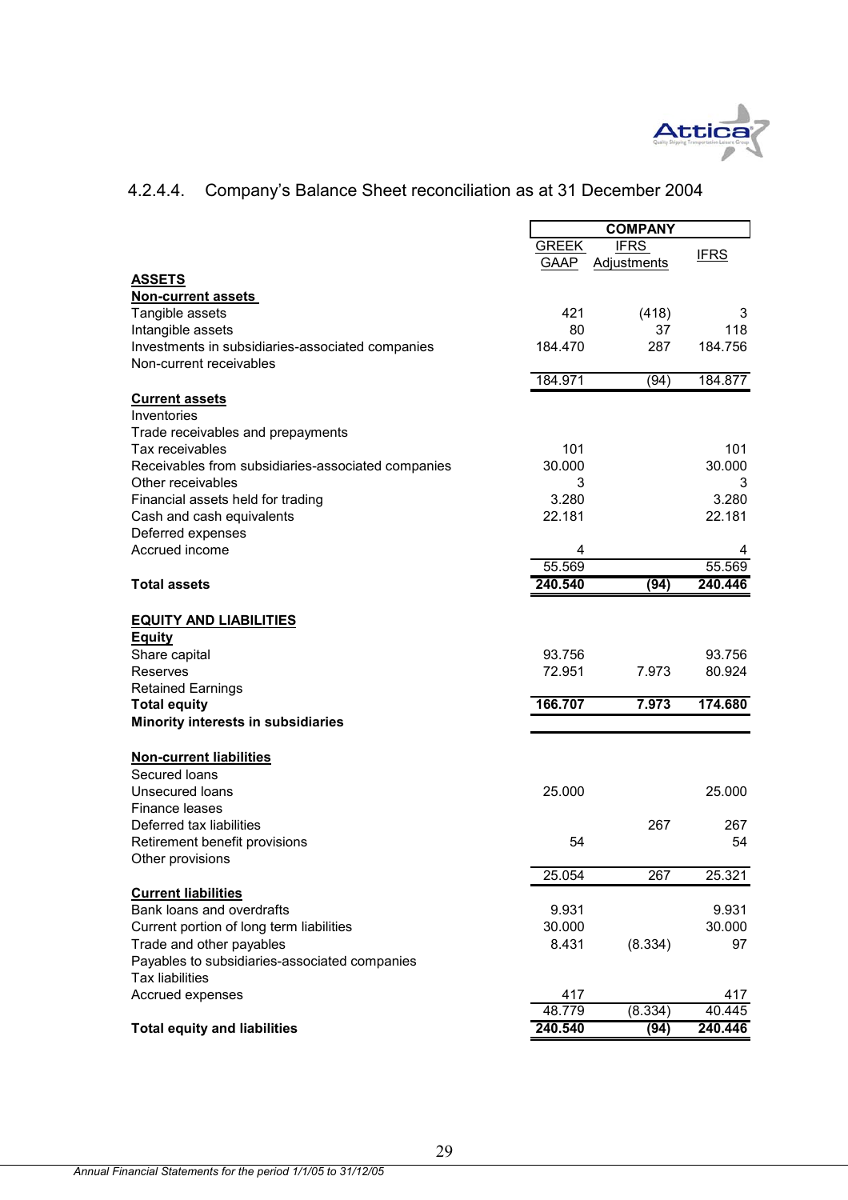### 4.2.4.4. Company's Balance Sheet reconciliation as at 31 December 2004

| | COMPANY | | |
|---|---|---|---|
| | GREEK GAAP | IFRS Adjustments | IFRS |
| **ASSETS** | | | |
| **Non-current assets** | | | |
| Tangible assets | 421 | (418) | 3 |
| Intangible assets | 80 | 37 | 118 |
| Investments in subsidiaries-associated companies | 184.470 | 287 | 184.756 |
| Non-current receivables | | | |
| | 184.971 | (94) | 184.877 |
| **Current assets** | | | |
| Inventories | | | |
| Trade receivables and prepayments | | | |
| Tax receivables | 101 | | 101 |
| Receivables from subsidiaries-associated companies | 30.000 | | 30.000 |
| Other receivables | 3 | | 3 |
| Financial assets held for trading | 3.280 | | 3.280 |
| Cash and cash equivalents | 22.181 | | 22.181 |
| Deferred expenses | | | |
| Accrued income | 4 | | 4 |
| | 55.569 | | 55.569 |
| **Total assets** | **240.540** | **(94)** | **240.446** |
| **EQUITY AND LIABILITIES** | | | |
| **Equity** | | | |
| Share capital | 93.756 | | 93.756 |
| Reserves | 72.951 | 7.973 | 80.924 |
| Retained Earnings | | | |
| **Total equity** | **166.707** | **7.973** | **174.680** |
| **Minority interests in subsidiaries** | | | |
| **Non-current liabilities** | | | |
| Secured loans | | | |
| Unsecured loans | 25.000 | | 25.000 |
| Finance leases | | | |
| Deferred tax liabilities | | 267 | 267 |
| Retirement benefit provisions | 54 | | 54 |
| Other provisions | | | |
| | 25.054 | 267 | 25.321 |
| **Current liabilities** | | | |
| Bank loans and overdrafts | 9.931 | | 9.931 |
| Current portion of long term liabilities | 30.000 | | 30.000 |
| Trade and other payables | 8.431 | (8.334) | 97 |
| Payables to subsidiaries-associated companies | | | |
| Tax liabilities | | | |
| Accrued expenses | 417 | | 417 |
| | 48.779 | (8.334) | 40.445 |
| **Total equity and liabilities** | **240.540** | **(94)** | **240.446** |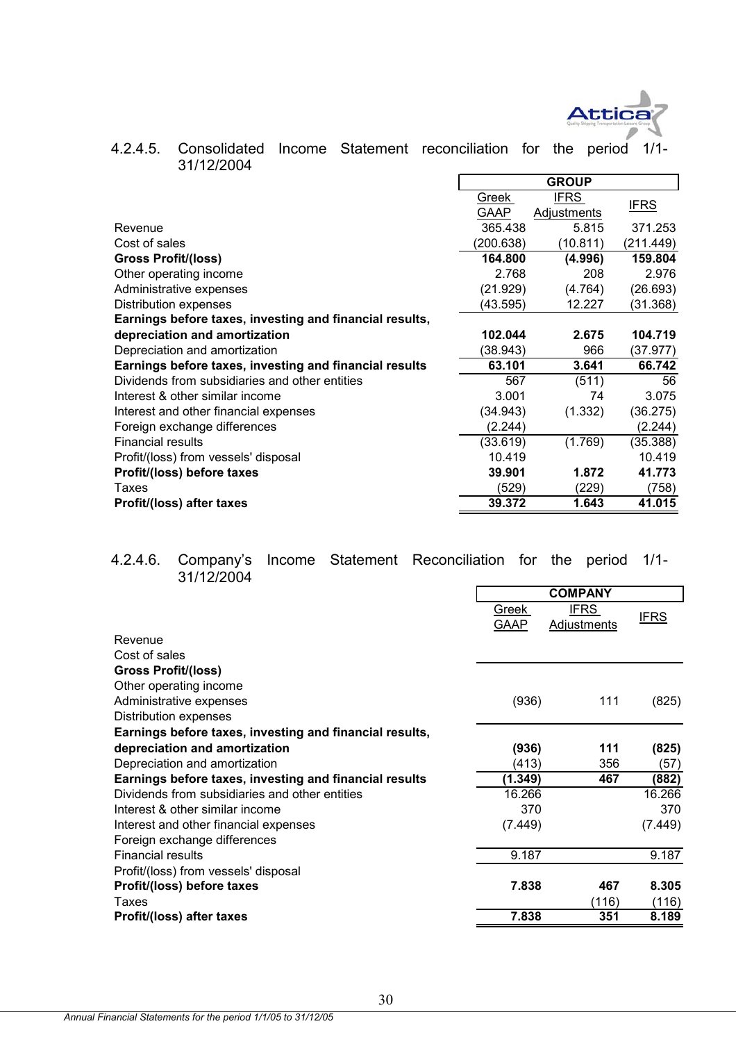### 4.2.4.5. Consolidated Income Statement reconciliation for the period 1/1-31/12/2004

| | GROUP | | |
|---|---|---|---|
| | Greek GAAP | IFRS Adjustments | IFRS |
| Revenue | 365.438 | 5.815 | 371.253 |
| Cost of sales | (200.638) | (10.811) | (211.449) |
| **Gross Profit/(loss)** | **164.800** | **(4.996)** | **159.804** |
| Other operating income | 2.768 | 208 | 2.976 |
| Administrative expenses | (21.929) | (4.764) | (26.693) |
| Distribution expenses | (43.595) | 12.227 | (31.368) |
| **Earnings before taxes, investing and financial results, depreciation and amortization** | **102.044** | **2.675** | **104.719** |
| Depreciation and amortization | (38.943) | 966 | (37.977) |
| **Earnings before taxes, investing and financial results** | **63.101** | **3.641** | **66.742** |
| Dividends from subsidiaries and other entities | 567 | (511) | 56 |
| Interest & other similar income | 3.001 | 74 | 3.075 |
| Interest and other financial expenses | (34.943) | (1.332) | (36.275) |
| Foreign exchange differences | (2.244) | | (2.244) |
| Financial results | (33.619) | (1.769) | (35.388) |
| Profit/(loss) from vessels' disposal | 10.419 | | 10.419 |
| **Profit/(loss) before taxes** | **39.901** | **1.872** | **41.773** |
| Taxes | (529) | (229) | (758) |
| **Profit/(loss) after taxes** | **39.372** | **1.643** | **41.015** |

### 4.2.4.6. Company's Income Statement Reconciliation for the period 1/1-31/12/2004

| | COMPANY | | |
|---|---|---|---|
| | Greek GAAP | IFRS Adjustments | IFRS |
| Revenue | | | |
| Cost of sales | | | |
| **Gross Profit/(loss)** | | | |
| Other operating income | | | |
| Administrative expenses | (936) | 111 | (825) |
| Distribution expenses | | | |
| **Earnings before taxes, investing and financial results, depreciation and amortization** | **(936)** | **111** | **(825)** |
| Depreciation and amortization | (413) | 356 | (57) |
| **Earnings before taxes, investing and financial results** | **(1.349)** | **467** | **(882)** |
| Dividends from subsidiaries and other entities | 16.266 | | 16.266 |
| Interest & other similar income | 370 | | 370 |
| Interest and other financial expenses | (7.449) | | (7.449) |
| Foreign exchange differences | | | |
| Financial results | 9.187 | | 9.187 |
| Profit/(loss) from vessels' disposal | | | |
| **Profit/(loss) before taxes** | **7.838** | **467** | **8.305** |
| Taxes | | (116) | (116) |
| **Profit/(loss) after taxes** | **7.838** | **351** | **8.189** |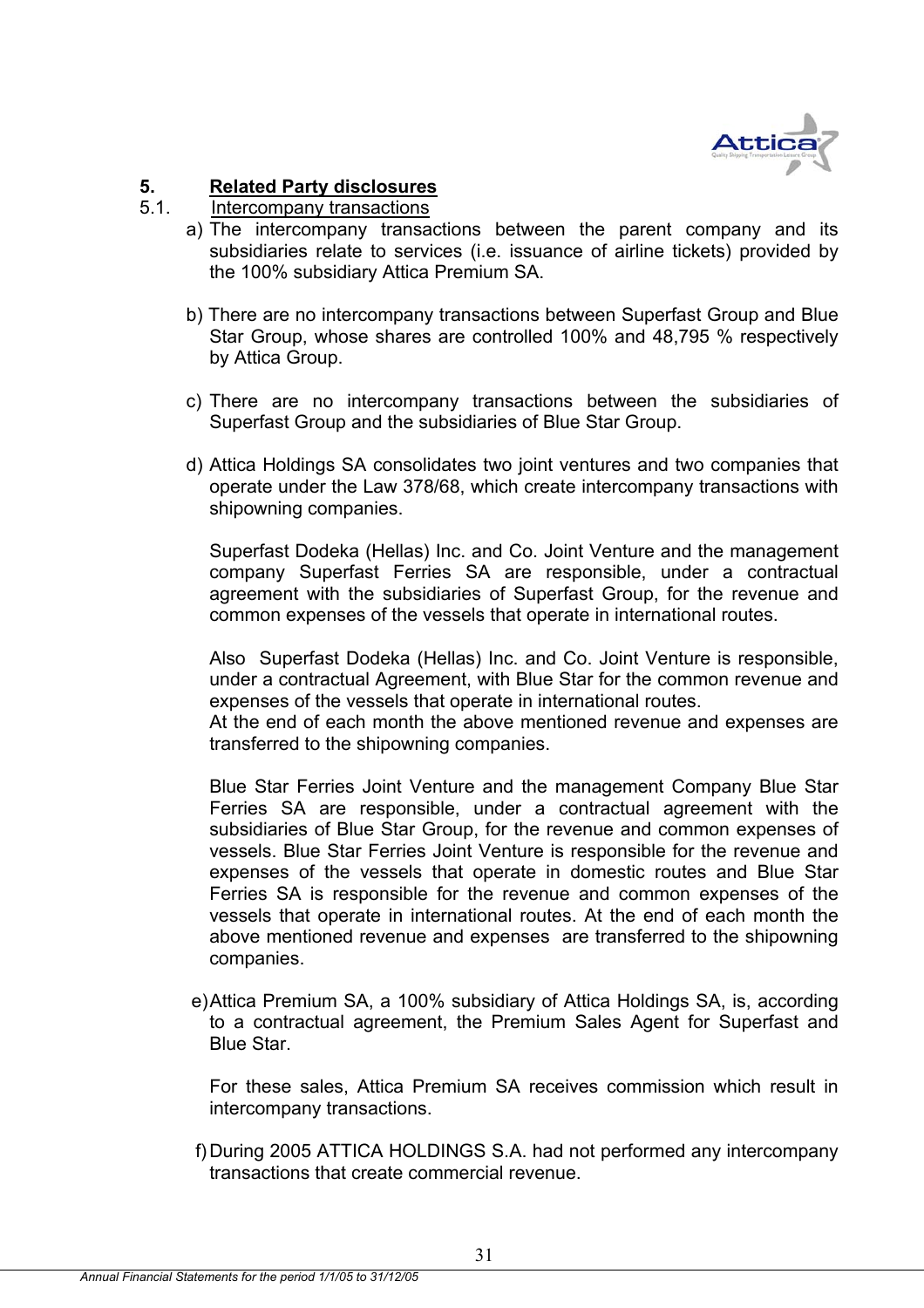## 5. Related Party disclosures

### 5.1. Intercompany transactions

a) The intercompany transactions between the parent company and its subsidiaries relate to services (i.e. issuance of airline tickets) provided by the 100% subsidiary Attica Premium SA.

b) There are no intercompany transactions between Superfast Group and Blue Star Group, whose shares are controlled 100% and 48,795 % respectively by Attica Group.

c) There are no intercompany transactions between the subsidiaries of Superfast Group and the subsidiaries of Blue Star Group.

d) Attica Holdings SA consolidates two joint ventures and two companies that operate under the Law 378/68, which create intercompany transactions with shipowning companies.

Superfast Dodeka (Hellas) Inc. and Co. Joint Venture and the management company Superfast Ferries SA are responsible, under a contractual agreement with the subsidiaries of Superfast Group, for the revenue and common expenses of the vessels that operate in international routes.

Also Superfast Dodeka (Hellas) Inc. and Co. Joint Venture is responsible, under a contractual Agreement, with Blue Star for the common revenue and expenses of the vessels that operate in international routes.
At the end of each month the above mentioned revenue and expenses are transferred to the shipowning companies.

Blue Star Ferries Joint Venture and the management Company Blue Star Ferries SA are responsible, under a contractual agreement with the subsidiaries of Blue Star Group, for the revenue and common expenses of vessels. Blue Star Ferries Joint Venture is responsible for the revenue and expenses of the vessels that operate in domestic routes and Blue Star Ferries SA is responsible for the revenue and common expenses of the vessels that operate in international routes. At the end of each month the above mentioned revenue and expenses are transferred to the shipowning companies.

e) Attica Premium SA, a 100% subsidiary of Attica Holdings SA, is, according to a contractual agreement, the Premium Sales Agent for Superfast and Blue Star.

For these sales, Attica Premium SA receives commission which result in intercompany transactions.

f) During 2005 ATTICA HOLDINGS S.A. had not performed any intercompany transactions that create commercial revenue.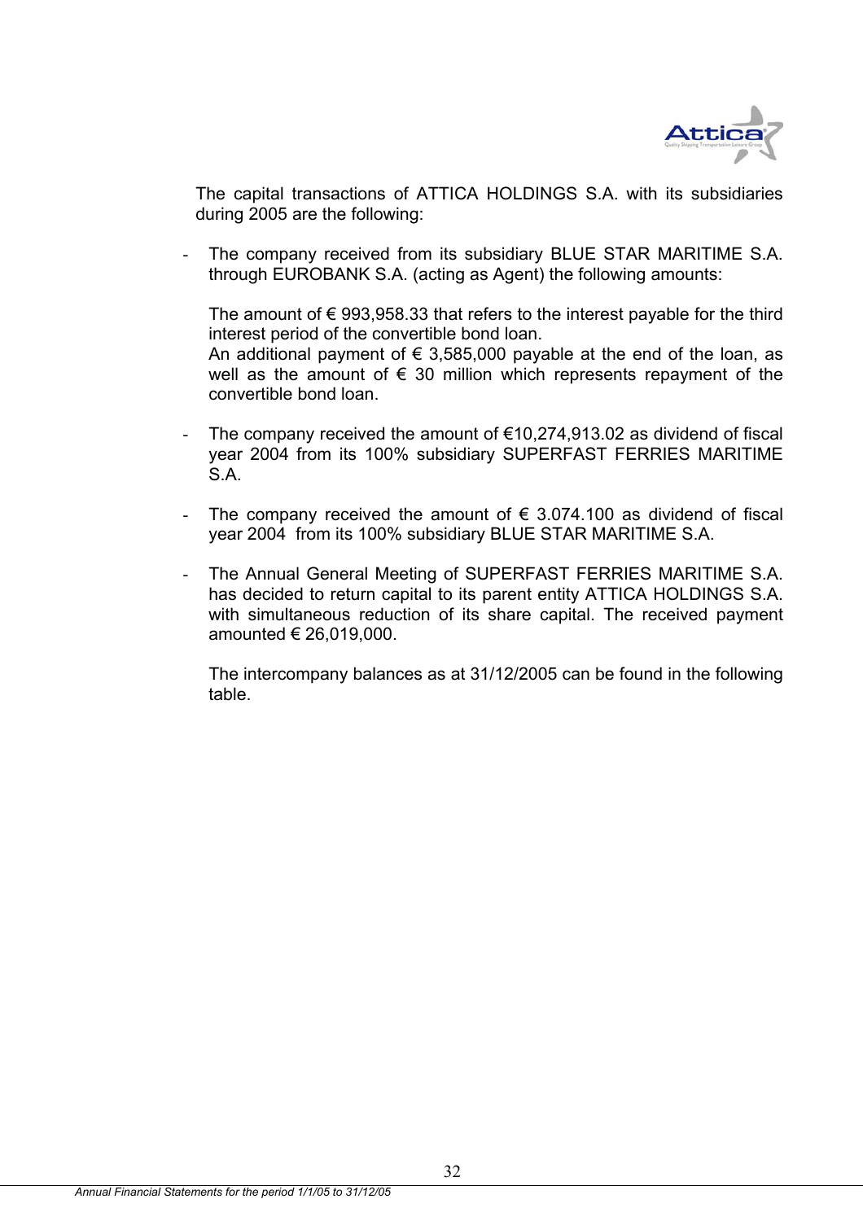The capital transactions of ATTICA HOLDINGS S.A. with its subsidiaries during 2005 are the following:

- The company received from its subsidiary BLUE STAR MARITIME S.A. through EUROBANK S.A. (acting as Agent) the following amounts:

  The amount of € 993,958.33 that refers to the interest payable for the third interest period of the convertible bond loan.
  An additional payment of € 3,585,000 payable at the end of the loan, as well as the amount of € 30 million which represents repayment of the convertible bond loan.

- The company received the amount of €10,274,913.02 as dividend of fiscal year 2004 from its 100% subsidiary SUPERFAST FERRIES MARITIME S.A.

- The company received the amount of € 3.074.100 as dividend of fiscal year 2004 from its 100% subsidiary BLUE STAR MARITIME S.A.

- The Annual General Meeting of SUPERFAST FERRIES MARITIME S.A. has decided to return capital to its parent entity ATTICA HOLDINGS S.A. with simultaneous reduction of its share capital. The received payment amounted € 26,019,000.

  The intercompany balances as at 31/12/2005 can be found in the following table.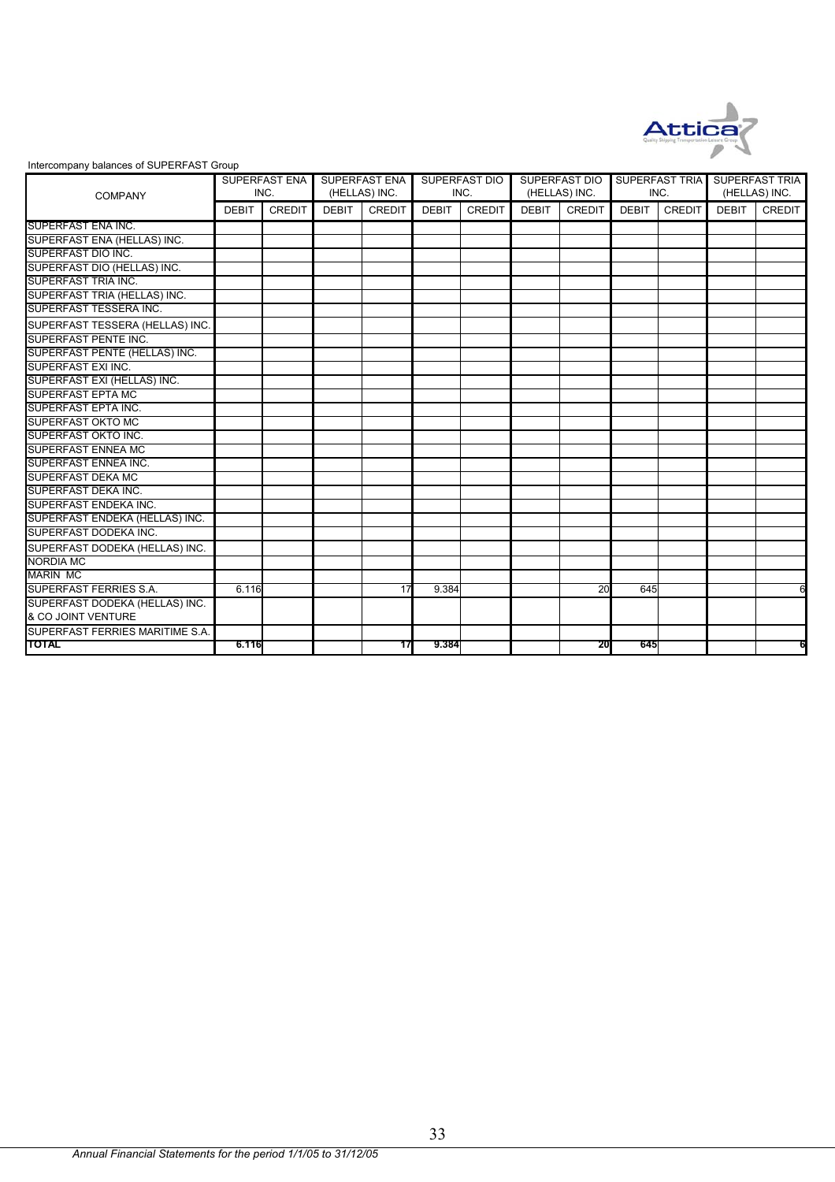Intercompany balances of SUPERFAST Group

| COMPANY | SUPERFAST ENA INC. | | SUPERFAST ENA (HELLAS) INC. | | SUPERFAST DIO INC. | | SUPERFAST DIO (HELLAS) INC. | | SUPERFAST TRIA INC. | | SUPERFAST TRIA (HELLAS) INC. | |
|---|---|---|---|---|---|---|---|---|---|---|---|---|
| | DEBIT | CREDIT | DEBIT | CREDIT | DEBIT | CREDIT | DEBIT | CREDIT | DEBIT | CREDIT | DEBIT | CREDIT |
| SUPERFAST ENA INC. | | | | | | | | | | | | |
| SUPERFAST ENA (HELLAS) INC. | | | | | | | | | | | | |
| SUPERFAST DIO INC. | | | | | | | | | | | | |
| SUPERFAST DIO (HELLAS) INC. | | | | | | | | | | | | |
| SUPERFAST TRIA INC. | | | | | | | | | | | | |
| SUPERFAST TRIA (HELLAS) INC. | | | | | | | | | | | | |
| SUPERFAST TESSERA INC. | | | | | | | | | | | | |
| SUPERFAST TESSERA (HELLAS) INC. | | | | | | | | | | | | |
| SUPERFAST PENTE INC. | | | | | | | | | | | | |
| SUPERFAST PENTE (HELLAS) INC. | | | | | | | | | | | | |
| SUPERFAST EXI INC. | | | | | | | | | | | | |
| SUPERFAST EXI (HELLAS) INC. | | | | | | | | | | | | |
| SUPERFAST EPTA MC | | | | | | | | | | | | |
| SUPERFAST EPTA INC. | | | | | | | | | | | | |
| SUPERFAST OKTO MC | | | | | | | | | | | | |
| SUPERFAST OKTO INC. | | | | | | | | | | | | |
| SUPERFAST ENNEA MC | | | | | | | | | | | | |
| SUPERFAST ENNEA INC. | | | | | | | | | | | | |
| SUPERFAST DEKA MC | | | | | | | | | | | | |
| SUPERFAST DEKA INC. | | | | | | | | | | | | |
| SUPERFAST ENDEKA INC. | | | | | | | | | | | | |
| SUPERFAST ENDEKA (HELLAS) INC. | | | | | | | | | | | | |
| SUPERFAST DODEKA INC. | | | | | | | | | | | | |
| SUPERFAST DODEKA (HELLAS) INC. | | | | | | | | | | | | |
| NORDIA MC | | | | | | | | | | | | |
| MARIN MC | | | | | | | | | | | | |
| SUPERFAST FERRIES S.A. | 6.116 | | | 17 | 9.384 | | | 20 | 645 | | | 6 |
| SUPERFAST DODEKA (HELLAS) INC. & CO JOINT VENTURE | | | | | | | | | | | | |
| SUPERFAST FERRIES MARITIME S.A. | | | | | | | | | | | | |
| **TOTAL** | **6.116** | | | **17** | **9.384** | | | **20** | **645** | | | **6** |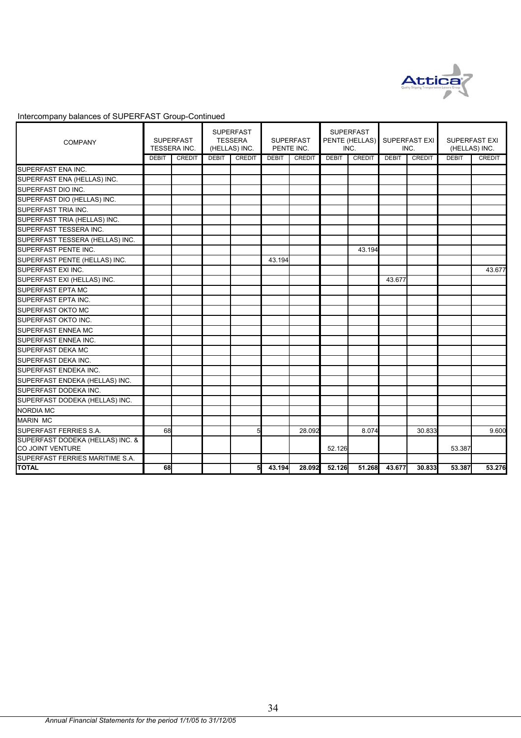Intercompany balances of SUPERFAST Group-Continued

| COMPANY | SUPERFAST TESSERA INC. | | SUPERFAST TESSERA (HELLAS) INC. | | SUPERFAST PENTE INC. | | SUPERFAST PENTE (HELLAS) INC. | | SUPERFAST EXI INC. | | SUPERFAST EXI (HELLAS) INC. | |
|---|---|---|---|---|---|---|---|---|---|---|---|---|
| | DEBIT | CREDIT | DEBIT | CREDIT | DEBIT | CREDIT | DEBIT | CREDIT | DEBIT | CREDIT | DEBIT | CREDIT |
| SUPERFAST ENA INC. | | | | | | | | | | | | |
| SUPERFAST ENA (HELLAS) INC. | | | | | | | | | | | | |
| SUPERFAST DIO INC. | | | | | | | | | | | | |
| SUPERFAST DIO (HELLAS) INC. | | | | | | | | | | | | |
| SUPERFAST TRIA INC. | | | | | | | | | | | | |
| SUPERFAST TRIA (HELLAS) INC. | | | | | | | | | | | | |
| SUPERFAST TESSERA INC. | | | | | | | | | | | | |
| SUPERFAST TESSERA (HELLAS) INC. | | | | | | | | | | | | |
| SUPERFAST PENTE INC. | | | | | | | | 43.194 | | | | |
| SUPERFAST PENTE (HELLAS) INC. | | | | | 43.194 | | | | | | | |
| SUPERFAST EXI INC. | | | | | | | | | | | | 43.677 |
| SUPERFAST EXI (HELLAS) INC. | | | | | | | | | 43.677 | | | |
| SUPERFAST EPTA MC | | | | | | | | | | | | |
| SUPERFAST EPTA INC. | | | | | | | | | | | | |
| SUPERFAST OKTO MC | | | | | | | | | | | | |
| SUPERFAST OKTO INC. | | | | | | | | | | | | |
| SUPERFAST ENNEA MC | | | | | | | | | | | | |
| SUPERFAST ENNEA INC. | | | | | | | | | | | | |
| SUPERFAST DEKA MC | | | | | | | | | | | | |
| SUPERFAST DEKA INC. | | | | | | | | | | | | |
| SUPERFAST ENDEKA INC. | | | | | | | | | | | | |
| SUPERFAST ENDEKA (HELLAS) INC. | | | | | | | | | | | | |
| SUPERFAST DODEKA INC. | | | | | | | | | | | | |
| SUPERFAST DODEKA (HELLAS) INC. | | | | | | | | | | | | |
| NORDIA MC | | | | | | | | | | | | |
| MARIN MC | | | | | | | | | | | | |
| SUPERFAST FERRIES S.A. | 68 | | | 5 | | 28.092 | | 8.074 | | 30.833 | | 9.600 |
| SUPERFAST DODEKA (HELLAS) INC. & CO JOINT VENTURE | | | | | | | 52.126 | | | | 53.387 | |
| SUPERFAST FERRIES MARITIME S.A. | | | | | | | | | | | | |
| **TOTAL** | **68** | | | **5** | **43.194** | **28.092** | **52.126** | **51.268** | **43.677** | **30.833** | **53.387** | **53.276** |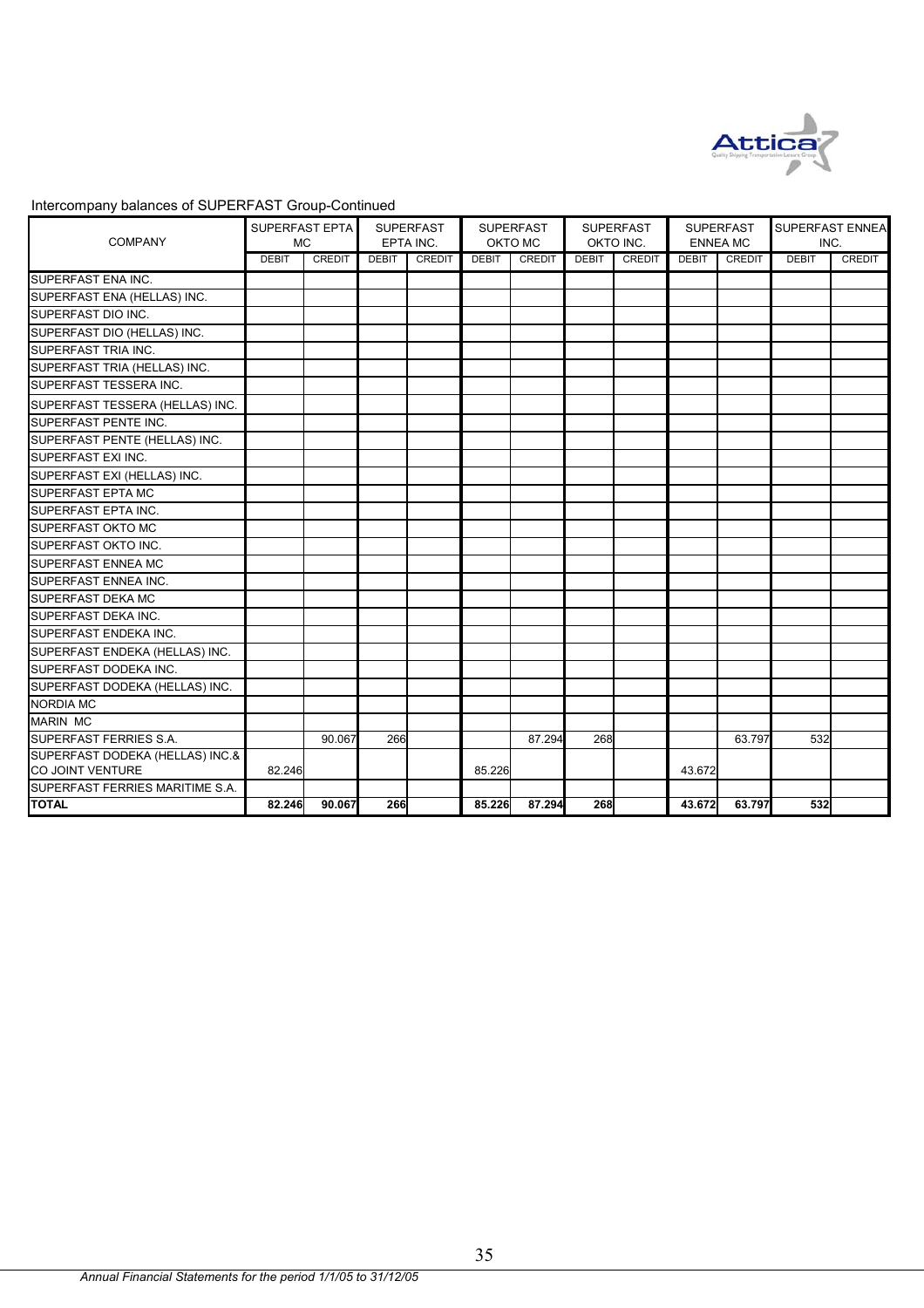Intercompany balances of SUPERFAST Group-Continued

| COMPANY | SUPERFAST EPTA MC | | SUPERFAST EPTA INC. | | SUPERFAST OKTO MC | | SUPERFAST OKTO INC. | | SUPERFAST ENNEA MC | | SUPERFAST ENNEA INC. | |
|---|---|---|---|---|---|---|---|---|---|---|---|---|
| | DEBIT | CREDIT | DEBIT | CREDIT | DEBIT | CREDIT | DEBIT | CREDIT | DEBIT | CREDIT | DEBIT | CREDIT |
| SUPERFAST ENA INC. | | | | | | | | | | | | |
| SUPERFAST ENA (HELLAS) INC. | | | | | | | | | | | | |
| SUPERFAST DIO INC. | | | | | | | | | | | | |
| SUPERFAST DIO (HELLAS) INC. | | | | | | | | | | | | |
| SUPERFAST TRIA INC. | | | | | | | | | | | | |
| SUPERFAST TRIA (HELLAS) INC. | | | | | | | | | | | | |
| SUPERFAST TESSERA INC. | | | | | | | | | | | | |
| SUPERFAST TESSERA (HELLAS) INC. | | | | | | | | | | | | |
| SUPERFAST PENTE INC. | | | | | | | | | | | | |
| SUPERFAST PENTE (HELLAS) INC. | | | | | | | | | | | | |
| SUPERFAST EXI INC. | | | | | | | | | | | | |
| SUPERFAST EXI (HELLAS) INC. | | | | | | | | | | | | |
| SUPERFAST EPTA MC | | | | | | | | | | | | |
| SUPERFAST EPTA INC. | | | | | | | | | | | | |
| SUPERFAST OKTO MC | | | | | | | | | | | | |
| SUPERFAST OKTO INC. | | | | | | | | | | | | |
| SUPERFAST ENNEA MC | | | | | | | | | | | | |
| SUPERFAST ENNEA INC. | | | | | | | | | | | | |
| SUPERFAST DEKA MC | | | | | | | | | | | | |
| SUPERFAST DEKA INC. | | | | | | | | | | | | |
| SUPERFAST ENDEKA INC. | | | | | | | | | | | | |
| SUPERFAST ENDEKA (HELLAS) INC. | | | | | | | | | | | | |
| SUPERFAST DODEKA INC. | | | | | | | | | | | | |
| SUPERFAST DODEKA (HELLAS) INC. | | | | | | | | | | | | |
| NORDIA MC | | | | | | | | | | | | |
| MARIN MC | | | | | | | | | | | | |
| SUPERFAST FERRIES S.A. | | 90.067 | 266 | | | 87.294 | 268 | | | 63.797 | 532 | |
| SUPERFAST DODEKA (HELLAS) INC.& CO JOINT VENTURE | 82.246 | | | | 85.226 | | | | 43.672 | | | |
| SUPERFAST FERRIES MARITIME S.A. | | | | | | | | | | | | |
| **TOTAL** | **82.246** | **90.067** | **266** | | **85.226** | **87.294** | **268** | | **43.672** | **63.797** | **532** | |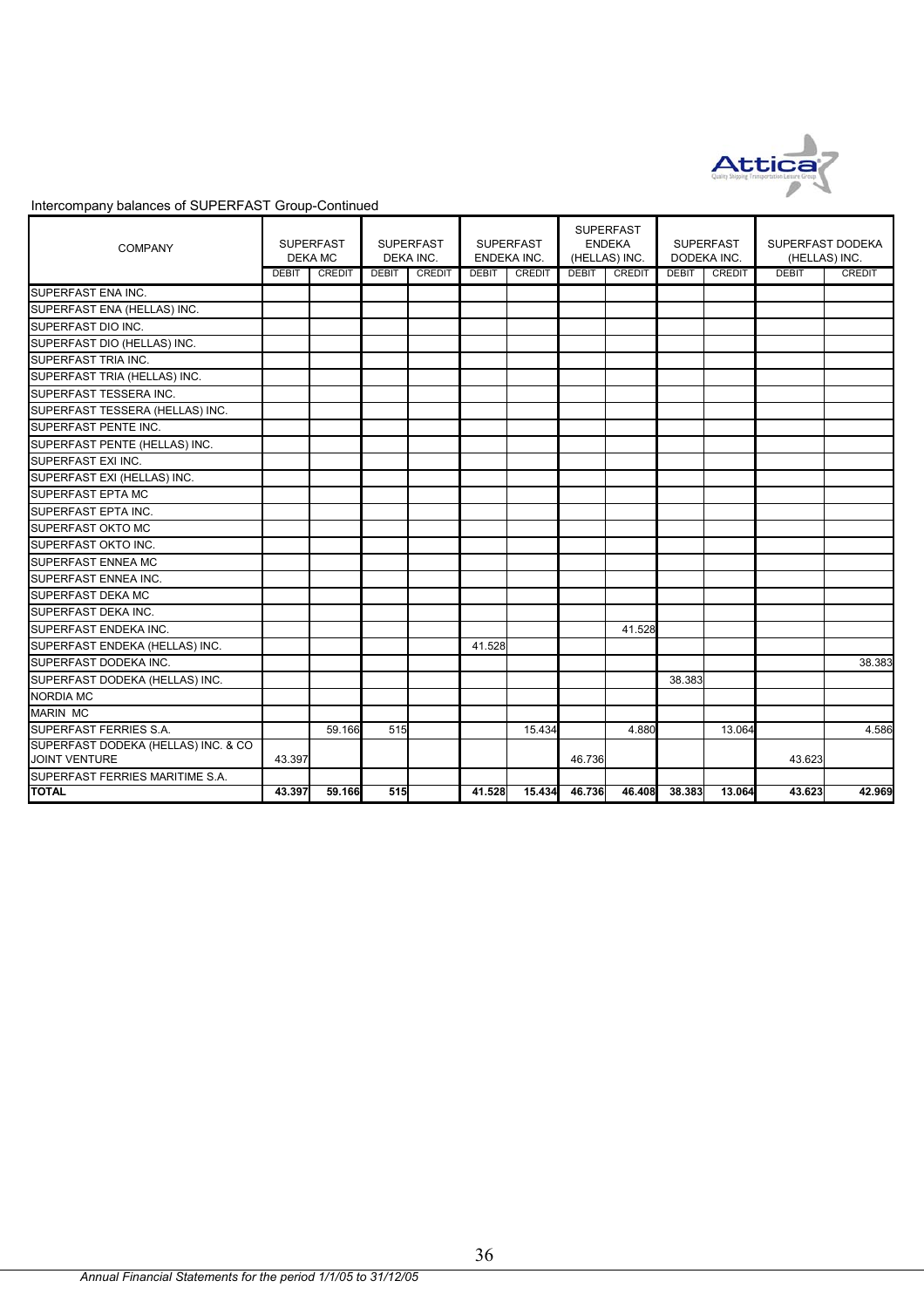Intercompany balances of SUPERFAST Group-Continued

| COMPANY | SUPERFAST DEKA MC | | SUPERFAST DEKA INC. | | SUPERFAST ENDEKA INC. | | SUPERFAST ENDEKA (HELLAS) INC. | | SUPERFAST DODEKA INC. | | SUPERFAST DODEKA (HELLAS) INC. | |
|---|---|---|---|---|---|---|---|---|---|---|---|---|
| | DEBIT | CREDIT | DEBIT | CREDIT | DEBIT | CREDIT | DEBIT | CREDIT | DEBIT | CREDIT | DEBIT | CREDIT |
| SUPERFAST ENA INC. | | | | | | | | | | | | |
| SUPERFAST ENA (HELLAS) INC. | | | | | | | | | | | | |
| SUPERFAST DIO INC. | | | | | | | | | | | | |
| SUPERFAST DIO (HELLAS) INC. | | | | | | | | | | | | |
| SUPERFAST TRIA INC. | | | | | | | | | | | | |
| SUPERFAST TRIA (HELLAS) INC. | | | | | | | | | | | | |
| SUPERFAST TESSERA INC. | | | | | | | | | | | | |
| SUPERFAST TESSERA (HELLAS) INC. | | | | | | | | | | | | |
| SUPERFAST PENTE INC. | | | | | | | | | | | | |
| SUPERFAST PENTE (HELLAS) INC. | | | | | | | | | | | | |
| SUPERFAST EXI INC. | | | | | | | | | | | | |
| SUPERFAST EXI (HELLAS) INC. | | | | | | | | | | | | |
| SUPERFAST EPTA MC | | | | | | | | | | | | |
| SUPERFAST EPTA INC. | | | | | | | | | | | | |
| SUPERFAST OKTO MC | | | | | | | | | | | | |
| SUPERFAST OKTO INC. | | | | | | | | | | | | |
| SUPERFAST ENNEA MC | | | | | | | | | | | | |
| SUPERFAST ENNEA INC. | | | | | | | | | | | | |
| SUPERFAST DEKA MC | | | | | | | | | | | | |
| SUPERFAST DEKA INC. | | | | | | | | | | | | |
| SUPERFAST ENDEKA INC. | | | | | | | | 41.528 | | | | |
| SUPERFAST ENDEKA (HELLAS) INC. | | | | | 41.528 | | | | | | | |
| SUPERFAST DODEKA INC. | | | | | | | | | | | | 38.383 |
| SUPERFAST DODEKA (HELLAS) INC. | | | | | | | | | 38.383 | | | |
| NORDIA MC | | | | | | | | | | | | |
| MARIN MC | | | | | | | | | | | | |
| SUPERFAST FERRIES S.A. | | 59.166 | 515 | | | 15.434 | | 4.880 | | 13.064 | | 4.586 |
| SUPERFAST DODEKA (HELLAS) INC. & CO JOINT VENTURE | 43.397 | | | | | | 46.736 | | | | 43.623 | |
| SUPERFAST FERRIES MARITIME S.A. | | | | | | | | | | | | |
| **TOTAL** | **43.397** | **59.166** | **515** | | **41.528** | **15.434** | **46.736** | **46.408** | **38.383** | **13.064** | **43.623** | **42.969** |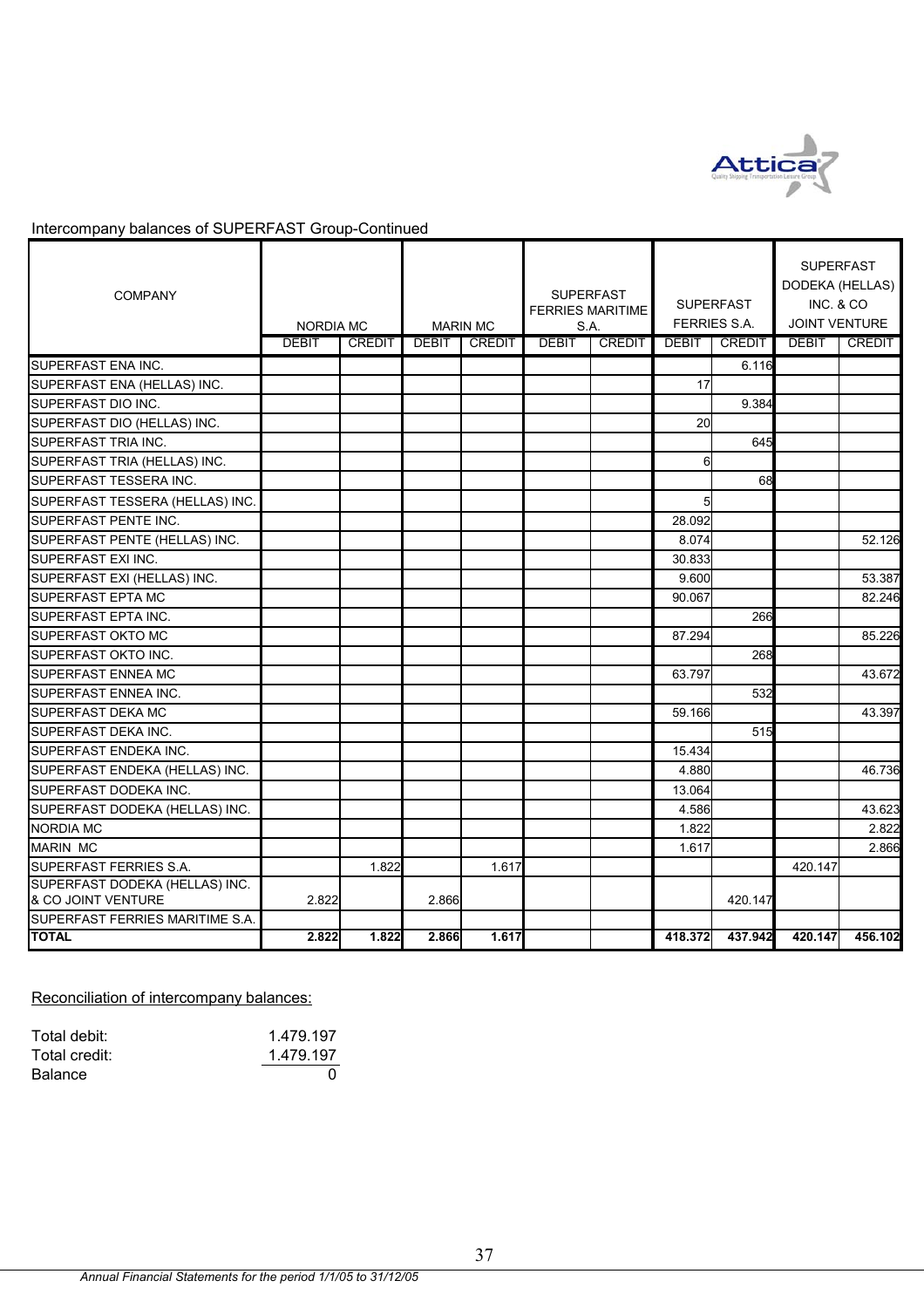Intercompany balances of SUPERFAST Group-Continued

| COMPANY | NORDIA MC | | MARIN MC | | SUPERFAST FERRIES MARITIME S.A. | | SUPERFAST FERRIES S.A. | | SUPERFAST DODEKA (HELLAS) INC. & CO JOINT VENTURE | |
|---|---|---|---|---|---|---|---|---|---|---|
| | DEBIT | CREDIT | DEBIT | CREDIT | DEBIT | CREDIT | DEBIT | CREDIT | DEBIT | CREDIT |
| SUPERFAST ENA INC. | | | | | | | | 6.116 | | |
| SUPERFAST ENA (HELLAS) INC. | | | | | | | 17 | | | |
| SUPERFAST DIO INC. | | | | | | | | 9.384 | | |
| SUPERFAST DIO (HELLAS) INC. | | | | | | | 20 | | | |
| SUPERFAST TRIA INC. | | | | | | | | 645 | | |
| SUPERFAST TRIA (HELLAS) INC. | | | | | | | 6 | | | |
| SUPERFAST TESSERA INC. | | | | | | | | 68 | | |
| SUPERFAST TESSERA (HELLAS) INC. | | | | | | | 5 | | | |
| SUPERFAST PENTE INC. | | | | | | | 28.092 | | | |
| SUPERFAST PENTE (HELLAS) INC. | | | | | | | 8.074 | | | 52.126 |
| SUPERFAST EXI INC. | | | | | | | 30.833 | | | |
| SUPERFAST EXI (HELLAS) INC. | | | | | | | 9.600 | | | 53.387 |
| SUPERFAST EPTA MC | | | | | | | 90.067 | | | 82.246 |
| SUPERFAST EPTA INC. | | | | | | | | 266 | | |
| SUPERFAST OKTO MC | | | | | | | 87.294 | | | 85.226 |
| SUPERFAST OKTO INC. | | | | | | | | 268 | | |
| SUPERFAST ENNEA MC | | | | | | | 63.797 | | | 43.672 |
| SUPERFAST ENNEA INC. | | | | | | | | 532 | | |
| SUPERFAST DEKA MC | | | | | | | 59.166 | | | 43.397 |
| SUPERFAST DEKA INC. | | | | | | | | 515 | | |
| SUPERFAST ENDEKA INC. | | | | | | | 15.434 | | | |
| SUPERFAST ENDEKA (HELLAS) INC. | | | | | | | 4.880 | | | 46.736 |
| SUPERFAST DODEKA INC. | | | | | | | 13.064 | | | |
| SUPERFAST DODEKA (HELLAS) INC. | | | | | | | 4.586 | | | 43.623 |
| NORDIA MC | | | | | | | 1.822 | | | 2.822 |
| MARIN MC | | | | | | | 1.617 | | | 2.866 |
| SUPERFAST FERRIES S.A. | | 1.822 | | 1.617 | | | | | 420.147 | |
| SUPERFAST DODEKA (HELLAS) INC. & CO JOINT VENTURE | 2.822 | | 2.866 | | | | | 420.147 | | |
| SUPERFAST FERRIES MARITIME S.A. | | | | | | | | | | |
| **TOTAL** | **2.822** | **1.822** | **2.866** | **1.617** | | | **418.372** | **437.942** | **420.147** | **456.102** |

Reconciliation of intercompany balances:

| | |
|---|---|
| Total debit: | 1.479.197 |
| Total credit: | 1.479.197 |
| Balance | 0 |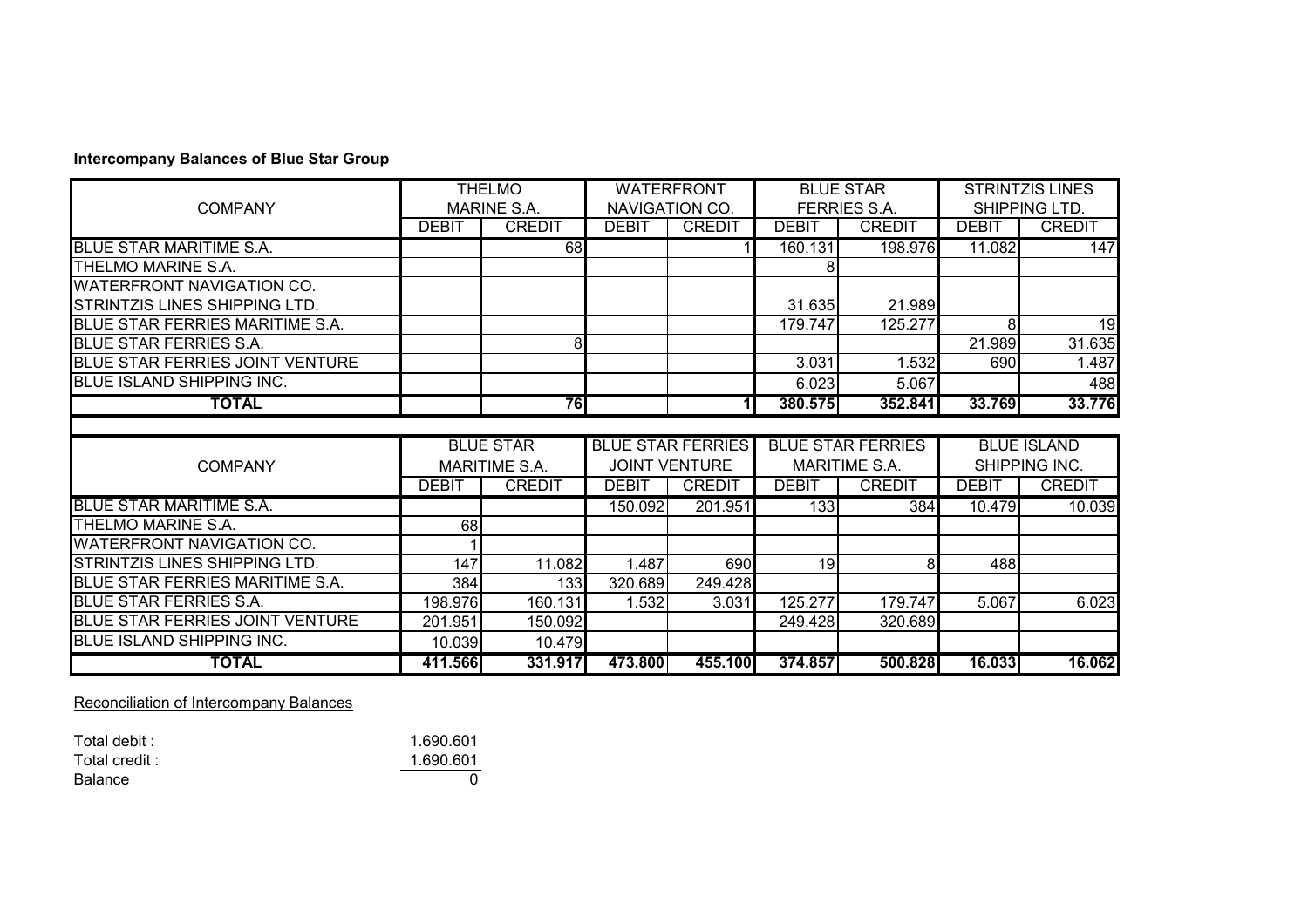**Intercompany Balances of Blue Star Group**

| COMPANY | THELMO MARINE S.A. | | WATERFRONT NAVIGATION CO. | | BLUE STAR FERRIES S.A. | | STRINTZIS LINES SHIPPING LTD. | |
|---|---|---|---|---|---|---|---|---|
| | DEBIT | CREDIT | DEBIT | CREDIT | DEBIT | CREDIT | DEBIT | CREDIT |
| BLUE STAR MARITIME S.A. | | 68 | | 1 | 160.131 | 198.976 | 11.082 | 147 |
| THELMO MARINE S.A. | | | | | 8 | | | |
| WATERFRONT NAVIGATION CO. | | | | | | | | |
| STRINTZIS LINES SHIPPING LTD. | | | | | 31.635 | 21.989 | | |
| BLUE STAR FERRIES MARITIME S.A. | | | | | 179.747 | 125.277 | 8 | 19 |
| BLUE STAR FERRIES S.A. | | 8 | | | | | 21.989 | 31.635 |
| BLUE STAR FERRIES JOINT VENTURE | | | | | 3.031 | 1.532 | 690 | 1.487 |
| BLUE ISLAND SHIPPING INC. | | | | | 6.023 | 5.067 | | 488 |
| **TOTAL** | | **76** | | **1** | **380.575** | **352.841** | **33.769** | **33.776** |

| COMPANY | BLUE STAR MARITIME S.A. | | BLUE STAR FERRIES JOINT VENTURE | | BLUE STAR FERRIES MARITIME S.A. | | BLUE ISLAND SHIPPING INC. | |
|---|---|---|---|---|---|---|---|---|
| | DEBIT | CREDIT | DEBIT | CREDIT | DEBIT | CREDIT | DEBIT | CREDIT |
| BLUE STAR MARITIME S.A. | | | 150.092 | 201.951 | 133 | 384 | 10.479 | 10.039 |
| THELMO MARINE S.A. | 68 | | | | | | | |
| WATERFRONT NAVIGATION CO. | 1 | | | | | | | |
| STRINTZIS LINES SHIPPING LTD. | 147 | 11.082 | 1.487 | 690 | 19 | 8 | 488 | |
| BLUE STAR FERRIES MARITIME S.A. | 384 | 133 | 320.689 | 249.428 | | | | |
| BLUE STAR FERRIES S.A. | 198.976 | 160.131 | 1.532 | 3.031 | 125.277 | 179.747 | 5.067 | 6.023 |
| BLUE STAR FERRIES JOINT VENTURE | 201.951 | 150.092 | | | 249.428 | 320.689 | | |
| BLUE ISLAND SHIPPING INC. | 10.039 | 10.479 | | | | | | |
| **TOTAL** | **411.566** | **331.917** | **473.800** | **455.100** | **374.857** | **500.828** | **16.033** | **16.062** |

Reconciliation of Intercompany Balances

| | |
|---|---|
| Total debit : | 1.690.601 |
| Total credit : | 1.690.601 |
| Balance | 0 |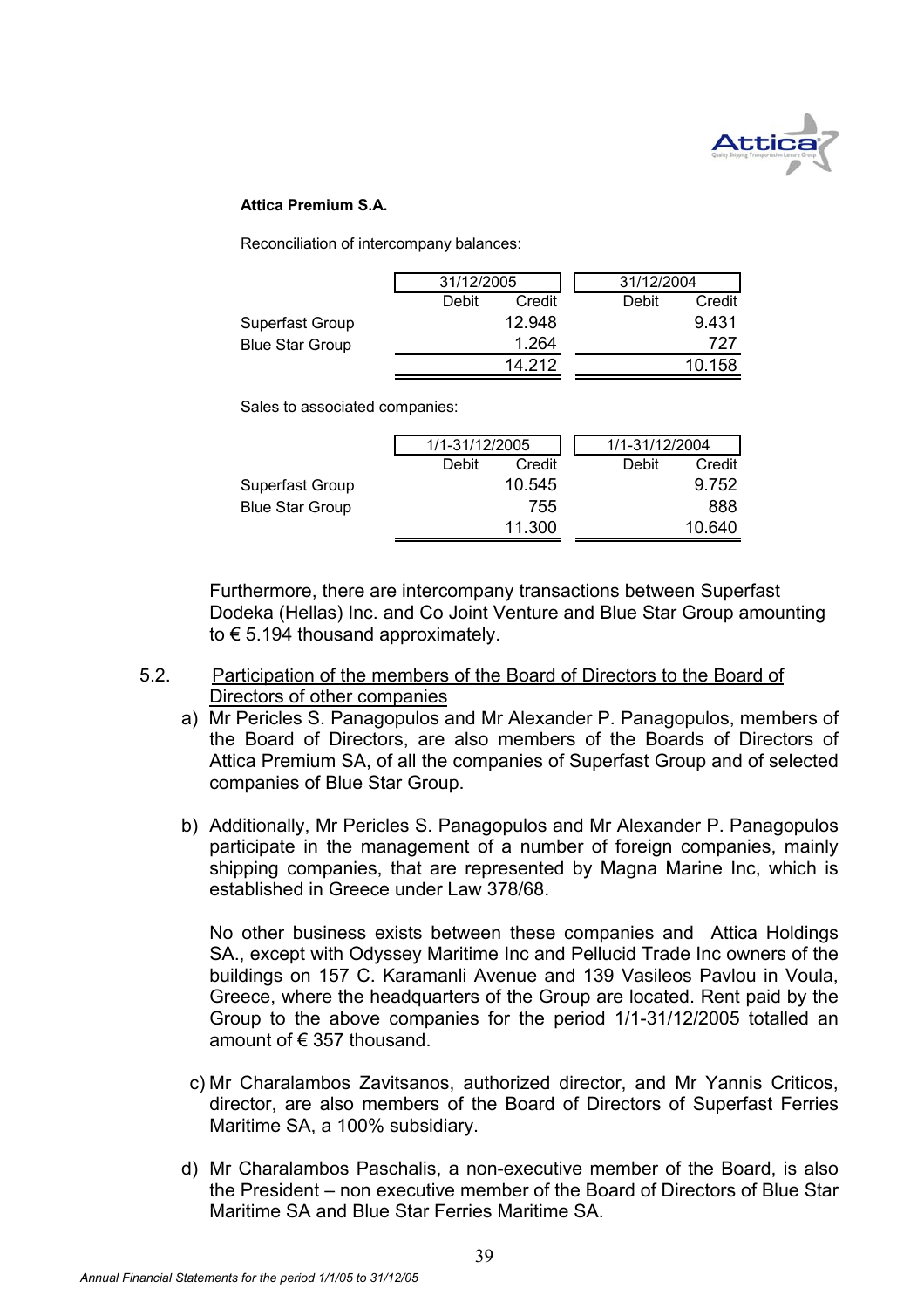**Attica Premium S.A.**

Reconciliation of intercompany balances:

| | 31/12/2005 | | 31/12/2004 | |
|---|---|---|---|---|
| | Debit | Credit | Debit | Credit |
| Superfast Group | | 12.948 | | 9.431 |
| Blue Star Group | | 1.264 | | 727 |
| | | 14.212 | | 10.158 |

Sales to associated companies:

| | 1/1-31/12/2005 | | 1/1-31/12/2004 | |
|---|---|---|---|---|
| | Debit | Credit | Debit | Credit |
| Superfast Group | | 10.545 | | 9.752 |
| Blue Star Group | | 755 | | 888 |
| | | 11.300 | | 10.640 |

Furthermore, there are intercompany transactions between Superfast Dodeka (Hellas) Inc. and Co Joint Venture and Blue Star Group amounting to € 5.194 thousand approximately.

5.2. Participation of the members of the Board of Directors to the Board of Directors of other companies

a) Mr Pericles S. Panagopulos and Mr Alexander P. Panagopulos, members of the Board of Directors, are also members of the Boards of Directors of Attica Premium SA, of all the companies of Superfast Group and of selected companies of Blue Star Group.

b) Additionally, Mr Pericles S. Panagopulos and Mr Alexander P. Panagopulos participate in the management of a number of foreign companies, mainly shipping companies, that are represented by Magna Marine Inc, which is established in Greece under Law 378/68.

No other business exists between these companies and Attica Holdings SA., except with Odyssey Maritime Inc and Pellucid Trade Inc owners of the buildings on 157 C. Karamanli Avenue and 139 Vasileos Pavlou in Voula, Greece, where the headquarters of the Group are located. Rent paid by the Group to the above companies for the period 1/1-31/12/2005 totalled an amount of € 357 thousand.

c) Mr Charalambos Zavitsanos, authorized director, and Mr Yannis Criticos, director, are also members of the Board of Directors of Superfast Ferries Maritime SA, a 100% subsidiary.

d) Mr Charalambos Paschalis, a non-executive member of the Board, is also the President – non executive member of the Board of Directors of Blue Star Maritime SA and Blue Star Ferries Maritime SA.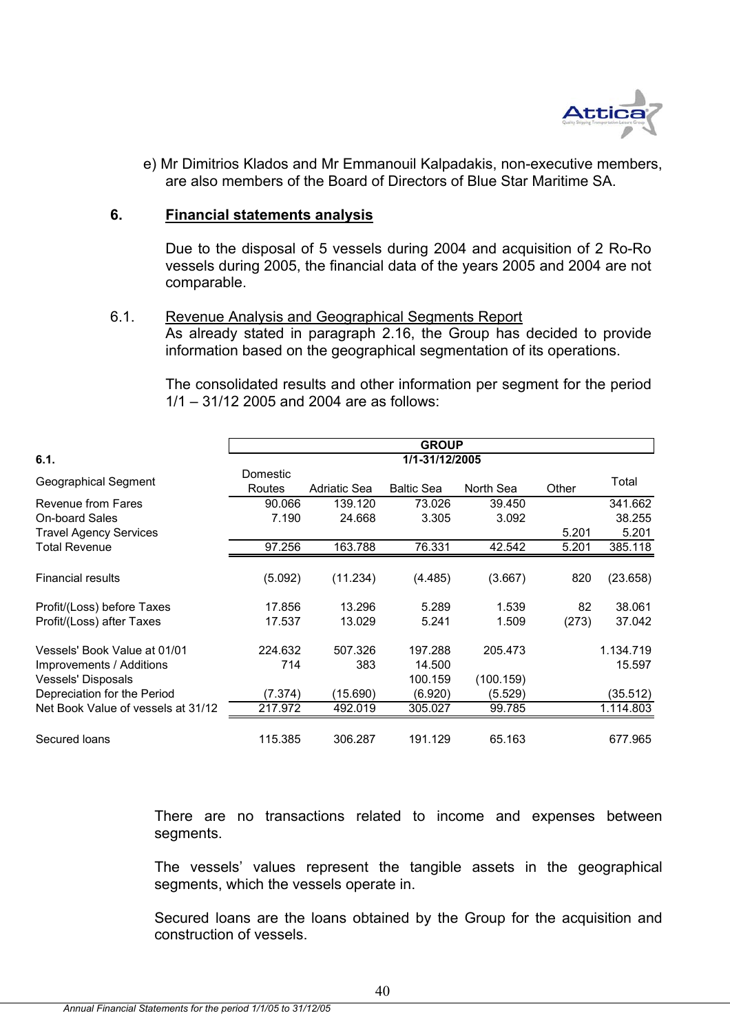e) Mr Dimitrios Klados and Mr Emmanouil Kalpadakis, non-executive members, are also members of the Board of Directors of Blue Star Maritime SA.

## 6. Financial statements analysis

Due to the disposal of 5 vessels during 2004 and acquisition of 2 Ro-Ro vessels during 2005, the financial data of the years 2005 and 2004 are not comparable.

### 6.1. Revenue Analysis and Geographical Segments Report

As already stated in paragraph 2.16, the Group has decided to provide information based on the geographical segmentation of its operations.

The consolidated results and other information per segment for the period 1/1 – 31/12 2005 and 2004 are as follows:

| 6.1. | GROUP | | | | | |
|---|---|---|---|---|---|---|
| | 1/1-31/12/2005 | | | | | |
| Geographical Segment | Domestic Routes | Adriatic Sea | Baltic Sea | North Sea | Other | Total |
| Revenue from Fares | 90.066 | 139.120 | 73.026 | 39.450 | | 341.662 |
| On-board Sales | 7.190 | 24.668 | 3.305 | 3.092 | | 38.255 |
| Travel Agency Services | | | | | 5.201 | 5.201 |
| Total Revenue | 97.256 | 163.788 | 76.331 | 42.542 | 5.201 | 385.118 |
| Financial results | (5.092) | (11.234) | (4.485) | (3.667) | 820 | (23.658) |
| Profit/(Loss) before Taxes | 17.856 | 13.296 | 5.289 | 1.539 | 82 | 38.061 |
| Profit/(Loss) after Taxes | 17.537 | 13.029 | 5.241 | 1.509 | (273) | 37.042 |
| Vessels' Book Value at 01/01 | 224.632 | 507.326 | 197.288 | 205.473 | | 1.134.719 |
| Improvements / Additions | 714 | 383 | 14.500 | | | 15.597 |
| Vessels' Disposals | | | 100.159 | (100.159) | | |
| Depreciation for the Period | (7.374) | (15.690) | (6.920) | (5.529) | | (35.512) |
| Net Book Value of vessels at 31/12 | 217.972 | 492.019 | 305.027 | 99.785 | | 1.114.803 |
| Secured loans | 115.385 | 306.287 | 191.129 | 65.163 | | 677.965 |

There are no transactions related to income and expenses between segments.

The vessels' values represent the tangible assets in the geographical segments, which the vessels operate in.

Secured loans are the loans obtained by the Group for the acquisition and construction of vessels.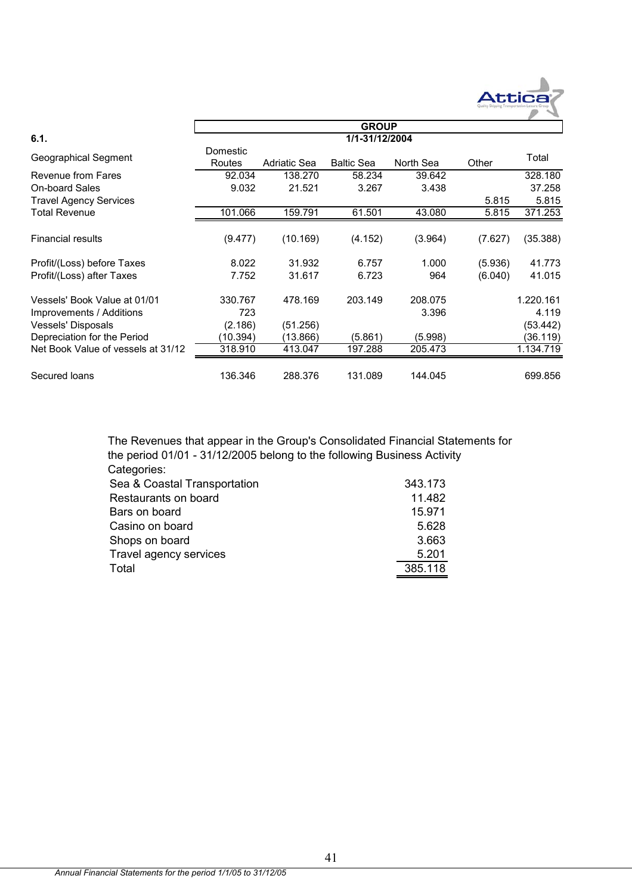| 6.1. | GROUP 1/1-31/12/2004 | | | | | |
|---|---|---|---|---|---|---|
| Geographical Segment | Domestic Routes | Adriatic Sea | Baltic Sea | North Sea | Other | Total |
| Revenue from Fares | 92.034 | 138.270 | 58.234 | 39.642 | | 328.180 |
| On-board Sales | 9.032 | 21.521 | 3.267 | 3.438 | | 37.258 |
| Travel Agency Services | | | | | 5.815 | 5.815 |
| Total Revenue | 101.066 | 159.791 | 61.501 | 43.080 | 5.815 | 371.253 |
| Financial results | (9.477) | (10.169) | (4.152) | (3.964) | (7.627) | (35.388) |
| Profit/(Loss) before Taxes | 8.022 | 31.932 | 6.757 | 1.000 | (5.936) | 41.773 |
| Profit/(Loss) after Taxes | 7.752 | 31.617 | 6.723 | 964 | (6.040) | 41.015 |
| Vessels' Book Value at 01/01 | 330.767 | 478.169 | 203.149 | 208.075 | | 1.220.161 |
| Improvements / Additions | 723 | | | 3.396 | | 4.119 |
| Vessels' Disposals | (2.186) | (51.256) | | | | (53.442) |
| Depreciation for the Period | (10.394) | (13.866) | (5.861) | (5.998) | | (36.119) |
| Net Book Value of vessels at 31/12 | 318.910 | 413.047 | 197.288 | 205.473 | | 1.134.719 |
| Secured loans | 136.346 | 288.376 | 131.089 | 144.045 | | 699.856 |

The Revenues that appear in the Group's Consolidated Financial Statements for the period 01/01 - 31/12/2005 belong to the following Business Activity Categories:

| | |
|---|---|
| Sea & Coastal Transportation | 343.173 |
| Restaurants on board | 11.482 |
| Bars on board | 15.971 |
| Casino on board | 5.628 |
| Shops on board | 3.663 |
| Travel agency services | 5.201 |
| Total | 385.118 |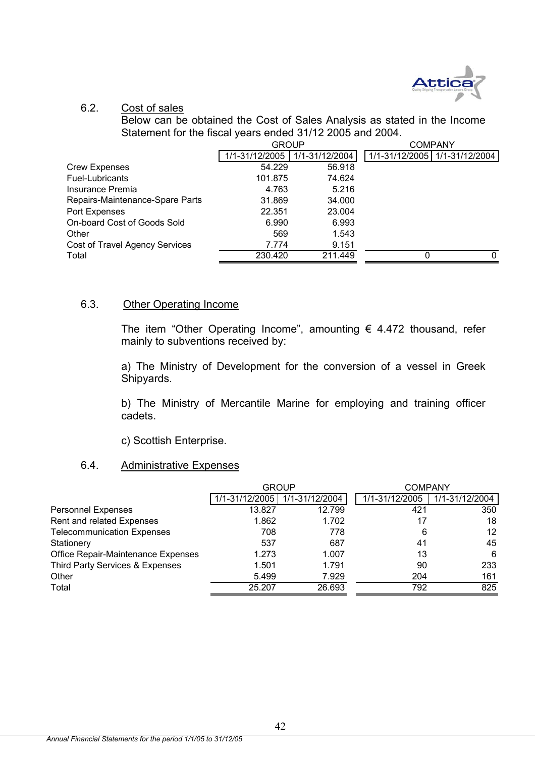### 6.2. Cost of sales

Below can be obtained the Cost of Sales Analysis as stated in the Income Statement for the fiscal years ended 31/12 2005 and 2004.

| | GROUP | | COMPANY | |
|---|---|---|---|---|
| | 1/1-31/12/2005 | 1/1-31/12/2004 | 1/1-31/12/2005 | 1/1-31/12/2004 |
| Crew Expenses | 54.229 | 56.918 | | |
| Fuel-Lubricants | 101.875 | 74.624 | | |
| Insurance Premia | 4.763 | 5.216 | | |
| Repairs-Maintenance-Spare Parts | 31.869 | 34.000 | | |
| Port Expenses | 22.351 | 23.004 | | |
| On-board Cost of Goods Sold | 6.990 | 6.993 | | |
| Other | 569 | 1.543 | | |
| Cost of Travel Agency Services | 7.774 | 9.151 | | |
| Total | 230.420 | 211.449 | 0 | 0 |

### 6.3. Other Operating Income

The item "Other Operating Income", amounting € 4.472 thousand, refer mainly to subventions received by:

a) The Ministry of Development for the conversion of a vessel in Greek Shipyards.

b) The Ministry of Mercantile Marine for employing and training officer cadets.

c) Scottish Enterprise.

### 6.4. Administrative Expenses

| | GROUP | | COMPANY | |
|---|---|---|---|---|
| | 1/1-31/12/2005 | 1/1-31/12/2004 | 1/1-31/12/2005 | 1/1-31/12/2004 |
| Personnel Expenses | 13.827 | 12.799 | 421 | 350 |
| Rent and related Expenses | 1.862 | 1.702 | 17 | 18 |
| Telecommunication Expenses | 708 | 778 | 6 | 12 |
| Stationery | 537 | 687 | 41 | 45 |
| Office Repair-Maintenance Expenses | 1.273 | 1.007 | 13 | 6 |
| Third Party Services & Expenses | 1.501 | 1.791 | 90 | 233 |
| Other | 5.499 | 7.929 | 204 | 161 |
| Total | 25.207 | 26.693 | 792 | 825 |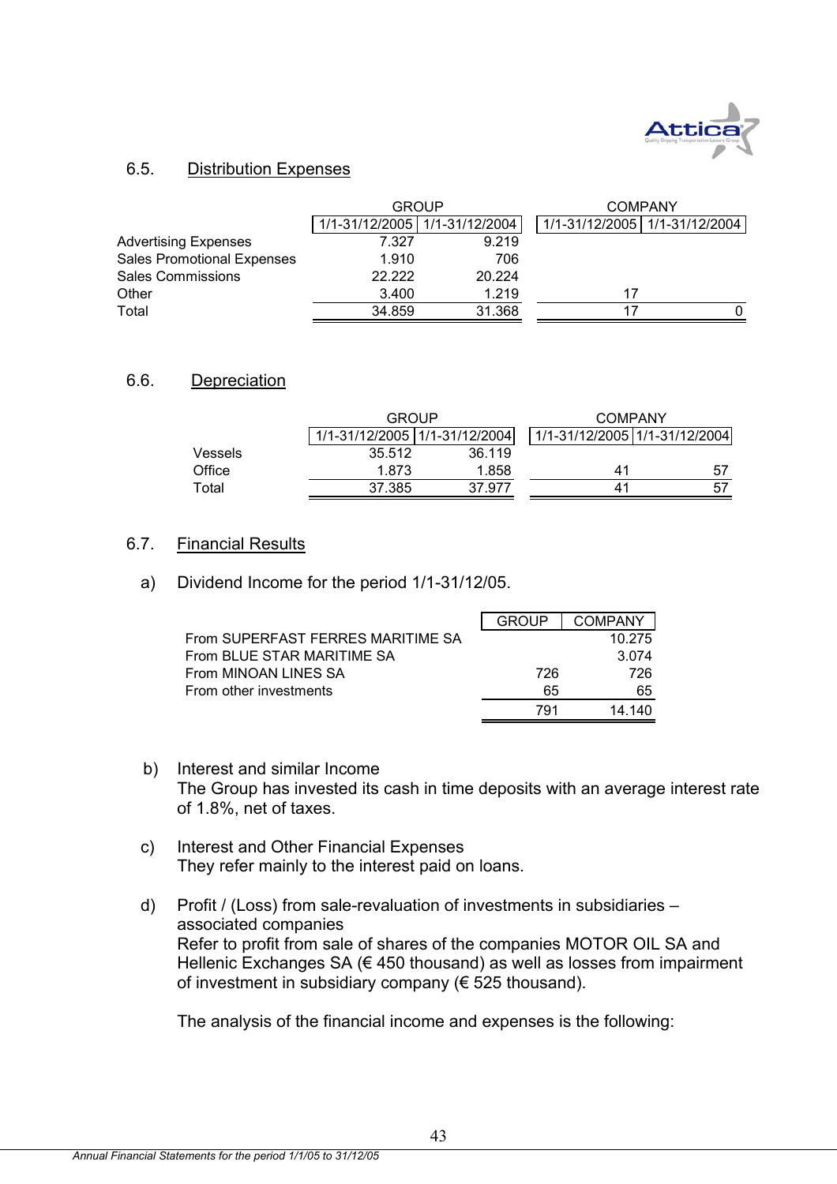## 6.5. Distribution Expenses

| | GROUP | | COMPANY | |
|---|---|---|---|---|
| | 1/1-31/12/2005 | 1/1-31/12/2004 | 1/1-31/12/2005 | 1/1-31/12/2004 |
| Advertising Expenses | 7.327 | 9.219 | | |
| Sales Promotional Expenses | 1.910 | 706 | | |
| Sales Commissions | 22.222 | 20.224 | | |
| Other | 3.400 | 1.219 | 17 | |
| Total | 34.859 | 31.368 | 17 | 0 |

## 6.6. Depreciation

| | GROUP | | COMPANY | |
|---|---|---|---|---|
| | 1/1-31/12/2005 | 1/1-31/12/2004 | 1/1-31/12/2005 | 1/1-31/12/2004 |
| Vessels | 35.512 | 36.119 | | |
| Office | 1.873 | 1.858 | 41 | 57 |
| Total | 37.385 | 37.977 | 41 | 57 |

## 6.7. Financial Results

a) Dividend Income for the period 1/1-31/12/05.

| | GROUP | COMPANY |
|---|---|---|
| From SUPERFAST FERRES MARITIME SA | | 10.275 |
| From BLUE STAR MARITIME SA | | 3.074 |
| From MINOAN LINES SA | 726 | 726 |
| From other investments | 65 | 65 |
| | 791 | 14.140 |

b) Interest and similar Income
The Group has invested its cash in time deposits with an average interest rate of 1.8%, net of taxes.

c) Interest and Other Financial Expenses
They refer mainly to the interest paid on loans.

d) Profit / (Loss) from sale-revaluation of investments in subsidiaries – associated companies
Refer to profit from sale of shares of the companies MOTOR OIL SA and Hellenic Exchanges SA (€ 450 thousand) as well as losses from impairment of investment in subsidiary company (€ 525 thousand).

The analysis of the financial income and expenses is the following: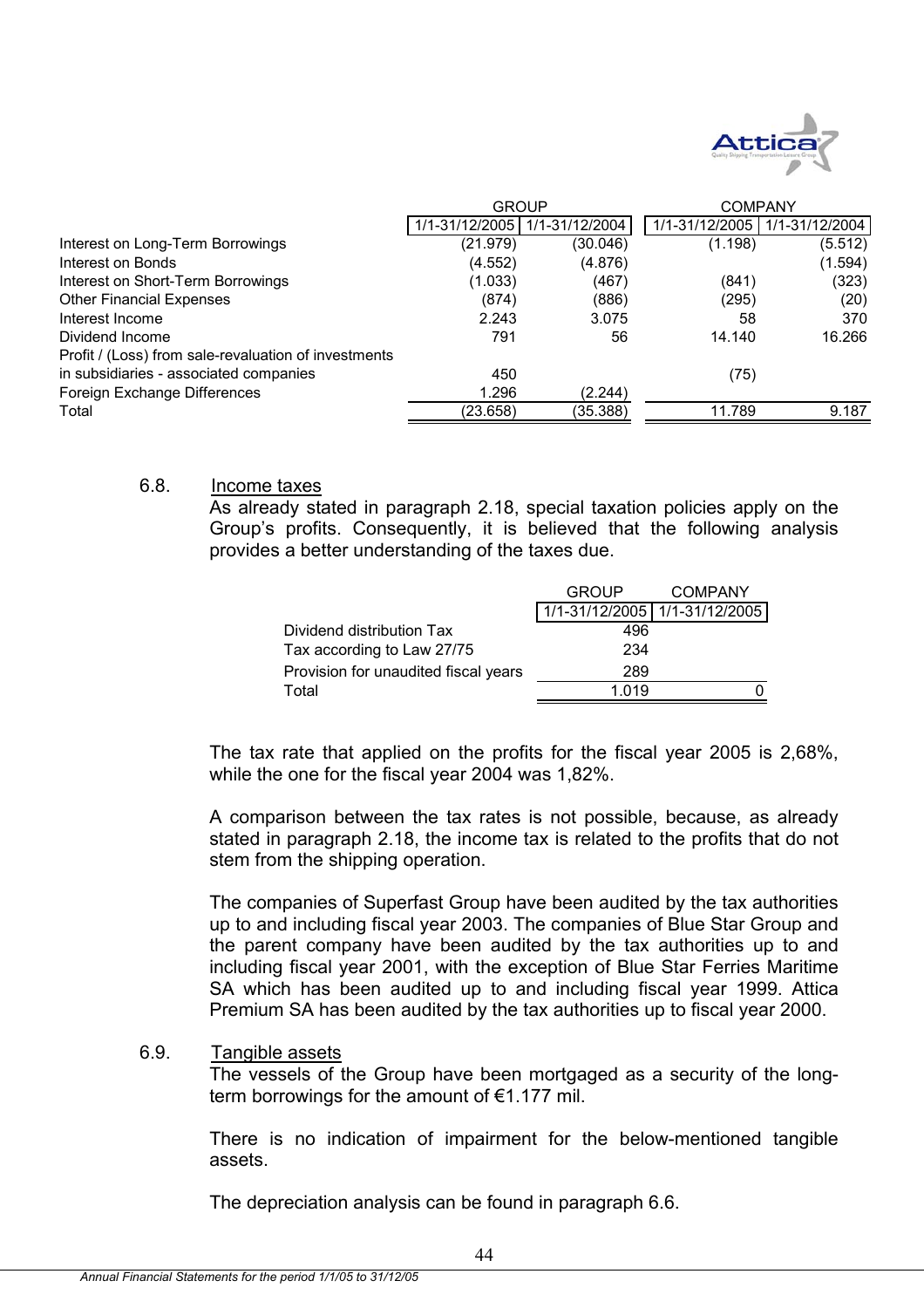| | GROUP | | COMPANY | |
|---|---|---|---|---|
| | 1/1-31/12/2005 | 1/1-31/12/2004 | 1/1-31/12/2005 | 1/1-31/12/2004 |
| Interest on Long-Term Borrowings | (21.979) | (30.046) | (1.198) | (5.512) |
| Interest on Bonds | (4.552) | (4.876) | | (1.594) |
| Interest on Short-Term Borrowings | (1.033) | (467) | (841) | (323) |
| Other Financial Expenses | (874) | (886) | (295) | (20) |
| Interest Income | 2.243 | 3.075 | 58 | 370 |
| Dividend Income | 791 | 56 | 14.140 | 16.266 |
| Profit / (Loss) from sale-revaluation of investments in subsidiaries - associated companies | 450 | | (75) | |
| Foreign Exchange Differences | 1.296 | (2.244) | | |
| Total | (23.658) | (35.388) | 11.789 | 9.187 |

6.8. Income taxes

As already stated in paragraph 2.18, special taxation policies apply on the Group's profits. Consequently, it is believed that the following analysis provides a better understanding of the taxes due.

| | GROUP | COMPANY |
|---|---|---|
| | 1/1-31/12/2005 | 1/1-31/12/2005 |
| Dividend distribution Tax | 496 | |
| Tax according to Law 27/75 | 234 | |
| Provision for unaudited fiscal years | 289 | |
| Total | 1.019 | 0 |

The tax rate that applied on the profits for the fiscal year 2005 is 2,68%, while the one for the fiscal year 2004 was 1,82%.

A comparison between the tax rates is not possible, because, as already stated in paragraph 2.18, the income tax is related to the profits that do not stem from the shipping operation.

The companies of Superfast Group have been audited by the tax authorities up to and including fiscal year 2003. The companies of Blue Star Group and the parent company have been audited by the tax authorities up to and including fiscal year 2001, with the exception of Blue Star Ferries Maritime SA which has been audited up to and including fiscal year 1999. Attica Premium SA has been audited by the tax authorities up to fiscal year 2000.

6.9. Tangible assets

The vessels of the Group have been mortgaged as a security of the long-term borrowings for the amount of €1.177 mil.

There is no indication of impairment for the below-mentioned tangible assets.

The depreciation analysis can be found in paragraph 6.6.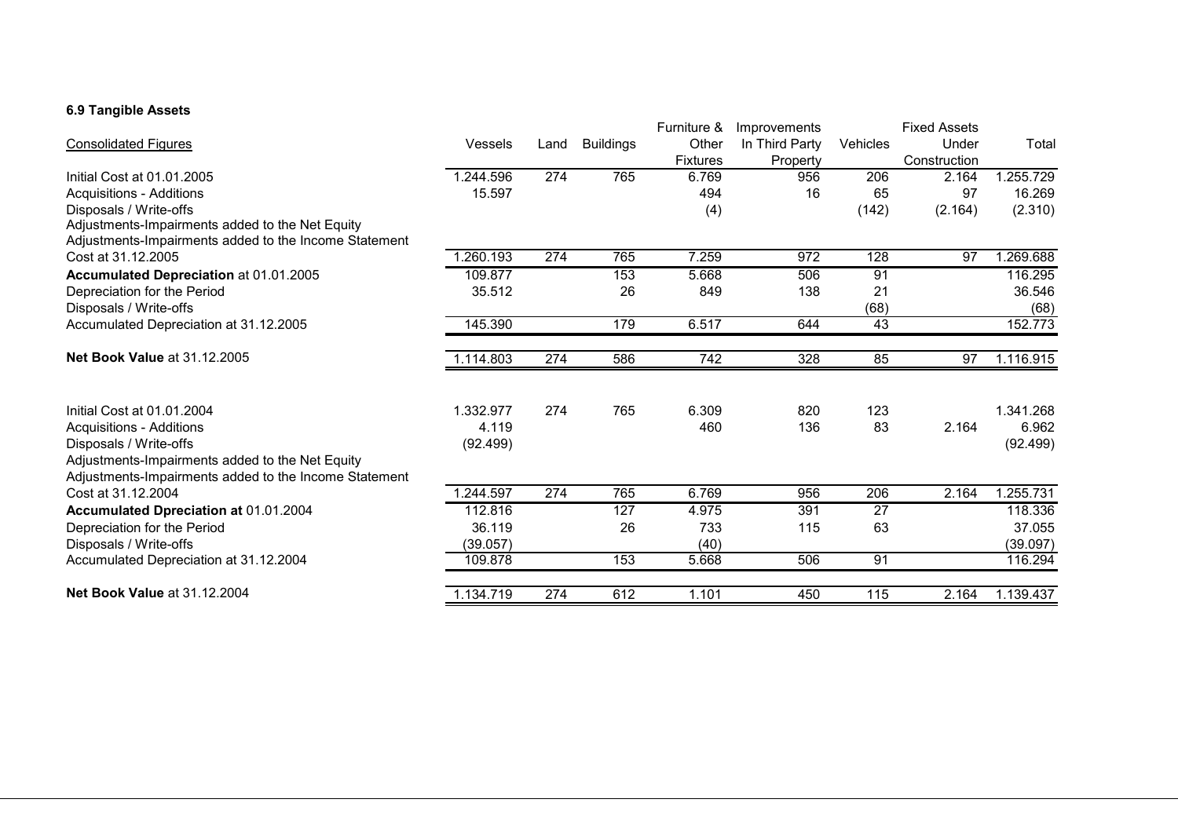**6.9 Tangible Assets**

| Consolidated Figures | Vessels | Land | Buildings | Furniture & Other Fixtures | Improvements In Third Party Property | Vehicles | Fixed Assets Under Construction | Total |
|---|---|---|---|---|---|---|---|---|
| Initial Cost at 01.01.2005 | 1.244.596 | 274 | 765 | 6.769 | 956 | 206 | 2.164 | 1.255.729 |
| Acquisitions - Additions | 15.597 | | | 494 | 16 | 65 | 97 | 16.269 |
| Disposals / Write-offs | | | | (4) | | (142) | (2.164) | (2.310) |
| Adjustments-Impairments added to the Net Equity | | | | | | | | |
| Adjustments-Impairments added to the Income Statement | | | | | | | | |
| Cost at 31.12.2005 | 1.260.193 | 274 | 765 | 7.259 | 972 | 128 | 97 | 1.269.688 |
| **Accumulated Depreciation** at 01.01.2005 | 109.877 | | 153 | 5.668 | 506 | 91 | | 116.295 |
| Depreciation for the Period | 35.512 | | 26 | 849 | 138 | 21 | | 36.546 |
| Disposals / Write-offs | | | | | | (68) | | (68) |
| Accumulated Depreciation at 31.12.2005 | 145.390 | | 179 | 6.517 | 644 | 43 | | 152.773 |
| **Net Book Value** at 31.12.2005 | 1.114.803 | 274 | 586 | 742 | 328 | 85 | 97 | 1.116.915 |
| | | | | | | | | |
| Initial Cost at 01.01.2004 | 1.332.977 | 274 | 765 | 6.309 | 820 | 123 | | 1.341.268 |
| Acquisitions - Additions | 4.119 | | | 460 | 136 | 83 | 2.164 | 6.962 |
| Disposals / Write-offs | (92.499) | | | | | | | (92.499) |
| Adjustments-Impairments added to the Net Equity | | | | | | | | |
| Adjustments-Impairments added to the Income Statement | | | | | | | | |
| Cost at 31.12.2004 | 1.244.597 | 274 | 765 | 6.769 | 956 | 206 | 2.164 | 1.255.731 |
| **Accumulated Dpreciation at** 01.01.2004 | 112.816 | | 127 | 4.975 | 391 | 27 | | 118.336 |
| Depreciation for the Period | 36.119 | | 26 | 733 | 115 | 63 | | 37.055 |
| Disposals / Write-offs | (39.057) | | | (40) | | | | (39.097) |
| Accumulated Depreciation at 31.12.2004 | 109.878 | | 153 | 5.668 | 506 | 91 | | 116.294 |
| **Net Book Value** at 31.12.2004 | 1.134.719 | 274 | 612 | 1.101 | 450 | 115 | 2.164 | 1.139.437 |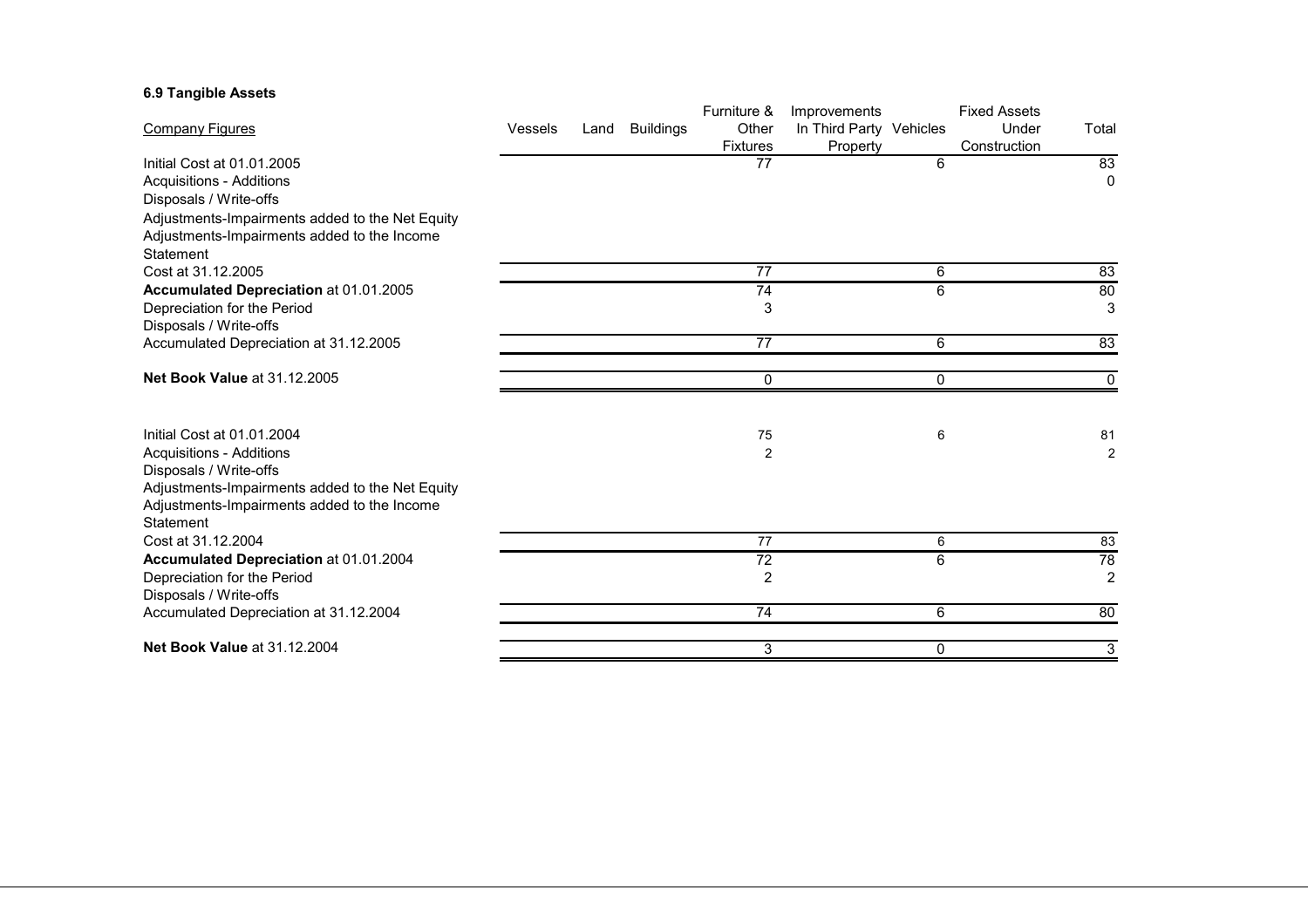**6.9 Tangible Assets**

| Company Figures | Vessels | Land | Buildings | Furniture & Other Fixtures | Improvements In Third Party Property | Vehicles | Fixed Assets Under Construction | Total |
|---|---|---|---|---|---|---|---|---|
| Initial Cost at 01.01.2005 | | | | 77 | | 6 | | 83 |
| Acquisitions - Additions | | | | | | | | 0 |
| Disposals / Write-offs | | | | | | | | |
| Adjustments-Impairments added to the Net Equity | | | | | | | | |
| Adjustments-Impairments added to the Income Statement | | | | | | | | |
| Cost at 31.12.2005 | | | | 77 | | 6 | | 83 |
| **Accumulated Depreciation** at 01.01.2005 | | | | 74 | | 6 | | 80 |
| Depreciation for the Period | | | | 3 | | | | 3 |
| Disposals / Write-offs | | | | | | | | |
| Accumulated Depreciation at 31.12.2005 | | | | 77 | | 6 | | 83 |
| **Net Book Value** at 31.12.2005 | | | | 0 | | 0 | | 0 |
| | | | | | | | | |
| Initial Cost at 01.01.2004 | | | | 75 | | 6 | | 81 |
| Acquisitions - Additions | | | | 2 | | | | 2 |
| Disposals / Write-offs | | | | | | | | |
| Adjustments-Impairments added to the Net Equity | | | | | | | | |
| Adjustments-Impairments added to the Income Statement | | | | | | | | |
| Cost at 31.12.2004 | | | | 77 | | 6 | | 83 |
| **Accumulated Depreciation** at 01.01.2004 | | | | 72 | | 6 | | 78 |
| Depreciation for the Period | | | | 2 | | | | 2 |
| Disposals / Write-offs | | | | | | | | |
| Accumulated Depreciation at 31.12.2004 | | | | 74 | | 6 | | 80 |
| **Net Book Value** at 31.12.2004 | | | | 3 | | 0 | | 3 |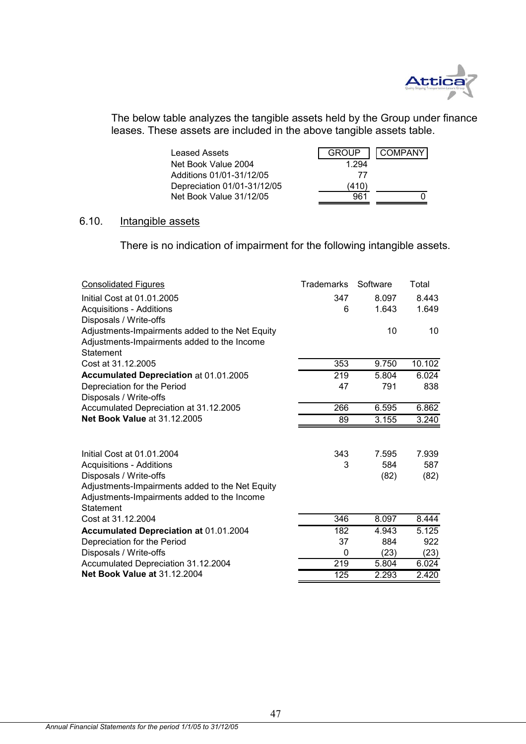The below table analyzes the tangible assets held by the Group under finance leases. These assets are included in the above tangible assets table.

| Leased Assets | GROUP | COMPANY |
|---|---|---|
| Net Book Value 2004 | 1.294 | |
| Additions 01/01-31/12/05 | 77 | |
| Depreciation 01/01-31/12/05 | (410) | |
| Net Book Value 31/12/05 | 961 | 0 |

## 6.10. Intangible assets

There is no indication of impairment for the following intangible assets.

| Consolidated Figures | Trademarks | Software | Total |
|---|---|---|---|
| Initial Cost at 01.01.2005 | 347 | 8.097 | 8.443 |
| Acquisitions - Additions | 6 | 1.643 | 1.649 |
| Disposals / Write-offs | | | |
| Adjustments-Impairments added to the Net Equity | | 10 | 10 |
| Adjustments-Impairments added to the Income Statement | | | |
| Cost at 31.12.2005 | 353 | 9.750 | 10.102 |
| **Accumulated Depreciation** at 01.01.2005 | 219 | 5.804 | 6.024 |
| Depreciation for the Period | 47 | 791 | 838 |
| Disposals / Write-offs | | | |
| Accumulated Depreciation at 31.12.2005 | 266 | 6.595 | 6.862 |
| **Net Book Value** at 31.12.2005 | 89 | 3.155 | 3.240 |
| | | | |
| Initial Cost at 01.01.2004 | 343 | 7.595 | 7.939 |
| Acquisitions - Additions | 3 | 584 | 587 |
| Disposals / Write-offs | | (82) | (82) |
| Adjustments-Impairments added to the Net Equity | | | |
| Adjustments-Impairments added to the Income Statement | | | |
| Cost at 31.12.2004 | 346 | 8.097 | 8.444 |
| **Accumulated Depreciation at** 01.01.2004 | 182 | 4.943 | 5.125 |
| Depreciation for the Period | 37 | 884 | 922 |
| Disposals / Write-offs | 0 | (23) | (23) |
| Accumulated Depreciation 31.12.2004 | 219 | 5.804 | 6.024 |
| **Net Book Value at** 31.12.2004 | 125 | 2.293 | 2.420 |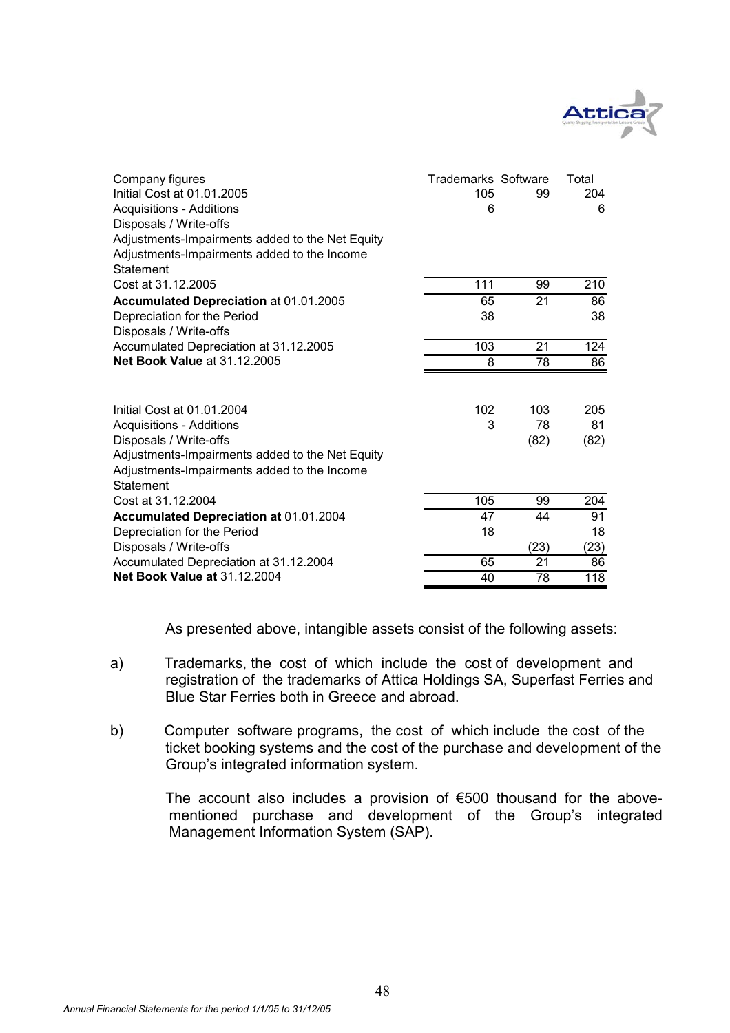| Company figures | Trademarks | Software | Total |
|---|---|---|---|
| Initial Cost at 01.01.2005 | 105 | 99 | 204 |
| Acquisitions - Additions | 6 | | 6 |
| Disposals / Write-offs | | | |
| Adjustments-Impairments added to the Net Equity | | | |
| Adjustments-Impairments added to the Income Statement | | | |
| Cost at 31.12.2005 | 111 | 99 | 210 |
| **Accumulated Depreciation** at 01.01.2005 | 65 | 21 | 86 |
| Depreciation for the Period | 38 | | 38 |
| Disposals / Write-offs | | | |
| Accumulated Depreciation at 31.12.2005 | 103 | 21 | 124 |
| **Net Book Value** at 31.12.2005 | 8 | 78 | 86 |
| | | | |
| Initial Cost at 01.01.2004 | 102 | 103 | 205 |
| Acquisitions - Additions | 3 | 78 | 81 |
| Disposals / Write-offs | | (82) | (82) |
| Adjustments-Impairments added to the Net Equity | | | |
| Adjustments-Impairments added to the Income Statement | | | |
| Cost at 31.12.2004 | 105 | 99 | 204 |
| **Accumulated Depreciation at** 01.01.2004 | 47 | 44 | 91 |
| Depreciation for the Period | 18 | | 18 |
| Disposals / Write-offs | | (23) | (23) |
| Accumulated Depreciation at 31.12.2004 | 65 | 21 | 86 |
| **Net Book Value at** 31.12.2004 | 40 | 78 | 118 |

As presented above, intangible assets consist of the following assets:

a) Trademarks, the cost of which include the cost of development and registration of the trademarks of Attica Holdings SA, Superfast Ferries and Blue Star Ferries both in Greece and abroad.

b) Computer software programs, the cost of which include the cost of the ticket booking systems and the cost of the purchase and development of the Group's integrated information system.

The account also includes a provision of €500 thousand for the above-mentioned purchase and development of the Group's integrated Management Information System (SAP).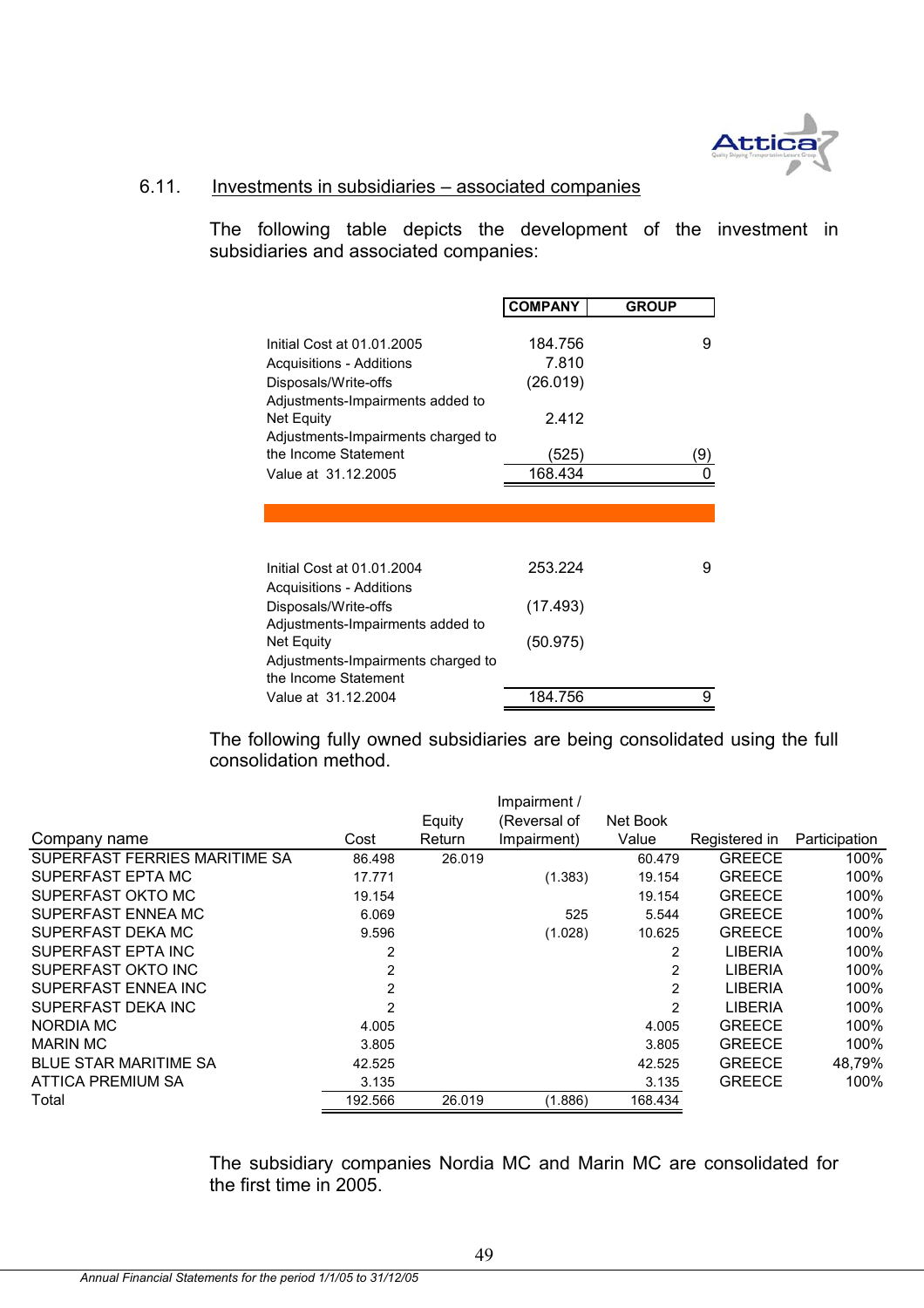### 6.11. Investments in subsidiaries – associated companies

The following table depicts the development of the investment in subsidiaries and associated companies:

| | COMPANY | GROUP |
|---|---|---|
| Initial Cost at 01.01.2005 | 184.756 | 9 |
| Acquisitions - Additions | 7.810 | |
| Disposals/Write-offs | (26.019) | |
| Adjustments-Impairments added to Net Equity | 2.412 | |
| Adjustments-Impairments charged to the Income Statement | (525) | (9) |
| Value at 31.12.2005 | 168.434 | 0 |
| | | |
| Initial Cost at 01.01.2004 | 253.224 | 9 |
| Acquisitions - Additions | | |
| Disposals/Write-offs | (17.493) | |
| Adjustments-Impairments added to Net Equity | (50.975) | |
| Adjustments-Impairments charged to the Income Statement | | |
| Value at 31.12.2004 | 184.756 | 9 |

The following fully owned subsidiaries are being consolidated using the full consolidation method.

| Company name | Cost | Equity Return | Impairment / (Reversal of Impairment) | Net Book Value | Registered in | Participation |
|---|---|---|---|---|---|---|
| SUPERFAST FERRIES MARITIME SA | 86.498 | 26.019 | | 60.479 | GREECE | 100% |
| SUPERFAST EPTA MC | 17.771 | | (1.383) | 19.154 | GREECE | 100% |
| SUPERFAST OKTO MC | 19.154 | | | 19.154 | GREECE | 100% |
| SUPERFAST ENNEA MC | 6.069 | | 525 | 5.544 | GREECE | 100% |
| SUPERFAST DEKA MC | 9.596 | | (1.028) | 10.625 | GREECE | 100% |
| SUPERFAST EPTA INC | 2 | | | 2 | LIBERIA | 100% |
| SUPERFAST OKTO INC | 2 | | | 2 | LIBERIA | 100% |
| SUPERFAST ENNEA INC | 2 | | | 2 | LIBERIA | 100% |
| SUPERFAST DEKA INC | 2 | | | 2 | LIBERIA | 100% |
| NORDIA MC | 4.005 | | | 4.005 | GREECE | 100% |
| MARIN MC | 3.805 | | | 3.805 | GREECE | 100% |
| BLUE STAR MARITIME SA | 42.525 | | | 42.525 | GREECE | 48,79% |
| ATTICA PREMIUM SA | 3.135 | | | 3.135 | GREECE | 100% |
| Total | 192.566 | 26.019 | (1.886) | 168.434 | | |

The subsidiary companies Nordia MC and Marin MC are consolidated for the first time in 2005.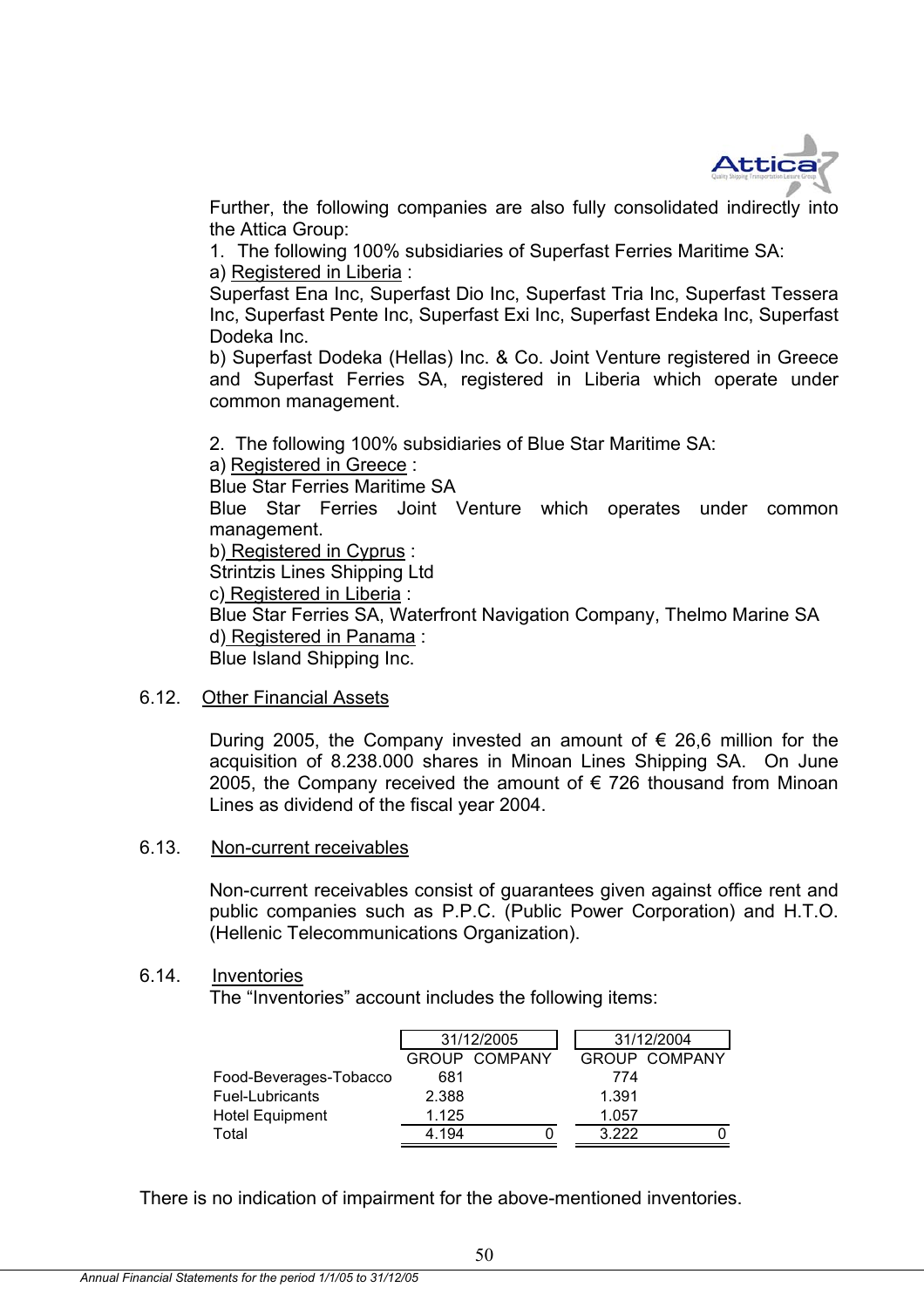Further, the following companies are also fully consolidated indirectly into the Attica Group:

1. The following 100% subsidiaries of Superfast Ferries Maritime SA:

a) Registered in Liberia :
Superfast Ena Inc, Superfast Dio Inc, Superfast Tria Inc, Superfast Tessera Inc, Superfast Pente Inc, Superfast Exi Inc, Superfast Endeka Inc, Superfast Dodeka Inc.

b) Superfast Dodeka (Hellas) Inc. & Co. Joint Venture registered in Greece and Superfast Ferries SA, registered in Liberia which operate under common management.

2. The following 100% subsidiaries of Blue Star Maritime SA:

a) Registered in Greece :
Blue Star Ferries Maritime SA
Blue Star Ferries Joint Venture which operates under common management.

b) Registered in Cyprus :
Strintzis Lines Shipping Ltd

c) Registered in Liberia :
Blue Star Ferries SA, Waterfront Navigation Company, Thelmo Marine SA

d) Registered in Panama :
Blue Island Shipping Inc.

## 6.12. Other Financial Assets

During 2005, the Company invested an amount of € 26,6 million for the acquisition of 8.238.000 shares in Minoan Lines Shipping SA. On June 2005, the Company received the amount of € 726 thousand from Minoan Lines as dividend of the fiscal year 2004.

## 6.13. Non-current receivables

Non-current receivables consist of guarantees given against office rent and public companies such as P.P.C. (Public Power Corporation) and H.T.O. (Hellenic Telecommunications Organization).

## 6.14. Inventories

The "Inventories" account includes the following items:

| | 31/12/2005 | | 31/12/2004 | |
|---|---|---|---|---|
| | GROUP | COMPANY | GROUP | COMPANY |
| Food-Beverages-Tobacco | 681 | | 774 | |
| Fuel-Lubricants | 2.388 | | 1.391 | |
| Hotel Equipment | 1.125 | | 1.057 | |
| Total | 4.194 | 0 | 3.222 | 0 |

There is no indication of impairment for the above-mentioned inventories.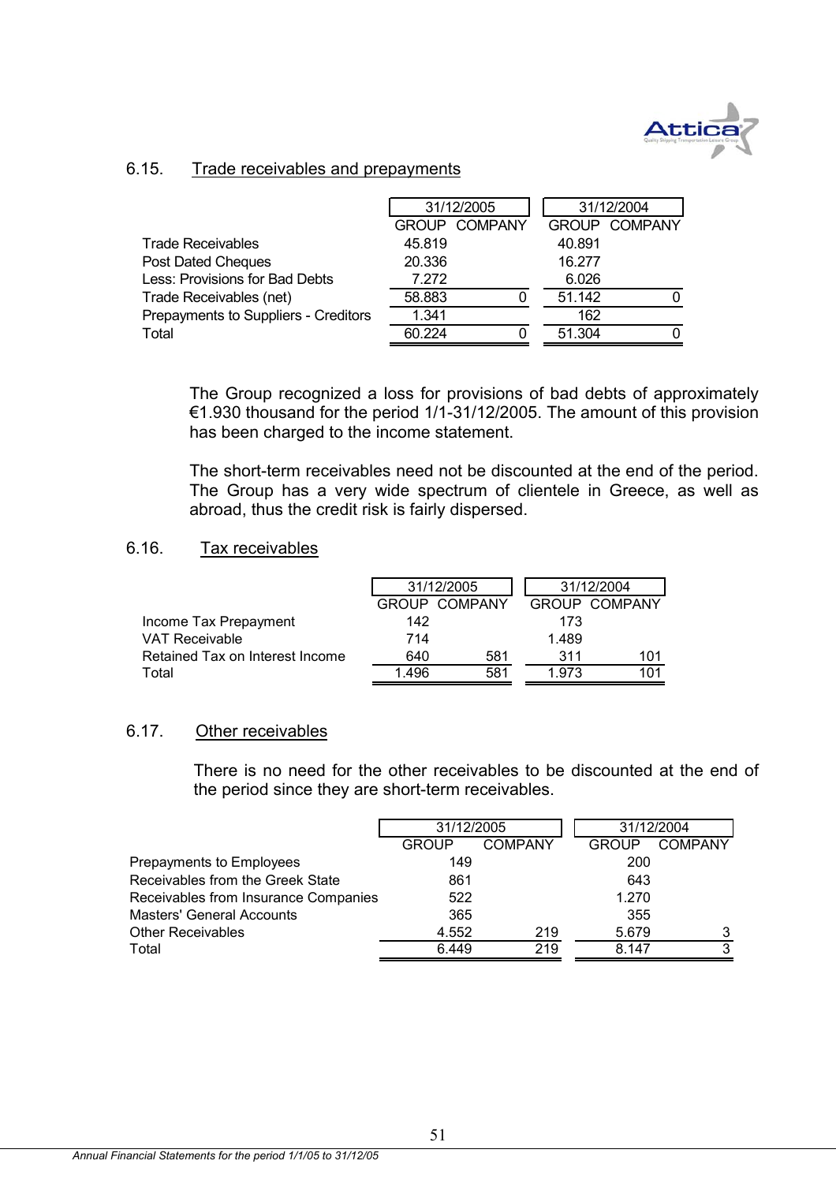## 6.15. Trade receivables and prepayments

| | 31/12/2005 | | 31/12/2004 | |
|---|---|---|---|---|
| | GROUP | COMPANY | GROUP | COMPANY |
| Trade Receivables | 45.819 | | 40.891 | |
| Post Dated Cheques | 20.336 | | 16.277 | |
| Less: Provisions for Bad Debts | 7.272 | | 6.026 | |
| Trade Receivables (net) | 58.883 | 0 | 51.142 | 0 |
| Prepayments to Suppliers - Creditors | 1.341 | | 162 | |
| Total | 60.224 | 0 | 51.304 | 0 |

The Group recognized a loss for provisions of bad debts of approximately €1.930 thousand for the period 1/1-31/12/2005. The amount of this provision has been charged to the income statement.

The short-term receivables need not be discounted at the end of the period. The Group has a very wide spectrum of clientele in Greece, as well as abroad, thus the credit risk is fairly dispersed.

## 6.16. Tax receivables

| | 31/12/2005 | | 31/12/2004 | |
|---|---|---|---|---|
| | GROUP | COMPANY | GROUP | COMPANY |
| Income Tax Prepayment | 142 | | 173 | |
| VAT Receivable | 714 | | 1.489 | |
| Retained Tax on Interest Income | 640 | 581 | 311 | 101 |
| Total | 1.496 | 581 | 1.973 | 101 |

## 6.17. Other receivables

There is no need for the other receivables to be discounted at the end of the period since they are short-term receivables.

| | 31/12/2005 | | 31/12/2004 | |
|---|---|---|---|---|
| | GROUP | COMPANY | GROUP | COMPANY |
| Prepayments to Employees | 149 | | 200 | |
| Receivables from the Greek State | 861 | | 643 | |
| Receivables from Insurance Companies | 522 | | 1.270 | |
| Masters' General Accounts | 365 | | 355 | |
| Other Receivables | 4.552 | 219 | 5.679 | 3 |
| Total | 6.449 | 219 | 8.147 | 3 |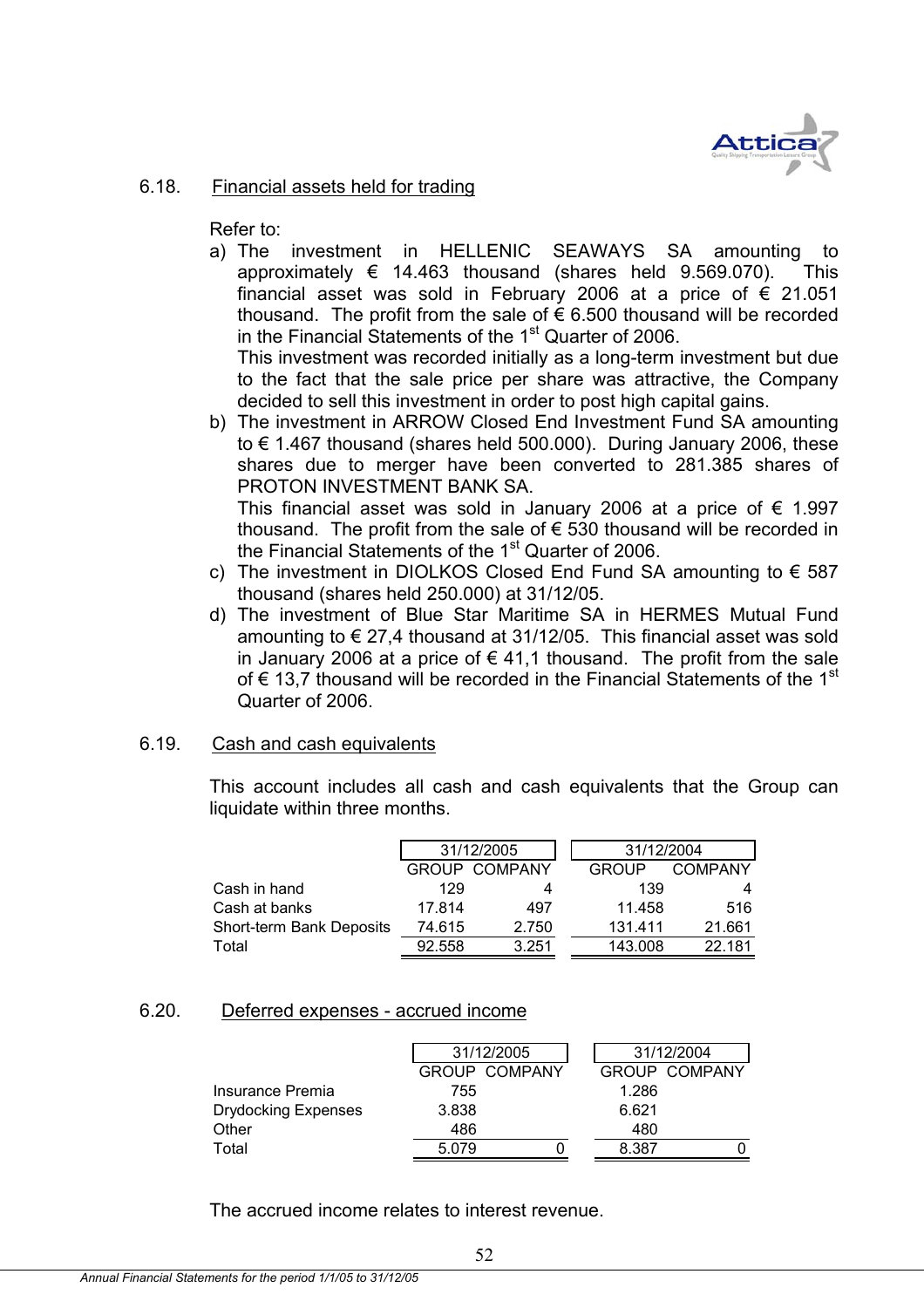### 6.18. Financial assets held for trading

Refer to:

a) The investment in HELLENIC SEAWAYS SA amounting to approximately € 14.463 thousand (shares held 9.569.070). This financial asset was sold in February 2006 at a price of € 21.051 thousand. The profit from the sale of € 6.500 thousand will be recorded in the Financial Statements of the 1st Quarter of 2006.
This investment was recorded initially as a long-term investment but due to the fact that the sale price per share was attractive, the Company decided to sell this investment in order to post high capital gains.

b) The investment in ARROW Closed End Investment Fund SA amounting to € 1.467 thousand (shares held 500.000). During January 2006, these shares due to merger have been converted to 281.385 shares of PROTON INVESTMENT BANK SA.
This financial asset was sold in January 2006 at a price of € 1.997 thousand. The profit from the sale of € 530 thousand will be recorded in the Financial Statements of the 1st Quarter of 2006.

c) The investment in DIOLKOS Closed End Fund SA amounting to € 587 thousand (shares held 250.000) at 31/12/05.

d) The investment of Blue Star Maritime SA in HERMES Mutual Fund amounting to € 27,4 thousand at 31/12/05. This financial asset was sold in January 2006 at a price of € 41,1 thousand. The profit from the sale of € 13,7 thousand will be recorded in the Financial Statements of the 1st Quarter of 2006.

### 6.19. Cash and cash equivalents

This account includes all cash and cash equivalents that the Group can liquidate within three months.

| | 31/12/2005 | | 31/12/2004 | |
|---|---|---|---|---|
| | GROUP | COMPANY | GROUP | COMPANY |
| Cash in hand | 129 | 4 | 139 | 4 |
| Cash at banks | 17.814 | 497 | 11.458 | 516 |
| Short-term Bank Deposits | 74.615 | 2.750 | 131.411 | 21.661 |
| Total | 92.558 | 3.251 | 143.008 | 22.181 |

### 6.20. Deferred expenses - accrued income

| | 31/12/2005 | | 31/12/2004 | |
|---|---|---|---|---|
| | GROUP | COMPANY | GROUP | COMPANY |
| Insurance Premia | 755 | | 1.286 | |
| Drydocking Expenses | 3.838 | | 6.621 | |
| Other | 486 | | 480 | |
| Total | 5.079 | 0 | 8.387 | 0 |

The accrued income relates to interest revenue.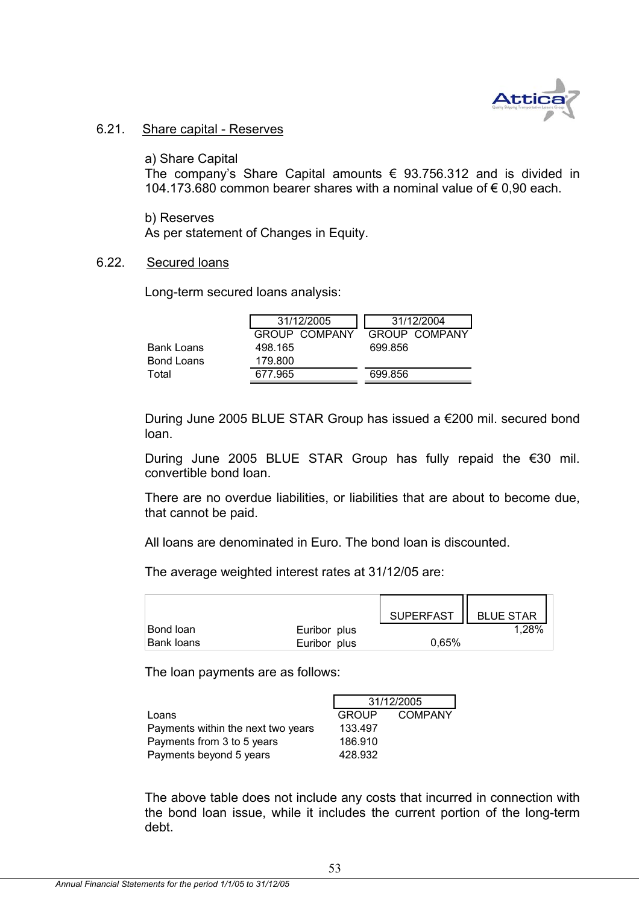### 6.21. Share capital - Reserves

a) Share Capital
The company's Share Capital amounts € 93.756.312 and is divided in 104.173.680 common bearer shares with a nominal value of € 0,90 each.

b) Reserves
As per statement of Changes in Equity.

### 6.22. Secured loans

Long-term secured loans analysis:

| | 31/12/2005 | | 31/12/2004 | |
|---|---|---|---|---|
| | GROUP | COMPANY | GROUP | COMPANY |
| Bank Loans | 498.165 | | 699.856 | |
| Bond Loans | 179.800 | | | |
| Total | 677.965 | | 699.856 | |

During June 2005 BLUE STAR Group has issued a €200 mil. secured bond loan.

During June 2005 BLUE STAR Group has fully repaid the €30 mil. convertible bond loan.

There are no overdue liabilities, or liabilities that are about to become due, that cannot be paid.

All loans are denominated in Euro. The bond loan is discounted.

The average weighted interest rates at 31/12/05 are:

| | | SUPERFAST | BLUE STAR |
|---|---|---|---|
| Bond loan | Euribor plus | | 1,28% |
| Bank loans | Euribor plus | 0,65% | |

The loan payments are as follows:

| | 31/12/2005 | |
|---|---|---|
| Loans | GROUP | COMPANY |
| Payments within the next two years | 133.497 | |
| Payments from 3 to 5 years | 186.910 | |
| Payments beyond 5 years | 428.932 | |

The above table does not include any costs that incurred in connection with the bond loan issue, while it includes the current portion of the long-term debt.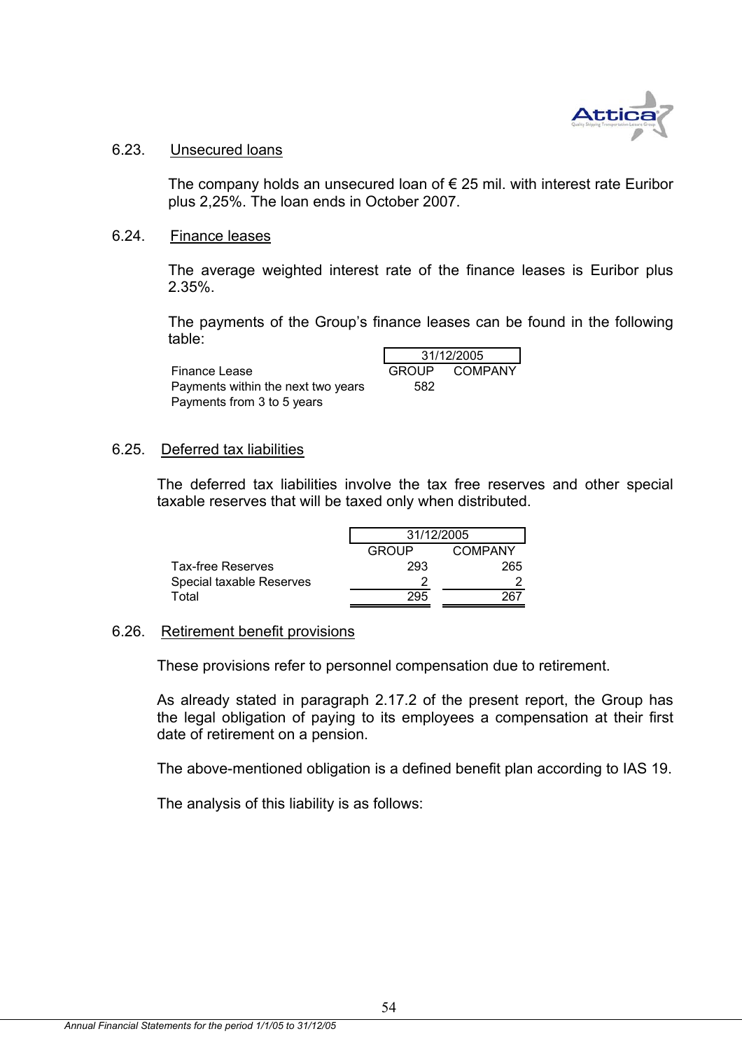### 6.23. Unsecured loans

The company holds an unsecured loan of € 25 mil. with interest rate Euribor plus 2,25%. The loan ends in October 2007.

### 6.24. Finance leases

The average weighted interest rate of the finance leases is Euribor plus 2.35%.

The payments of the Group's finance leases can be found in the following table:

| | 31/12/2005 | |
|---|---|---|
| Finance Lease | GROUP | COMPANY |
| Payments within the next two years | 582 | |
| Payments from 3 to 5 years | | |

### 6.25. Deferred tax liabilities

The deferred tax liabilities involve the tax free reserves and other special taxable reserves that will be taxed only when distributed.

| | 31/12/2005 | |
|---|---|---|
| | GROUP | COMPANY |
| Tax-free Reserves | 293 | 265 |
| Special taxable Reserves | 2 | 2 |
| Total | 295 | 267 |

### 6.26. Retirement benefit provisions

These provisions refer to personnel compensation due to retirement.

As already stated in paragraph 2.17.2 of the present report, the Group has the legal obligation of paying to its employees a compensation at their first date of retirement on a pension.

The above-mentioned obligation is a defined benefit plan according to IAS 19.

The analysis of this liability is as follows: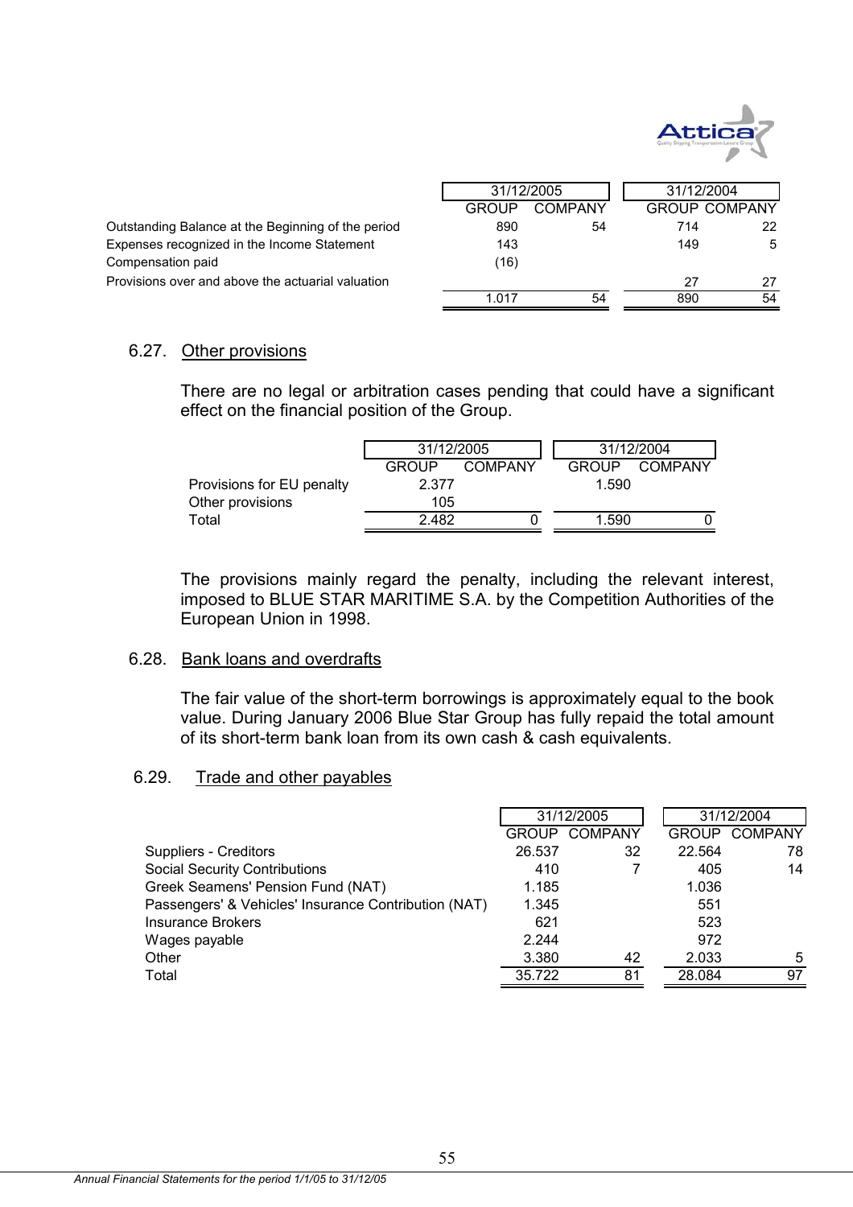| | 31/12/2005 | | 31/12/2004 | |
|---|---|---|---|---|
| | GROUP | COMPANY | GROUP | COMPANY |
| Outstanding Balance at the Beginning of the period | 890 | 54 | 714 | 22 |
| Expenses recognized in the Income Statement | 143 | | 149 | 5 |
| Compensation paid | (16) | | | |
| Provisions over and above the actuarial valuation | | | 27 | 27 |
| | 1.017 | 54 | 890 | 54 |

### 6.27. Other provisions

There are no legal or arbitration cases pending that could have a significant effect on the financial position of the Group.

| | 31/12/2005 | | 31/12/2004 | |
|---|---|---|---|---|
| | GROUP | COMPANY | GROUP | COMPANY |
| Provisions for EU penalty | 2.377 | | 1.590 | |
| Other provisions | 105 | | | |
| Total | 2.482 | 0 | 1.590 | 0 |

The provisions mainly regard the penalty, including the relevant interest, imposed to BLUE STAR MARITIME S.A. by the Competition Authorities of the European Union in 1998.

### 6.28. Bank loans and overdrafts

The fair value of the short-term borrowings is approximately equal to the book value. During January 2006 Blue Star Group has fully repaid the total amount of its short-term bank loan from its own cash & cash equivalents.

### 6.29. Trade and other payables

| | 31/12/2005 | | 31/12/2004 | |
|---|---|---|---|---|
| | GROUP | COMPANY | GROUP | COMPANY |
| Suppliers - Creditors | 26.537 | 32 | 22.564 | 78 |
| Social Security Contributions | 410 | 7 | 405 | 14 |
| Greek Seamens' Pension Fund (NAT) | 1.185 | | 1.036 | |
| Passengers' & Vehicles' Insurance Contribution (NAT) | 1.345 | | 551 | |
| Insurance Brokers | 621 | | 523 | |
| Wages payable | 2.244 | | 972 | |
| Other | 3.380 | 42 | 2.033 | 5 |
| Total | 35.722 | 81 | 28.084 | 97 |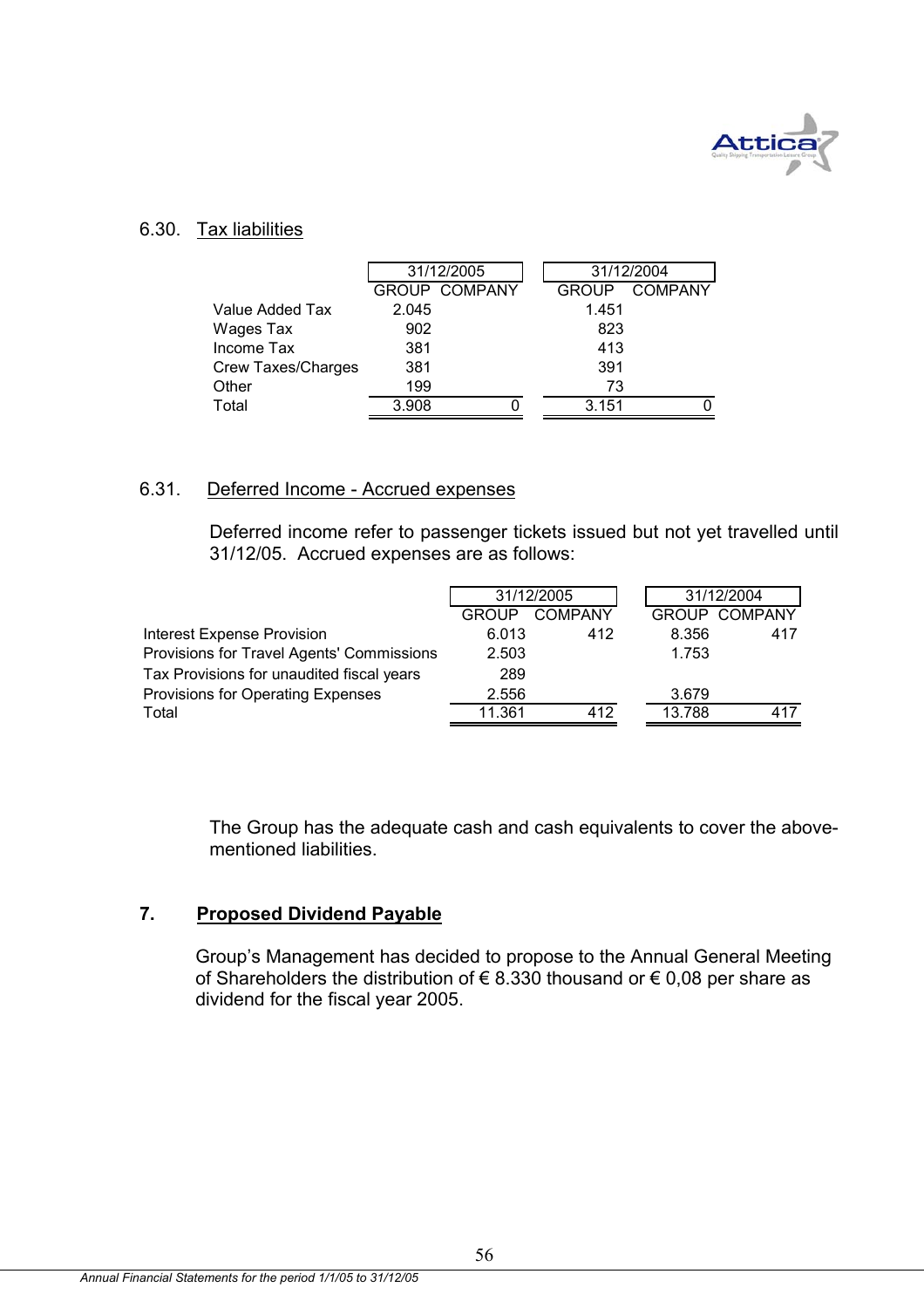## 6.30. Tax liabilities

| | 31/12/2005 | | 31/12/2004 | |
|---|---|---|---|---|
| | GROUP | COMPANY | GROUP | COMPANY |
| Value Added Tax | 2.045 | | 1.451 | |
| Wages Tax | 902 | | 823 | |
| Income Tax | 381 | | 413 | |
| Crew Taxes/Charges | 381 | | 391 | |
| Other | 199 | | 73 | |
| Total | 3.908 | 0 | 3.151 | 0 |

## 6.31. Deferred Income - Accrued expenses

Deferred income refer to passenger tickets issued but not yet travelled until 31/12/05. Accrued expenses are as follows:

| | 31/12/2005 | | 31/12/2004 | |
|---|---|---|---|---|
| | GROUP | COMPANY | GROUP | COMPANY |
| Interest Expense Provision | 6.013 | 412 | 8.356 | 417 |
| Provisions for Travel Agents' Commissions | 2.503 | | 1.753 | |
| Tax Provisions for unaudited fiscal years | 289 | | | |
| Provisions for Operating Expenses | 2.556 | | 3.679 | |
| Total | 11.361 | 412 | 13.788 | 417 |

The Group has the adequate cash and cash equivalents to cover the above-mentioned liabilities.

## 7. Proposed Dividend Payable

Group's Management has decided to propose to the Annual General Meeting of Shareholders the distribution of € 8.330 thousand or € 0,08 per share as dividend for the fiscal year 2005.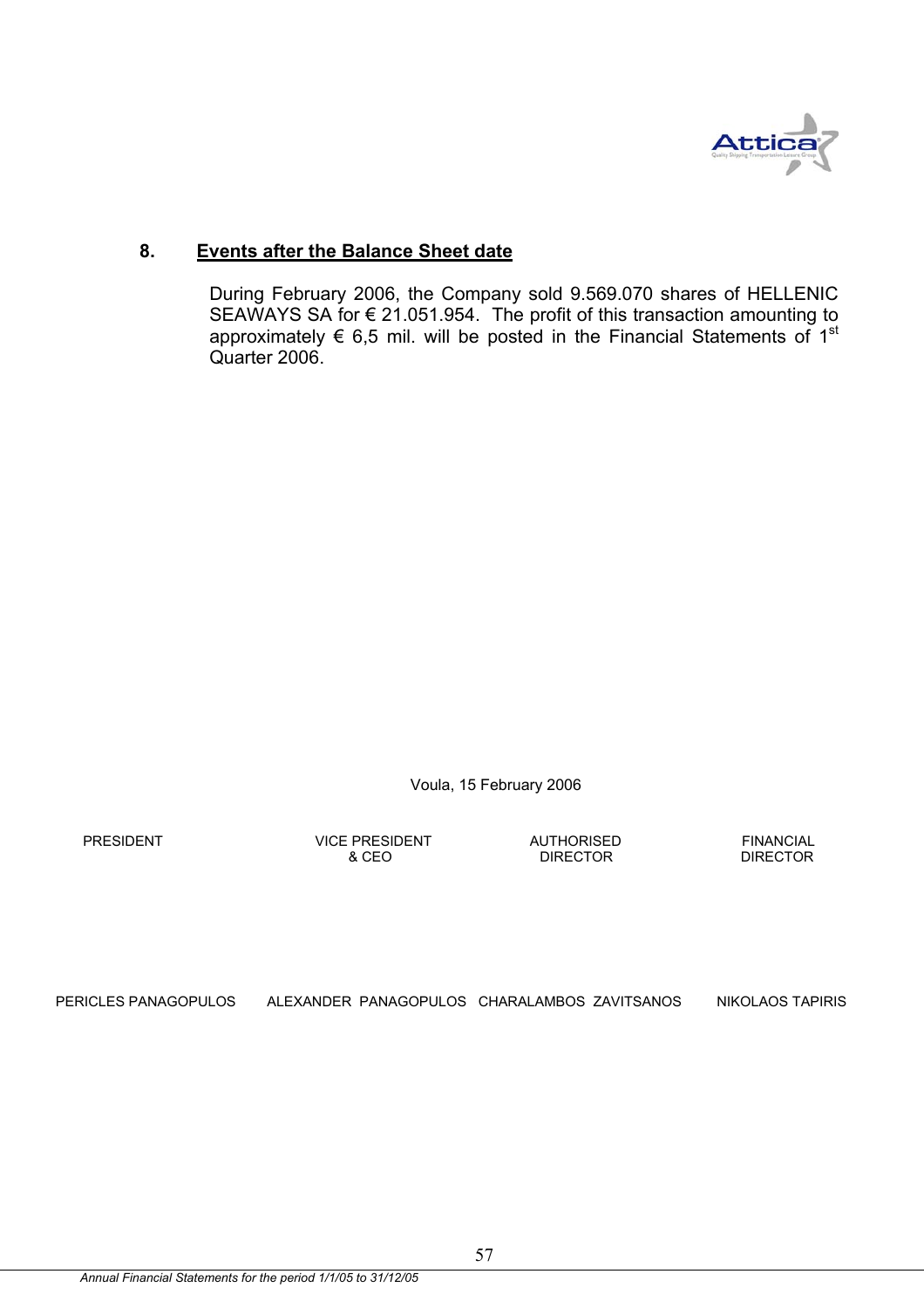## 8. Events after the Balance Sheet date

During February 2006, the Company sold 9.569.070 shares of HELLENIC SEAWAYS SA for € 21.051.954. The profit of this transaction amounting to approximately € 6,5 mil. will be posted in the Financial Statements of 1st Quarter 2006.

Voula, 15 February 2006

| | | | |
|---|---|---|---|
| PRESIDENT | VICE PRESIDENT & CEO | AUTHORISED DIRECTOR | FINANCIAL DIRECTOR |
| PERICLES PANAGOPULOS | ALEXANDER PANAGOPULOS | CHARALAMBOS ZAVITSANOS | NIKOLAOS TAPIRIS |